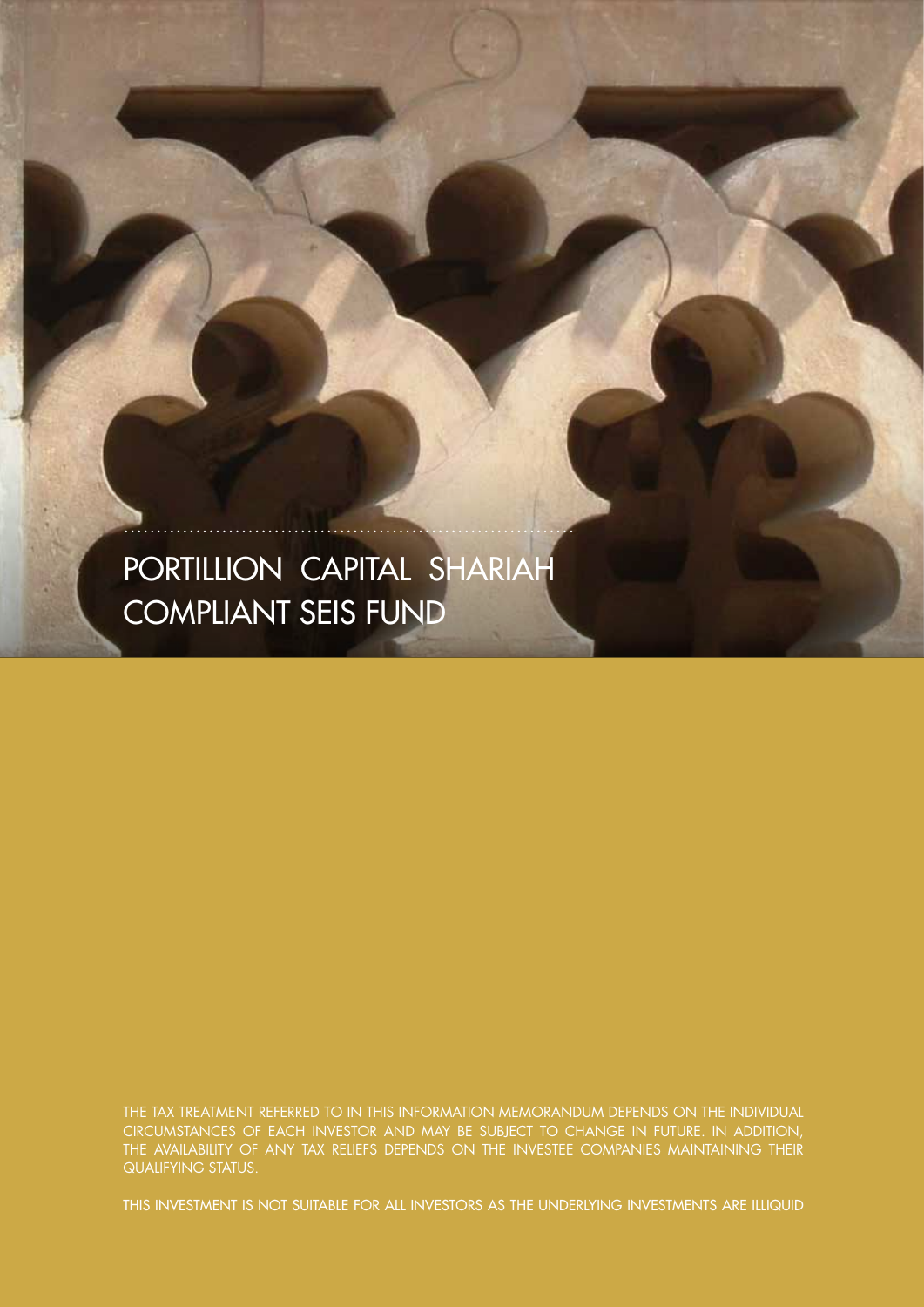# PORTILLION CAPITAL SHARIAH COMPLIANT SEIS FUND

THE TAX TREATMENT REFERRED TO IN THIS INFORMATION MEMORANDUM DEPENDS ON THE INDIVIDUAL CIRCUMSTANCES OF EACH INVESTOR AND MAY BE SUBJECT TO CHANGE IN FUTURE. IN ADDITION, THE AVAILABILITY OF ANY TAX RELIEFS DEPENDS ON THE INVESTEE COMPANIES MAINTAINING THEIR QUALIFYING STATUS.

THIS INVESTMENT IS NOT SUITABLE FOR ALL INVESTORS AS THE UNDERLYING INVESTMENTS ARE ILLIQUID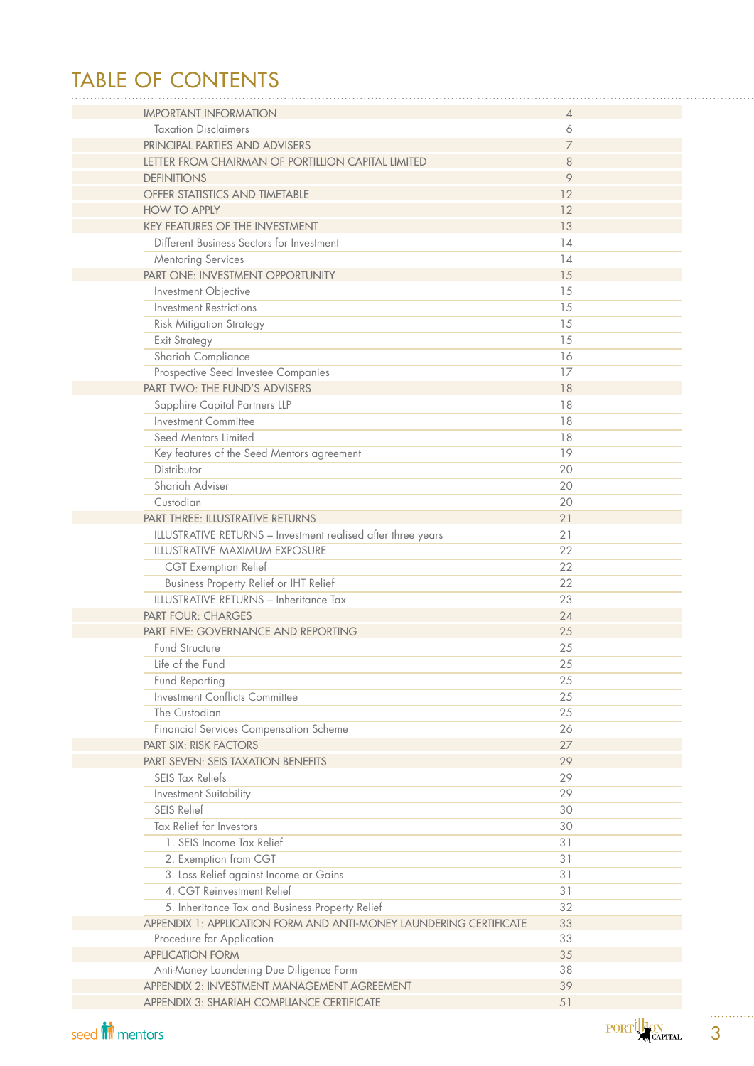# TABLE OF CONTENTS

| | |
|---|---|
| IMPORTANT INFORMATION | 4 |
| Taxation Disclaimers | 6 |
| PRINCIPAL PARTIES AND ADVISERS | 7 |
| LETTER FROM CHAIRMAN OF PORTILLION CAPITAL LIMITED | 8 |
| DEFINITIONS | 9 |
| OFFER STATISTICS AND TIMETABLE | 12 |
| HOW TO APPLY | 12 |
| KEY FEATURES OF THE INVESTMENT | 13 |
| Different Business Sectors for Investment | 14 |
| Mentoring Services | 14 |
| PART ONE: INVESTMENT OPPORTUNITY | 15 |
| Investment Objective | 15 |
| Investment Restrictions | 15 |
| Risk Mitigation Strategy | 15 |
| Exit Strategy | 15 |
| Shariah Compliance | 16 |
| Prospective Seed Investee Companies | 17 |
| PART TWO: THE FUND'S ADVISERS | 18 |
| Sapphire Capital Partners LLP | 18 |
| Investment Committee | 18 |
| Seed Mentors Limited | 18 |
| Key features of the Seed Mentors agreement | 19 |
| Distributor | 20 |
| Shariah Adviser | 20 |
| Custodian | 20 |
| PART THREE: ILLUSTRATIVE RETURNS | 21 |
| ILLUSTRATIVE RETURNS – Investment realised after three years | 21 |
| ILLUSTRATIVE MAXIMUM EXPOSURE | 22 |
| CGT Exemption Relief | 22 |
| Business Property Relief or IHT Relief | 22 |
| ILLUSTRATIVE RETURNS – Inheritance Tax | 23 |
| PART FOUR: CHARGES | 24 |
| PART FIVE: GOVERNANCE AND REPORTING | 25 |
| Fund Structure | 25 |
| Life of the Fund | 25 |
| Fund Reporting | 25 |
| Investment Conflicts Committee | 25 |
| The Custodian | 25 |
| Financial Services Compensation Scheme | 26 |
| PART SIX: RISK FACTORS | 27 |
| PART SEVEN: SEIS TAXATION BENEFITS | 29 |
| SEIS Tax Reliefs | 29 |
| Investment Suitability | 29 |
| SEIS Relief | 30 |
| Tax Relief for Investors | 30 |
| 1. SEIS Income Tax Relief | 31 |
| 2. Exemption from CGT | 31 |
| 3. Loss Relief against Income or Gains | 31 |
| 4. CGT Reinvestment Relief | 31 |
| 5. Inheritance Tax and Business Property Relief | 32 |
| APPENDIX 1: APPLICATION FORM AND ANTI-MONEY LAUNDERING CERTIFICATE | 33 |
| Procedure for Application | 33 |
| APPLICATION FORM | 35 |
| Anti-Money Laundering Due Diligence Form | 38 |
| APPENDIX 2: INVESTMENT MANAGEMENT AGREEMENT | 39 |
| APPENDIX 3: SHARIAH COMPLIANCE CERTIFICATE | 51 |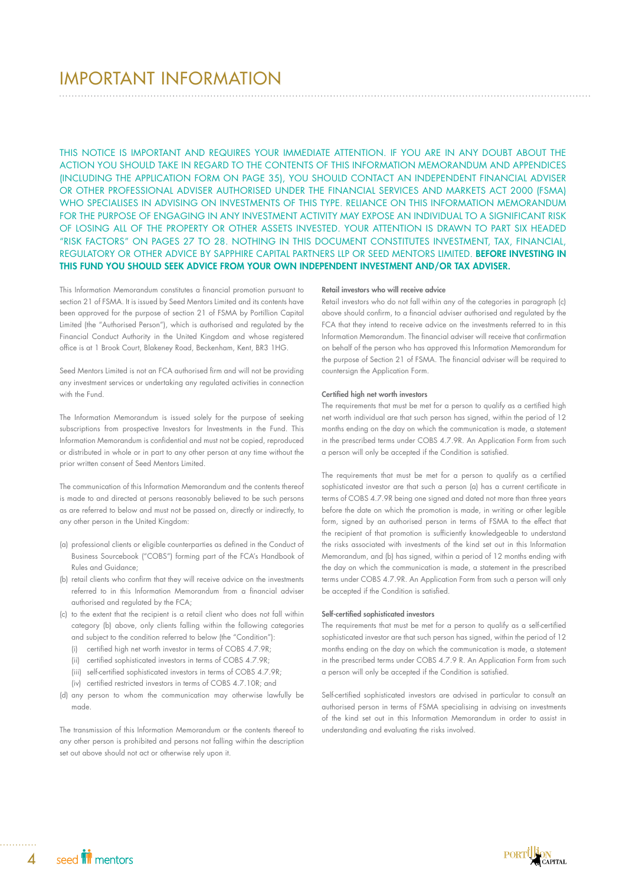# IMPORTANT INFORMATION

THIS NOTICE IS IMPORTANT AND REQUIRES YOUR IMMEDIATE ATTENTION. IF YOU ARE IN ANY DOUBT ABOUT THE ACTION YOU SHOULD TAKE IN REGARD TO THE CONTENTS OF THIS INFORMATION MEMORANDUM AND APPENDICES (INCLUDING THE APPLICATION FORM ON PAGE 35), YOU SHOULD CONTACT AN INDEPENDENT FINANCIAL ADVISER OR OTHER PROFESSIONAL ADVISER AUTHORISED UNDER THE FINANCIAL SERVICES AND MARKETS ACT 2000 (FSMA) WHO SPECIALISES IN ADVISING ON INVESTMENTS OF THIS TYPE. RELIANCE ON THIS INFORMATION MEMORANDUM FOR THE PURPOSE OF ENGAGING IN ANY INVESTMENT ACTIVITY MAY EXPOSE AN INDIVIDUAL TO A SIGNIFICANT RISK OF LOSING ALL OF THE PROPERTY OR OTHER ASSETS INVESTED. YOUR ATTENTION IS DRAWN TO PART SIX HEADED "RISK FACTORS" ON PAGES 27 TO 28. NOTHING IN THIS DOCUMENT CONSTITUTES INVESTMENT, TAX, FINANCIAL, REGULATORY OR OTHER ADVICE BY SAPPHIRE CAPITAL PARTNERS LLP OR SEED MENTORS LIMITED. **BEFORE INVESTING IN THIS FUND YOU SHOULD SEEK ADVICE FROM YOUR OWN INDEPENDENT INVESTMENT AND/OR TAX ADVISER.**

This Information Memorandum constitutes a financial promotion pursuant to section 21 of FSMA. It is issued by Seed Mentors Limited and its contents have been approved for the purpose of section 21 of FSMA by Portillion Capital Limited (the "Authorised Person"), which is authorised and regulated by the Financial Conduct Authority in the United Kingdom and whose registered office is at 1 Brook Court, Blakeney Road, Beckenham, Kent, BR3 1HG.

Seed Mentors Limited is not an FCA authorised firm and will not be providing any investment services or undertaking any regulated activities in connection with the Fund.

The Information Memorandum is issued solely for the purpose of seeking subscriptions from prospective Investors for Investments in the Fund. This Information Memorandum is confidential and must not be copied, reproduced or distributed in whole or in part to any other person at any time without the prior written consent of Seed Mentors Limited.

The communication of this Information Memorandum and the contents thereof is made to and directed at persons reasonably believed to be such persons as are referred to below and must not be passed on, directly or indirectly, to any other person in the United Kingdom:

(a) professional clients or eligible counterparties as defined in the Conduct of Business Sourcebook ("COBS") forming part of the FCA's Handbook of Rules and Guidance;
(b) retail clients who confirm that they will receive advice on the investments referred to in this Information Memorandum from a financial adviser authorised and regulated by the FCA;
(c) to the extent that the recipient is a retail client who does not fall within category (b) above, only clients falling within the following categories and subject to the condition referred to below (the "Condition"):
   (i) certified high net worth investor in terms of COBS 4.7.9R;
   (ii) certified sophisticated investors in terms of COBS 4.7.9R;
   (iii) self-certified sophisticated investors in terms of COBS 4.7.9R;
   (iv) certified restricted investors in terms of COBS 4.7.10R; and
(d) any person to whom the communication may otherwise lawfully be made.

The transmission of this Information Memorandum or the contents thereof to any other person is prohibited and persons not falling within the description set out above should not act or otherwise rely upon it.

**Retail investors who will receive advice**

Retail investors who do not fall within any of the categories in paragraph (c) above should confirm, to a financial adviser authorised and regulated by the FCA that they intend to receive advice on the investments referred to in this Information Memorandum. The financial adviser will receive that confirmation on behalf of the person who has approved this Information Memorandum for the purpose of Section 21 of FSMA. The financial adviser will be required to countersign the Application Form.

**Certified high net worth investors**

The requirements that must be met for a person to qualify as a certified high net worth individual are that such person has signed, within the period of 12 months ending on the day on which the communication is made, a statement in the prescribed terms under COBS 4.7.9R. An Application Form from such a person will only be accepted if the Condition is satisfied.

The requirements that must be met for a person to qualify as a certified sophisticated investor are that such a person (a) has a current certificate in terms of COBS 4.7.9R being one signed and dated not more than three years before the date on which the promotion is made, in writing or other legible form, signed by an authorised person in terms of FSMA to the effect that the recipient of that promotion is sufficiently knowledgeable to understand the risks associated with investments of the kind set out in this Information Memorandum, and (b) has signed, within a period of 12 months ending with the day on which the communication is made, a statement in the prescribed terms under COBS 4.7.9R. An Application Form from such a person will only be accepted if the Condition is satisfied.

**Self-certified sophisticated investors**

The requirements that must be met for a person to qualify as a self-certified sophisticated investor are that such person has signed, within the period of 12 months ending on the day on which the communication is made, a statement in the prescribed terms under COBS 4.7.9 R. An Application Form from such a person will only be accepted if the Condition is satisfied.

Self-certified sophisticated investors are advised in particular to consult an authorised person in terms of FSMA specialising in advising on investments of the kind set out in this Information Memorandum in order to assist in understanding and evaluating the risks involved.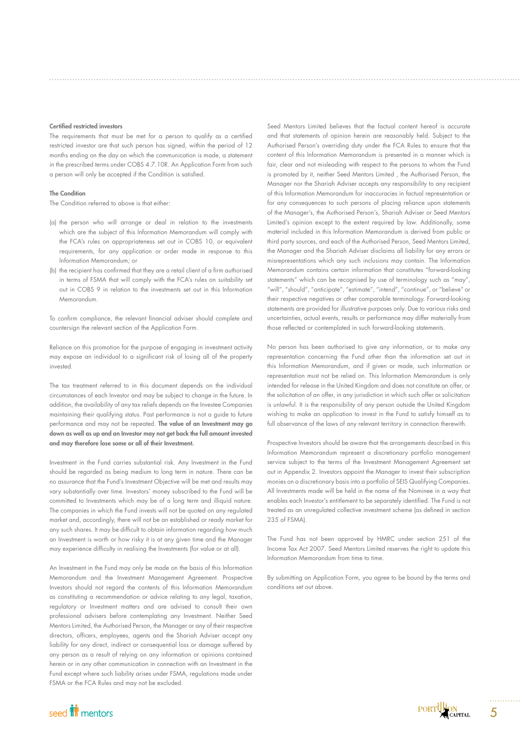### Certified restricted investors

The requirements that must be met for a person to qualify as a certified restricted investor are that such person has signed, within the period of 12 months ending on the day on which the communication is made, a statement in the prescribed terms under COBS 4.7.10R. An Application Form from such a person will only be accepted if the Condition is satisfied.

### The Condition

The Condition referred to above is that either:

(a) the person who will arrange or deal in relation to the investments which are the subject of this Information Memorandum will comply with the FCA's rules on appropriateness set out in COBS 10, or equivalent requirements, for any application or order made in response to this Information Memorandum; or

(b) the recipient has confirmed that they are a retail client of a firm authorised in terms of FSMA that will comply with the FCA's rules on suitability set out in COBS 9 in relation to the investments set out in this Information Memorandum.

To confirm compliance, the relevant financial adviser should complete and countersign the relevant section of the Application Form.

Reliance on this promotion for the purpose of engaging in investment activity may expose an individual to a significant risk of losing all of the property invested.

The tax treatment referred to in this document depends on the individual circumstances of each Investor and may be subject to change in the future. In addition, the availability of any tax reliefs depends on the Investee Companies maintaining their qualifying status. Past performance is not a guide to future performance and may not be repeated. **The value of an Investment may go down as well as up and an Investor may not get back the full amount invested and may therefore lose some or all of their Investment.**

Investment in the Fund carries substantial risk. Any Investment in the Fund should be regarded as being medium to long term in nature. There can be no assurance that the Fund's Investment Objective will be met and results may vary substantially over time. Investors' money subscribed to the Fund will be committed to Investments which may be of a long term and illiquid nature. The companies in which the Fund invests will not be quoted on any regulated market and, accordingly, there will not be an established or ready market for any such shares. It may be difficult to obtain information regarding how much an Investment is worth or how risky it is at any given time and the Manager may experience difficulty in realising the Investments (for value or at all).

An Investment in the Fund may only be made on the basis of this Information Memorandum and the Investment Management Agreement. Prospective Investors should not regard the contents of this Information Memorandum as constituting a recommendation or advice relating to any legal, taxation, regulatory or Investment matters and are advised to consult their own professional advisers before contemplating any Investment. Neither Seed Mentors Limited, the Authorised Person, the Manager or any of their respective directors, officers, employees, agents and the Shariah Adviser accept any liability for any direct, indirect or consequential loss or damage suffered by any person as a result of relying on any information or opinions contained herein or in any other communication in connection with an Investment in the Fund except where such liability arises under FSMA, regulations made under FSMA or the FCA Rules and may not be excluded.

Seed Mentors Limited believes that the factual content hereof is accurate and that statements of opinion herein are reasonably held. Subject to the Authorised Person's overriding duty under the FCA Rules to ensure that the content of this Information Memorandum is presented in a manner which is fair, clear and not misleading with respect to the persons to whom the Fund is promoted by it, neither Seed Mentors Limited , the Authorised Person, the Manager nor the Shariah Adviser accepts any responsibility to any recipient of this Information Memorandum for inaccuracies in factual representation or for any consequences to such persons of placing reliance upon statements of the Manager's, the Authorised Person's, Shariah Adviser or Seed Mentors Limited's opinion except to the extent required by law. Additionally, some material included in this Information Memorandum is derived from public or third party sources, and each of the Authorised Person, Seed Mentors Limited, the Manager and the Shariah Adviser disclaims all liability for any errors or misrepresentations which any such inclusions may contain. The Information Memorandum contains certain information that constitutes "forward-looking statements" which can be recognised by use of terminology such as "may", "will", "should", "anticipate", "estimate", "intend", "continue", or "believe" or their respective negatives or other comparable terminology. Forward-looking statements are provided for illustrative purposes only. Due to various risks and uncertainties, actual events, results or performance may differ materially from those reflected or contemplated in such forward-looking statements.

No person has been authorised to give any information, or to make any representation concerning the Fund other than the information set out in this Information Memorandum, and if given or made, such information or representation must not be relied on. This Information Memorandum is only intended for release in the United Kingdom and does not constitute an offer, or the solicitation of an offer, in any jurisdiction in which such offer or solicitation is unlawful. It is the responsibility of any person outside the United Kingdom wishing to make an application to invest in the Fund to satisfy himself as to full observance of the laws of any relevant territory in connection therewith.

Prospective Investors should be aware that the arrangements described in this Information Memorandum represent a discretionary portfolio management service subject to the terms of the Investment Management Agreement set out in Appendix 2. Investors appoint the Manager to invest their subscription monies on a discretionary basis into a portfolio of SEIS Qualifying Companies. All Investments made will be held in the name of the Nominee in a way that enables each Investor's entitlement to be separately identified. The Fund is not treated as an unregulated collective investment scheme (as defined in section 235 of FSMA).

The Fund has not been approved by HMRC under section 251 of the Income Tax Act 2007. Seed Mentors Limited reserves the right to update this Information Memorandum from time to time.

By submitting an Application Form, you agree to be bound by the terms and conditions set out above.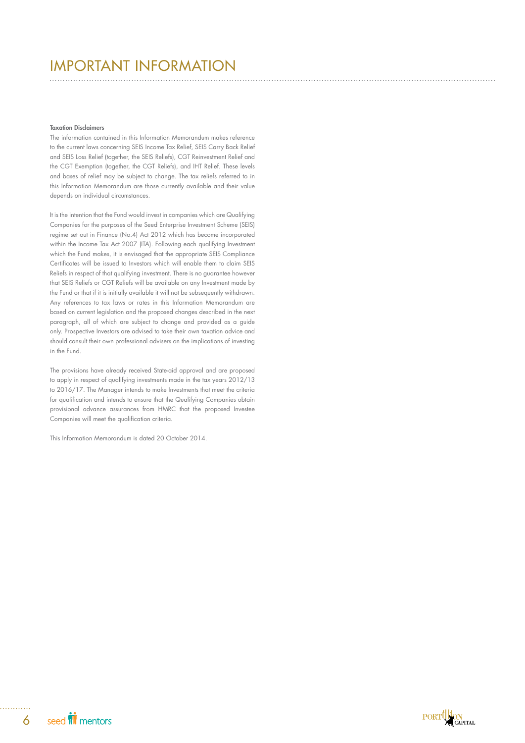# IMPORTANT INFORMATION

**Taxation Disclaimers**

The information contained in this Information Memorandum makes reference to the current laws concerning SEIS Income Tax Relief, SEIS Carry Back Relief and SEIS Loss Relief (together, the SEIS Reliefs), CGT Reinvestment Relief and the CGT Exemption (together, the CGT Reliefs), and IHT Relief. These levels and bases of relief may be subject to change. The tax reliefs referred to in this Information Memorandum are those currently available and their value depends on individual circumstances.

It is the intention that the Fund would invest in companies which are Qualifying Companies for the purposes of the Seed Enterprise Investment Scheme (SEIS) regime set out in Finance (No.4) Act 2012 which has become incorporated within the Income Tax Act 2007 (ITA). Following each qualifying Investment which the Fund makes, it is envisaged that the appropriate SEIS Compliance Certificates will be issued to Investors which will enable them to claim SEIS Reliefs in respect of that qualifying investment. There is no guarantee however that SEIS Reliefs or CGT Reliefs will be available on any Investment made by the Fund or that if it is initially available it will not be subsequently withdrawn. Any references to tax laws or rates in this Information Memorandum are based on current legislation and the proposed changes described in the next paragraph, all of which are subject to change and provided as a guide only. Prospective Investors are advised to take their own taxation advice and should consult their own professional advisers on the implications of investing in the Fund.

The provisions have already received State-aid approval and are proposed to apply in respect of qualifying investments made in the tax years 2012/13 to 2016/17. The Manager intends to make Investments that meet the criteria for qualification and intends to ensure that the Qualifying Companies obtain provisional advance assurances from HMRC that the proposed Investee Companies will meet the qualification criteria.

This Information Memorandum is dated 20 October 2014.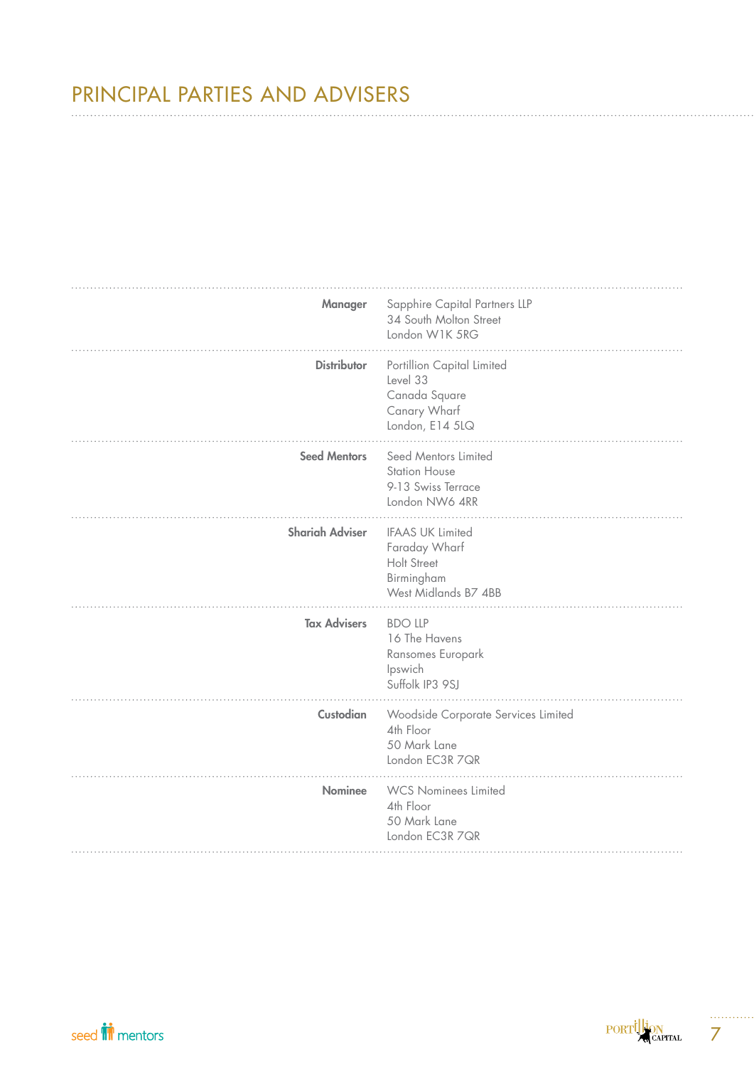# PRINCIPAL PARTIES AND ADVISERS

| | |
|---|---|
| **Manager** | Sapphire Capital Partners LLP<br>34 South Molton Street<br>London W1K 5RG |
| **Distributor** | Portillion Capital Limited<br>Level 33<br>Canada Square<br>Canary Wharf<br>London, E14 5LQ |
| **Seed Mentors** | Seed Mentors Limited<br>Station House<br>9-13 Swiss Terrace<br>London NW6 4RR |
| **Shariah Adviser** | IFAAS UK Limited<br>Faraday Wharf<br>Holt Street<br>Birmingham<br>West Midlands B7 4BB |
| **Tax Advisers** | BDO LLP<br>16 The Havens<br>Ransomes Europark<br>Ipswich<br>Suffolk IP3 9SJ |
| **Custodian** | Woodside Corporate Services Limited<br>4th Floor<br>50 Mark Lane<br>London EC3R 7QR |
| **Nominee** | WCS Nominees Limited<br>4th Floor<br>50 Mark Lane<br>London EC3R 7QR |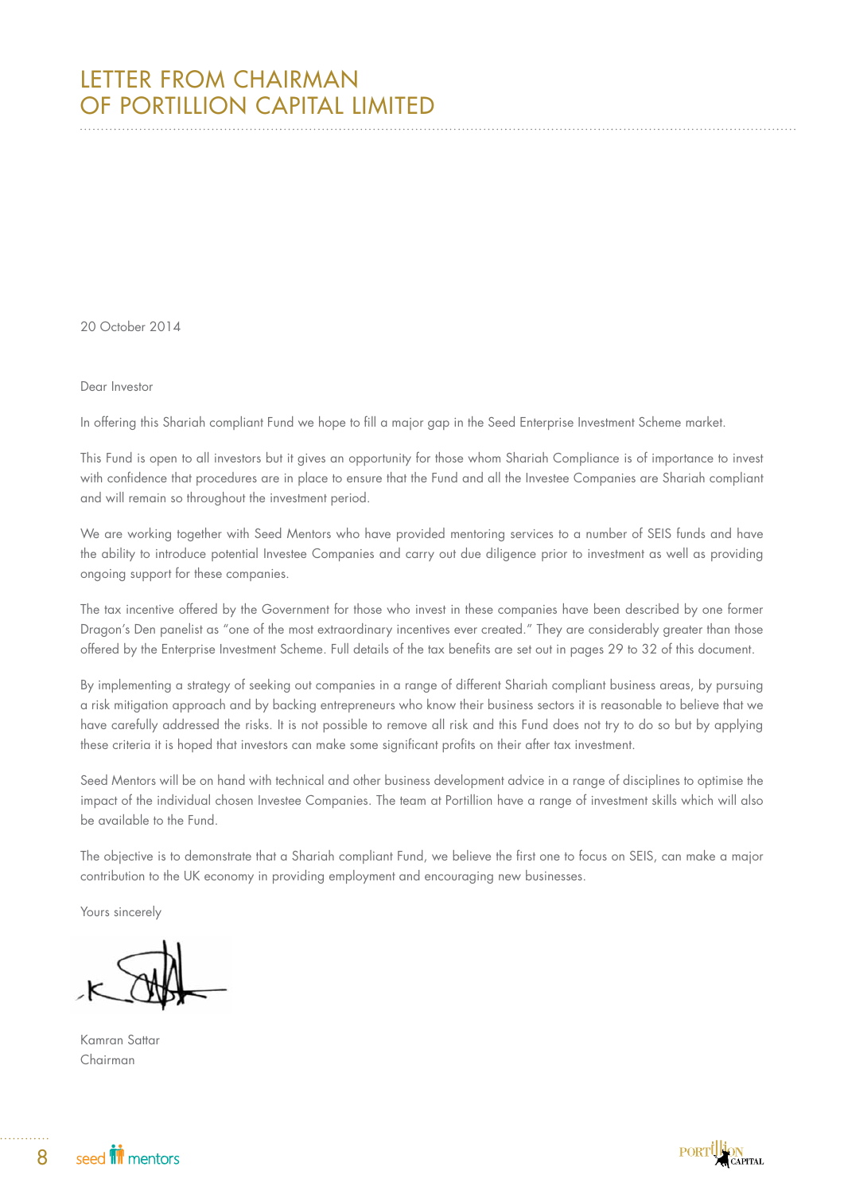# LETTER FROM CHAIRMAN OF PORTILLION CAPITAL LIMITED

20 October 2014

Dear Investor

In offering this Shariah compliant Fund we hope to fill a major gap in the Seed Enterprise Investment Scheme market.

This Fund is open to all investors but it gives an opportunity for those whom Shariah Compliance is of importance to invest with confidence that procedures are in place to ensure that the Fund and all the Investee Companies are Shariah compliant and will remain so throughout the investment period.

We are working together with Seed Mentors who have provided mentoring services to a number of SEIS funds and have the ability to introduce potential Investee Companies and carry out due diligence prior to investment as well as providing ongoing support for these companies.

The tax incentive offered by the Government for those who invest in these companies have been described by one former Dragon's Den panelist as "one of the most extraordinary incentives ever created." They are considerably greater than those offered by the Enterprise Investment Scheme. Full details of the tax benefits are set out in pages 29 to 32 of this document.

By implementing a strategy of seeking out companies in a range of different Shariah compliant business areas, by pursuing a risk mitigation approach and by backing entrepreneurs who know their business sectors it is reasonable to believe that we have carefully addressed the risks. It is not possible to remove all risk and this Fund does not try to do so but by applying these criteria it is hoped that investors can make some significant profits on their after tax investment.

Seed Mentors will be on hand with technical and other business development advice in a range of disciplines to optimise the impact of the individual chosen Investee Companies. The team at Portillion have a range of investment skills which will also be available to the Fund.

The objective is to demonstrate that a Shariah compliant Fund, we believe the first one to focus on SEIS, can make a major contribution to the UK economy in providing employment and encouraging new businesses.

Yours sincerely

Kamran Sattar
Chairman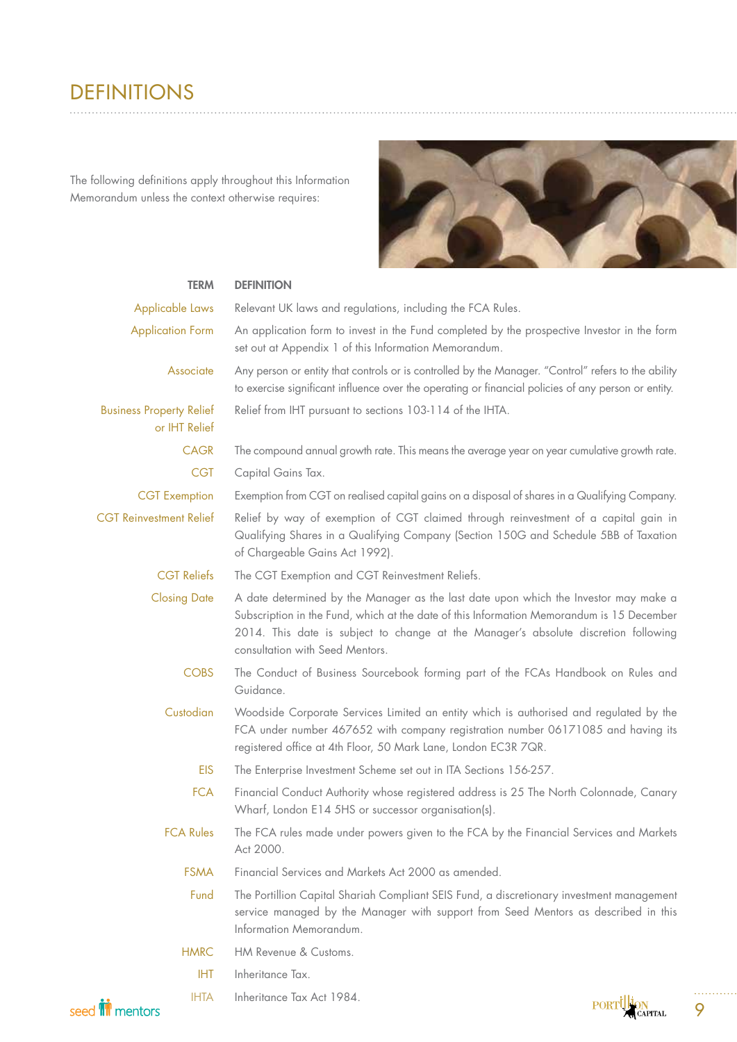# DEFINITIONS

The following definitions apply throughout this Information Memorandum unless the context otherwise requires:

| TERM | DEFINITION |
|---|---|
| Applicable Laws | Relevant UK laws and regulations, including the FCA Rules. |
| Application Form | An application form to invest in the Fund completed by the prospective Investor in the form set out at Appendix 1 of this Information Memorandum. |
| Associate | Any person or entity that controls or is controlled by the Manager. "Control" refers to the ability to exercise significant influence over the operating or financial policies of any person or entity. |
| Business Property Relief or IHT Relief | Relief from IHT pursuant to sections 103-114 of the IHTA. |
| CAGR | The compound annual growth rate. This means the average year on year cumulative growth rate. |
| CGT | Capital Gains Tax. |
| CGT Exemption | Exemption from CGT on realised capital gains on a disposal of shares in a Qualifying Company. |
| CGT Reinvestment Relief | Relief by way of exemption of CGT claimed through reinvestment of a capital gain in Qualifying Shares in a Qualifying Company (Section 150G and Schedule 5BB of Taxation of Chargeable Gains Act 1992). |
| CGT Reliefs | The CGT Exemption and CGT Reinvestment Reliefs. |
| Closing Date | A date determined by the Manager as the last date upon which the Investor may make a Subscription in the Fund, which at the date of this Information Memorandum is 15 December 2014. This date is subject to change at the Manager's absolute discretion following consultation with Seed Mentors. |
| COBS | The Conduct of Business Sourcebook forming part of the FCAs Handbook on Rules and Guidance. |
| Custodian | Woodside Corporate Services Limited an entity which is authorised and regulated by the FCA under number 467652 with company registration number 06171085 and having its registered office at 4th Floor, 50 Mark Lane, London EC3R 7QR. |
| EIS | The Enterprise Investment Scheme set out in ITA Sections 156-257. |
| FCA | Financial Conduct Authority whose registered address is 25 The North Colonnade, Canary Wharf, London E14 5HS or successor organisation(s). |
| FCA Rules | The FCA rules made under powers given to the FCA by the Financial Services and Markets Act 2000. |
| FSMA | Financial Services and Markets Act 2000 as amended. |
| Fund | The Portillion Capital Shariah Compliant SEIS Fund, a discretionary investment management service managed by the Manager with support from Seed Mentors as described in this Information Memorandum. |
| HMRC | HM Revenue & Customs. |
| IHT | Inheritance Tax. |
| IHTA | Inheritance Tax Act 1984. |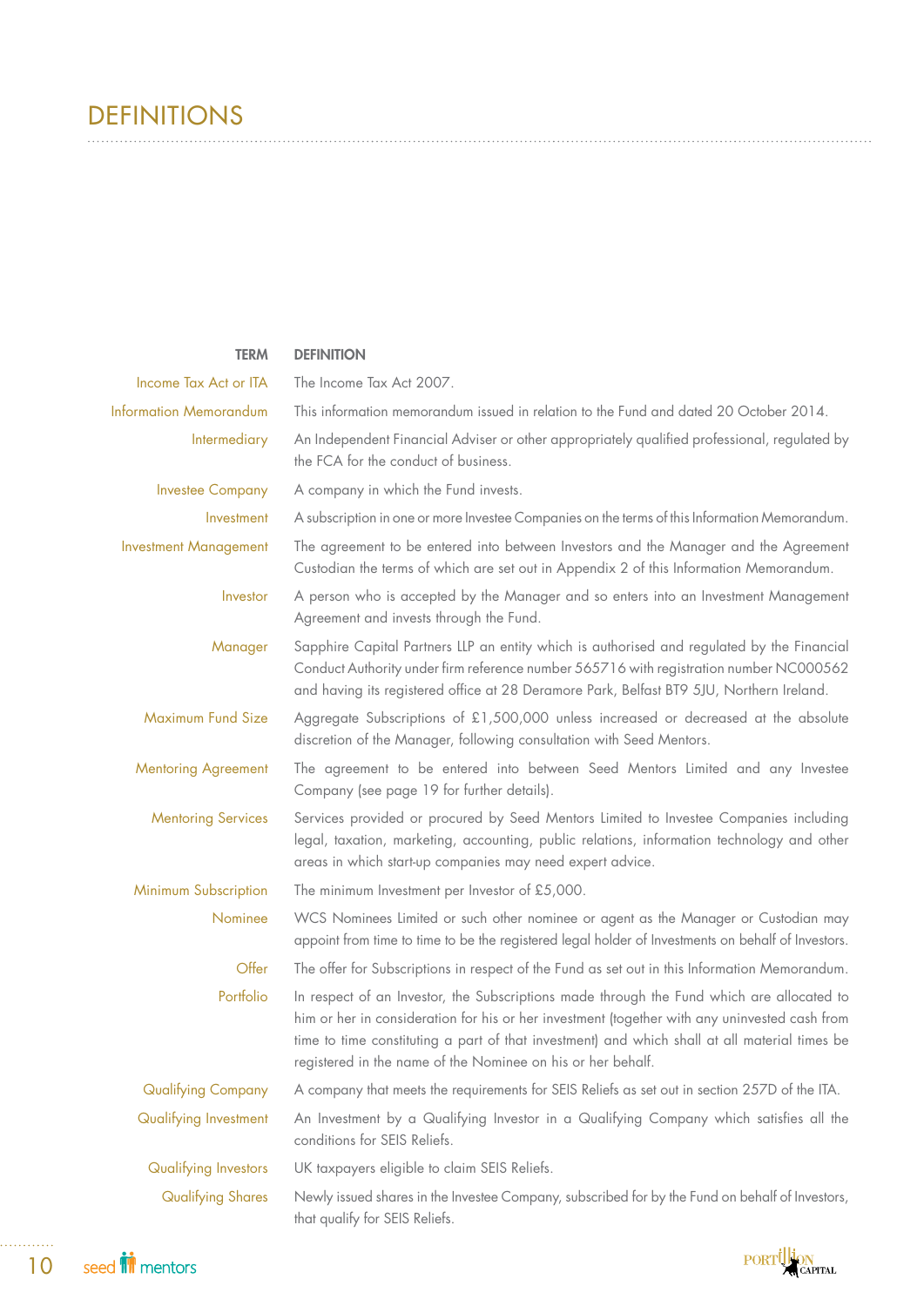# DEFINITIONS

| TERM | DEFINITION |
| --- | --- |
| Income Tax Act or ITA | The Income Tax Act 2007. |
| Information Memorandum | This information memorandum issued in relation to the Fund and dated 20 October 2014. |
| Intermediary | An Independent Financial Adviser or other appropriately qualified professional, regulated by the FCA for the conduct of business. |
| Investee Company | A company in which the Fund invests. |
| Investment | A subscription in one or more Investee Companies on the terms of this Information Memorandum. |
| Investment Management | The agreement to be entered into between Investors and the Manager and the Agreement Custodian the terms of which are set out in Appendix 2 of this Information Memorandum. |
| Investor | A person who is accepted by the Manager and so enters into an Investment Management Agreement and invests through the Fund. |
| Manager | Sapphire Capital Partners LLP an entity which is authorised and regulated by the Financial Conduct Authority under firm reference number 565716 with registration number NC000562 and having its registered office at 28 Deramore Park, Belfast BT9 5JU, Northern Ireland. |
| Maximum Fund Size | Aggregate Subscriptions of £1,500,000 unless increased or decreased at the absolute discretion of the Manager, following consultation with Seed Mentors. |
| Mentoring Agreement | The agreement to be entered into between Seed Mentors Limited and any Investee Company (see page 19 for further details). |
| Mentoring Services | Services provided or procured by Seed Mentors Limited to Investee Companies including legal, taxation, marketing, accounting, public relations, information technology and other areas in which start-up companies may need expert advice. |
| Minimum Subscription | The minimum Investment per Investor of £5,000. |
| Nominee | WCS Nominees Limited or such other nominee or agent as the Manager or Custodian may appoint from time to time to be the registered legal holder of Investments on behalf of Investors. |
| Offer | The offer for Subscriptions in respect of the Fund as set out in this Information Memorandum. |
| Portfolio | In respect of an Investor, the Subscriptions made through the Fund which are allocated to him or her in consideration for his or her investment (together with any uninvested cash from time to time constituting a part of that investment) and which shall at all material times be registered in the name of the Nominee on his or her behalf. |
| Qualifying Company | A company that meets the requirements for SEIS Reliefs as set out in section 257D of the ITA. |
| Qualifying Investment | An Investment by a Qualifying Investor in a Qualifying Company which satisfies all the conditions for SEIS Reliefs. |
| Qualifying Investors | UK taxpayers eligible to claim SEIS Reliefs. |
| Qualifying Shares | Newly issued shares in the Investee Company, subscribed for by the Fund on behalf of Investors, that qualify for SEIS Reliefs. |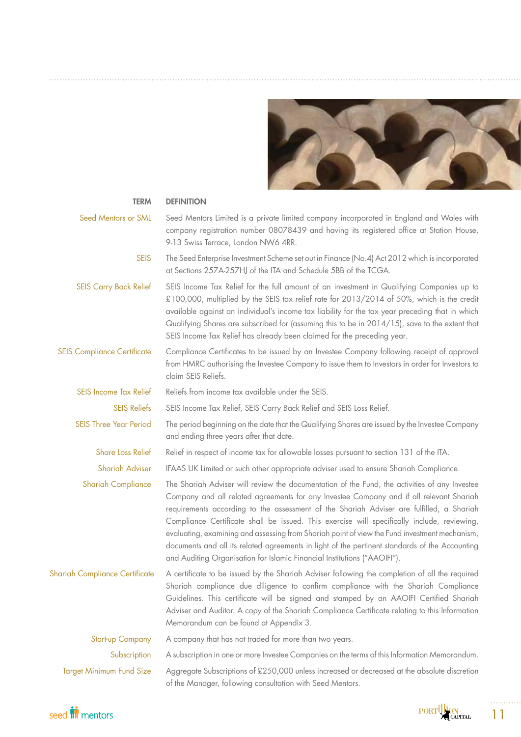| TERM | DEFINITION |
|---|---|
| Seed Mentors or SML | Seed Mentors Limited is a private limited company incorporated in England and Wales with company registration number 08078439 and having its registered office at Station House, 9-13 Swiss Terrace, London NW6 4RR. |
| SEIS | The Seed Enterprise Investment Scheme set out in Finance (No.4) Act 2012 which is incorporated at Sections 257A-257HJ of the ITA and Schedule 5BB of the TCGA. |
| SEIS Carry Back Relief | SEIS Income Tax Relief for the full amount of an investment in Qualifying Companies up to £100,000, multiplied by the SEIS tax relief rate for 2013/2014 of 50%, which is the credit available against an individual's income tax liability for the tax year preceding that in which Qualifying Shares are subscribed for (assuming this to be in 2014/15), save to the extent that SEIS Income Tax Relief has already been claimed for the preceding year. |
| SEIS Compliance Certificate | Compliance Certificates to be issued by an Investee Company following receipt of approval from HMRC authorising the Investee Company to issue them to Investors in order for Investors to claim SEIS Reliefs. |
| SEIS Income Tax Relief | Reliefs from income tax available under the SEIS. |
| SEIS Reliefs | SEIS Income Tax Relief, SEIS Carry Back Relief and SEIS Loss Relief. |
| SEIS Three Year Period | The period beginning on the date that the Qualifying Shares are issued by the Investee Company and ending three years after that date. |
| Share Loss Relief | Relief in respect of income tax for allowable losses pursuant to section 131 of the ITA. |
| Shariah Adviser | IFAAS UK Limited or such other appropriate adviser used to ensure Shariah Compliance. |
| Shariah Compliance | The Shariah Adviser will review the documentation of the Fund, the activities of any Investee Company and all related agreements for any Investee Company and if all relevant Shariah requirements according to the assessment of the Shariah Adviser are fulfilled, a Shariah Compliance Certificate shall be issued. This exercise will specifically include, reviewing, evaluating, examining and assessing from Shariah point of view the Fund investment mechanism, documents and all its related agreements in light of the pertinent standards of the Accounting and Auditing Organisation for Islamic Financial Institutions ("AAOIFI"). |
| Shariah Compliance Certificate | A certificate to be issued by the Shariah Adviser following the completion of all the required Shariah compliance due diligence to confirm compliance with the Shariah Compliance Guidelines. This certificate will be signed and stamped by an AAOIFI Certified Shariah Adviser and Auditor. A copy of the Shariah Compliance Certificate relating to this Information Memorandum can be found at Appendix 3. |
| Start-up Company | A company that has not traded for more than two years. |
| Subscription | A subscription in one or more Investee Companies on the terms of this Information Memorandum. |
| Target Minimum Fund Size | Aggregate Subscriptions of £250,000 unless increased or decreased at the absolute discretion of the Manager, following consultation with Seed Mentors. |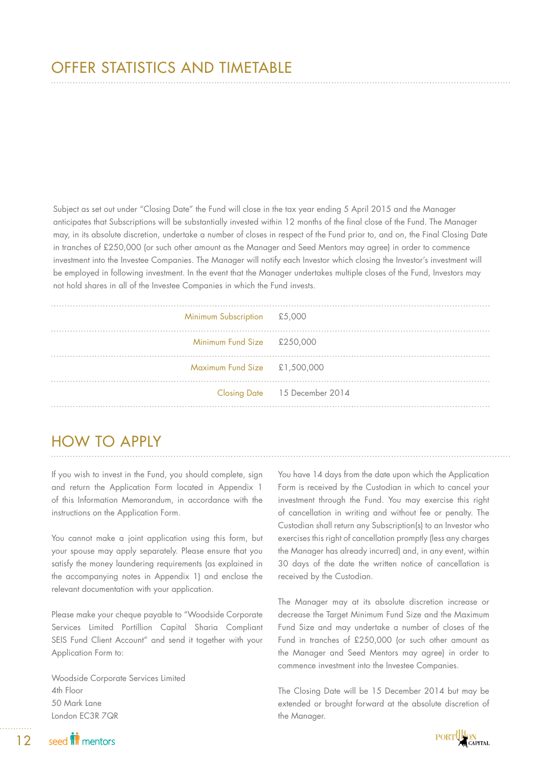# OFFER STATISTICS AND TIMETABLE

Subject as set out under "Closing Date" the Fund will close in the tax year ending 5 April 2015 and the Manager anticipates that Subscriptions will be substantially invested within 12 months of the final close of the Fund. The Manager may, in its absolute discretion, undertake a number of closes in respect of the Fund prior to, and on, the Final Closing Date in tranches of £250,000 (or such other amount as the Manager and Seed Mentors may agree) in order to commence investment into the Investee Companies. The Manager will notify each Investor which closing the Investor's investment will be employed in following investment. In the event that the Manager undertakes multiple closes of the Fund, Investors may not hold shares in all of the Investee Companies in which the Fund invests.

| | |
|---|---|
| Minimum Subscription | £5,000 |
| Minimum Fund Size | £250,000 |
| Maximum Fund Size | £1,500,000 |
| Closing Date | 15 December 2014 |

# HOW TO APPLY

If you wish to invest in the Fund, you should complete, sign and return the Application Form located in Appendix 1 of this Information Memorandum, in accordance with the instructions on the Application Form.

You cannot make a joint application using this form, but your spouse may apply separately. Please ensure that you satisfy the money laundering requirements (as explained in the accompanying notes in Appendix 1) and enclose the relevant documentation with your application.

Please make your cheque payable to "Woodside Corporate Services Limited Portillion Capital Sharia Compliant SEIS Fund Client Account" and send it together with your Application Form to:

Woodside Corporate Services Limited
4th Floor
50 Mark Lane
London EC3R 7QR

You have 14 days from the date upon which the Application Form is received by the Custodian in which to cancel your investment through the Fund. You may exercise this right of cancellation in writing and without fee or penalty. The Custodian shall return any Subscription(s) to an Investor who exercises this right of cancellation promptly (less any charges the Manager has already incurred) and, in any event, within 30 days of the date the written notice of cancellation is received by the Custodian.

The Manager may at its absolute discretion increase or decrease the Target Minimum Fund Size and the Maximum Fund Size and may undertake a number of closes of the Fund in tranches of £250,000 (or such other amount as the Manager and Seed Mentors may agree) in order to commence investment into the Investee Companies.

The Closing Date will be 15 December 2014 but may be extended or brought forward at the absolute discretion of the Manager.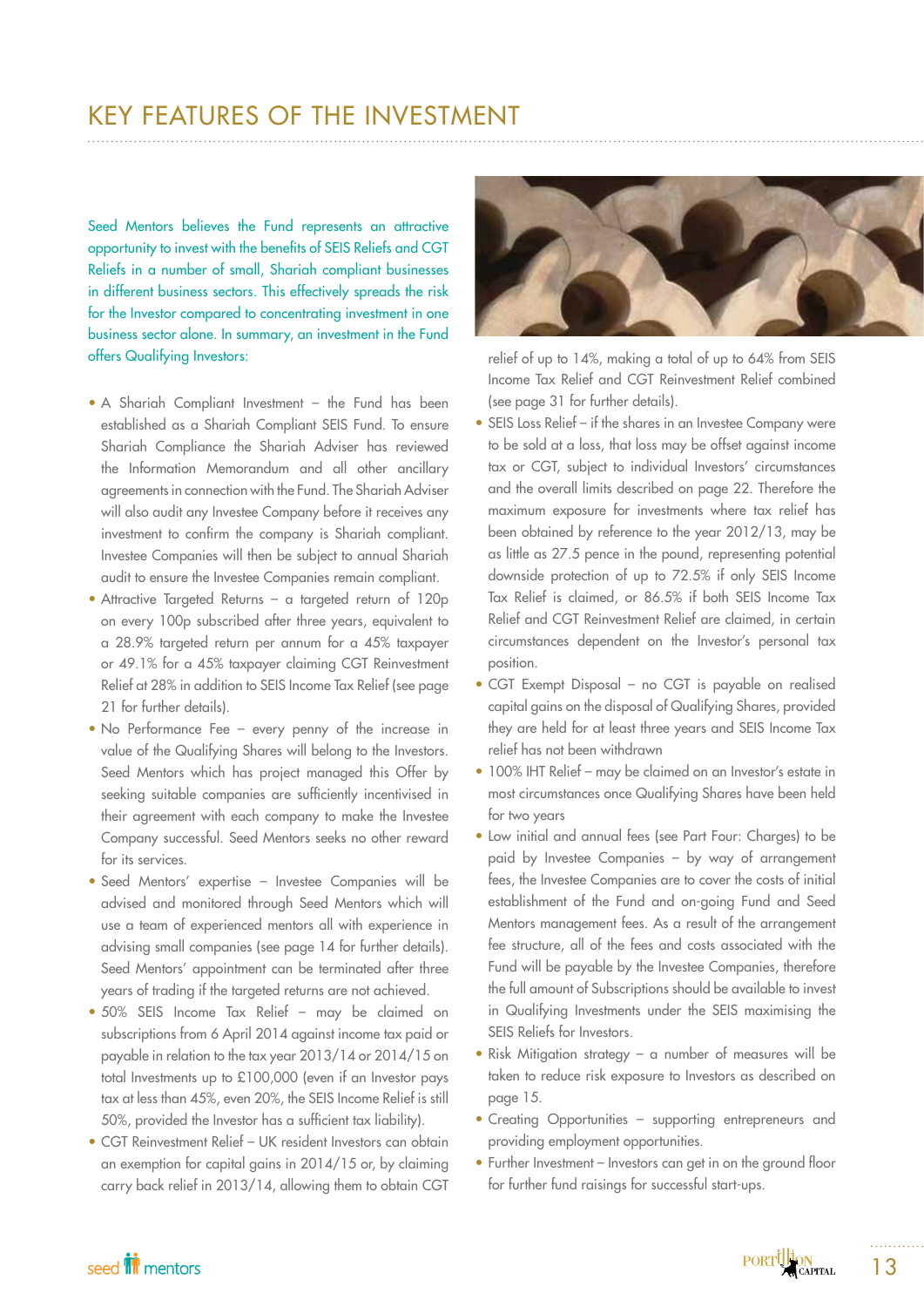# KEY FEATURES OF THE INVESTMENT

Seed Mentors believes the Fund represents an attractive opportunity to invest with the benefits of SEIS Reliefs and CGT Reliefs in a number of small, Shariah compliant businesses in different business sectors. This effectively spreads the risk for the Investor compared to concentrating investment in one business sector alone. In summary, an investment in the Fund offers Qualifying Investors:

- A Shariah Compliant Investment – the Fund has been established as a Shariah Compliant SEIS Fund. To ensure Shariah Compliance the Shariah Adviser has reviewed the Information Memorandum and all other ancillary agreements in connection with the Fund. The Shariah Adviser will also audit any Investee Company before it receives any investment to confirm the company is Shariah compliant. Investee Companies will then be subject to annual Shariah audit to ensure the Investee Companies remain compliant.
- Attractive Targeted Returns – a targeted return of 120p on every 100p subscribed after three years, equivalent to a 28.9% targeted return per annum for a 45% taxpayer or 49.1% for a 45% taxpayer claiming CGT Reinvestment Relief at 28% in addition to SEIS Income Tax Relief (see page 21 for further details).
- No Performance Fee – every penny of the increase in value of the Qualifying Shares will belong to the Investors. Seed Mentors which has project managed this Offer by seeking suitable companies are sufficiently incentivised in their agreement with each company to make the Investee Company successful. Seed Mentors seeks no other reward for its services.
- Seed Mentors' expertise – Investee Companies will be advised and monitored through Seed Mentors which will use a team of experienced mentors all with experience in advising small companies (see page 14 for further details). Seed Mentors' appointment can be terminated after three years of trading if the targeted returns are not achieved.
- 50% SEIS Income Tax Relief – may be claimed on subscriptions from 6 April 2014 against income tax paid or payable in relation to the tax year 2013/14 or 2014/15 on total Investments up to £100,000 (even if an Investor pays tax at less than 45%, even 20%, the SEIS Income Relief is still 50%, provided the Investor has a sufficient tax liability).
- CGT Reinvestment Relief – UK resident Investors can obtain an exemption for capital gains in 2014/15 or, by claiming carry back relief in 2013/14, allowing them to obtain CGT relief of up to 14%, making a total of up to 64% from SEIS Income Tax Relief and CGT Reinvestment Relief combined (see page 31 for further details).
- SEIS Loss Relief – if the shares in an Investee Company were to be sold at a loss, that loss may be offset against income tax or CGT, subject to individual Investors' circumstances and the overall limits described on page 22. Therefore the maximum exposure for investments where tax relief has been obtained by reference to the year 2012/13, may be as little as 27.5 pence in the pound, representing potential downside protection of up to 72.5% if only SEIS Income Tax Relief is claimed, or 86.5% if both SEIS Income Tax Relief and CGT Reinvestment Relief are claimed, in certain circumstances dependent on the Investor's personal tax position.
- CGT Exempt Disposal – no CGT is payable on realised capital gains on the disposal of Qualifying Shares, provided they are held for at least three years and SEIS Income Tax relief has not been withdrawn
- 100% IHT Relief – may be claimed on an Investor's estate in most circumstances once Qualifying Shares have been held for two years
- Low initial and annual fees (see Part Four: Charges) to be paid by Investee Companies – by way of arrangement fees, the Investee Companies are to cover the costs of initial establishment of the Fund and on-going Fund and Seed Mentors management fees. As a result of the arrangement fee structure, all of the fees and costs associated with the Fund will be payable by the Investee Companies, therefore the full amount of Subscriptions should be available to invest in Qualifying Investments under the SEIS maximising the SEIS Reliefs for Investors.
- Risk Mitigation strategy – a number of measures will be taken to reduce risk exposure to Investors as described on page 15.
- Creating Opportunities – supporting entrepreneurs and providing employment opportunities.
- Further Investment – Investors can get in on the ground floor for further fund raisings for successful start-ups.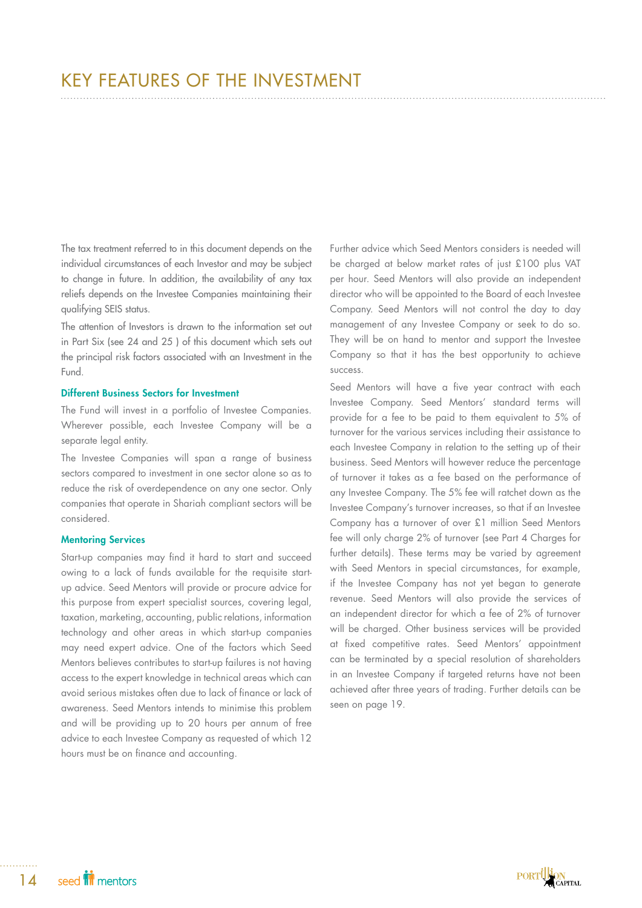# KEY FEATURES OF THE INVESTMENT

The tax treatment referred to in this document depends on the individual circumstances of each Investor and may be subject to change in future. In addition, the availability of any tax reliefs depends on the Investee Companies maintaining their qualifying SEIS status.

The attention of Investors is drawn to the information set out in Part Six (see 24 and 25 ) of this document which sets out the principal risk factors associated with an Investment in the Fund.

### Different Business Sectors for Investment

The Fund will invest in a portfolio of Investee Companies. Wherever possible, each Investee Company will be a separate legal entity.

The Investee Companies will span a range of business sectors compared to investment in one sector alone so as to reduce the risk of overdependence on any one sector. Only companies that operate in Shariah compliant sectors will be considered.

### Mentoring Services

Start-up companies may find it hard to start and succeed owing to a lack of funds available for the requisite start-up advice. Seed Mentors will provide or procure advice for this purpose from expert specialist sources, covering legal, taxation, marketing, accounting, public relations, information technology and other areas in which start-up companies may need expert advice. One of the factors which Seed Mentors believes contributes to start-up failures is not having access to the expert knowledge in technical areas which can avoid serious mistakes often due to lack of finance or lack of awareness. Seed Mentors intends to minimise this problem and will be providing up to 20 hours per annum of free advice to each Investee Company as requested of which 12 hours must be on finance and accounting.

Further advice which Seed Mentors considers is needed will be charged at below market rates of just £100 plus VAT per hour. Seed Mentors will also provide an independent director who will be appointed to the Board of each Investee Company. Seed Mentors will not control the day to day management of any Investee Company or seek to do so. They will be on hand to mentor and support the Investee Company so that it has the best opportunity to achieve success.

Seed Mentors will have a five year contract with each Investee Company. Seed Mentors' standard terms will provide for a fee to be paid to them equivalent to 5% of turnover for the various services including their assistance to each Investee Company in relation to the setting up of their business. Seed Mentors will however reduce the percentage of turnover it takes as a fee based on the performance of any Investee Company. The 5% fee will ratchet down as the Investee Company's turnover increases, so that if an Investee Company has a turnover of over £1 million Seed Mentors fee will only charge 2% of turnover (see Part 4 Charges for further details). These terms may be varied by agreement with Seed Mentors in special circumstances, for example, if the Investee Company has not yet began to generate revenue. Seed Mentors will also provide the services of an independent director for which a fee of 2% of turnover will be charged. Other business services will be provided at fixed competitive rates. Seed Mentors' appointment can be terminated by a special resolution of shareholders in an Investee Company if targeted returns have not been achieved after three years of trading. Further details can be seen on page 19.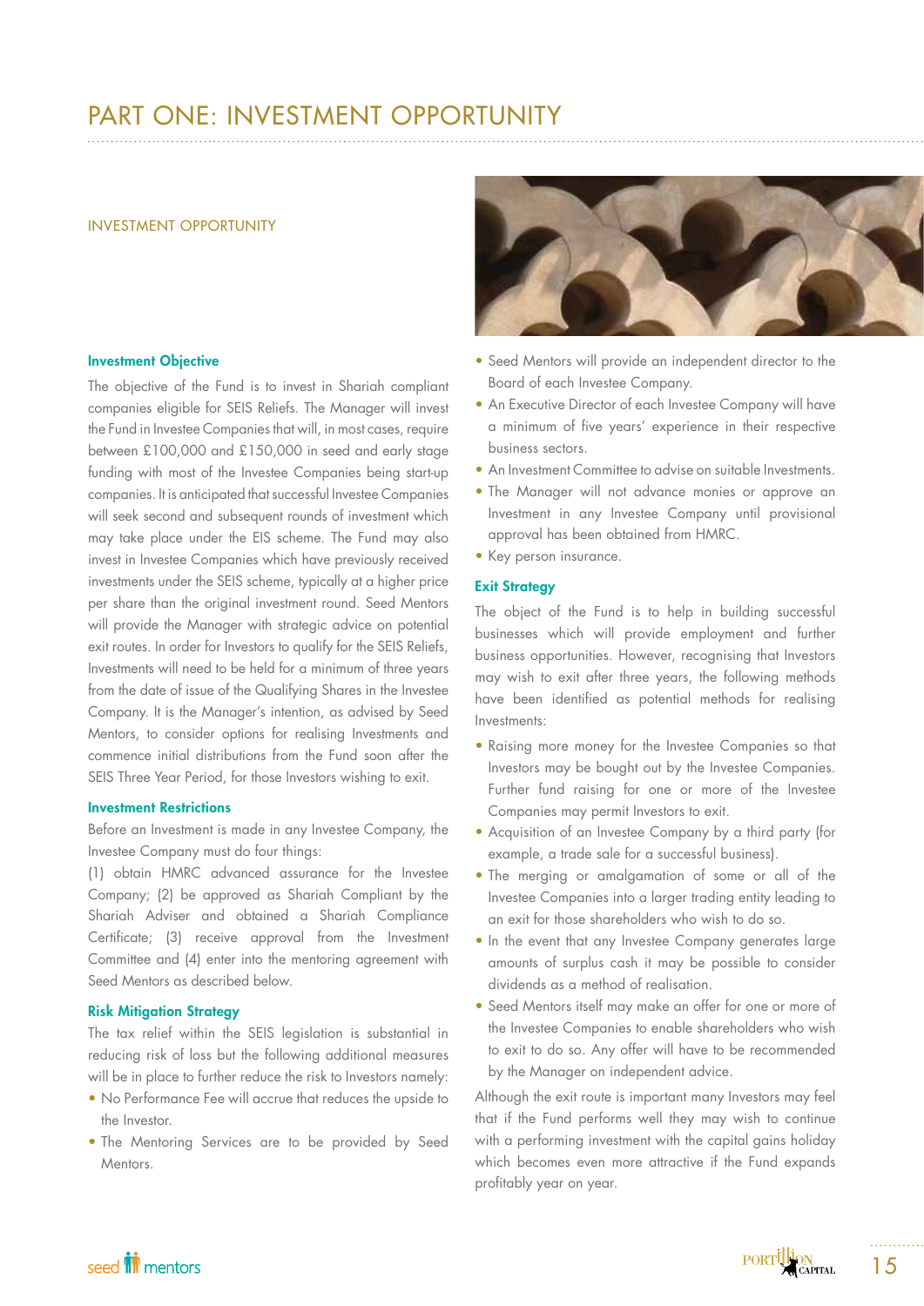# PART ONE: INVESTMENT OPPORTUNITY

## INVESTMENT OPPORTUNITY

### Investment Objective

The objective of the Fund is to invest in Shariah compliant companies eligible for SEIS Reliefs. The Manager will invest the Fund in Investee Companies that will, in most cases, require between £100,000 and £150,000 in seed and early stage funding with most of the Investee Companies being start-up companies. It is anticipated that successful Investee Companies will seek second and subsequent rounds of investment which may take place under the EIS scheme. The Fund may also invest in Investee Companies which have previously received investments under the SEIS scheme, typically at a higher price per share than the original investment round. Seed Mentors will provide the Manager with strategic advice on potential exit routes. In order for Investors to qualify for the SEIS Reliefs, Investments will need to be held for a minimum of three years from the date of issue of the Qualifying Shares in the Investee Company. It is the Manager's intention, as advised by Seed Mentors, to consider options for realising Investments and commence initial distributions from the Fund soon after the SEIS Three Year Period, for those Investors wishing to exit.

### Investment Restrictions

Before an Investment is made in any Investee Company, the Investee Company must do four things:

(1) obtain HMRC advanced assurance for the Investee Company; (2) be approved as Shariah Compliant by the Shariah Adviser and obtained a Shariah Compliance Certificate; (3) receive approval from the Investment Committee and (4) enter into the mentoring agreement with Seed Mentors as described below.

### Risk Mitigation Strategy

The tax relief within the SEIS legislation is substantial in reducing risk of loss but the following additional measures will be in place to further reduce the risk to Investors namely:

- No Performance Fee will accrue that reduces the upside to the Investor.
- The Mentoring Services are to be provided by Seed Mentors.
- Seed Mentors will provide an independent director to the Board of each Investee Company.
- An Executive Director of each Investee Company will have a minimum of five years' experience in their respective business sectors.
- An Investment Committee to advise on suitable Investments.
- The Manager will not advance monies or approve an Investment in any Investee Company until provisional approval has been obtained from HMRC.
- Key person insurance.

### Exit Strategy

The object of the Fund is to help in building successful businesses which will provide employment and further business opportunities. However, recognising that Investors may wish to exit after three years, the following methods have been identified as potential methods for realising Investments:

- Raising more money for the Investee Companies so that Investors may be bought out by the Investee Companies. Further fund raising for one or more of the Investee Companies may permit Investors to exit.
- Acquisition of an Investee Company by a third party (for example, a trade sale for a successful business).
- The merging or amalgamation of some or all of the Investee Companies into a larger trading entity leading to an exit for those shareholders who wish to do so.
- In the event that any Investee Company generates large amounts of surplus cash it may be possible to consider dividends as a method of realisation.
- Seed Mentors itself may make an offer for one or more of the Investee Companies to enable shareholders who wish to exit to do so. Any offer will have to be recommended by the Manager on independent advice.

Although the exit route is important many Investors may feel that if the Fund performs well they may wish to continue with a performing investment with the capital gains holiday which becomes even more attractive if the Fund expands profitably year on year.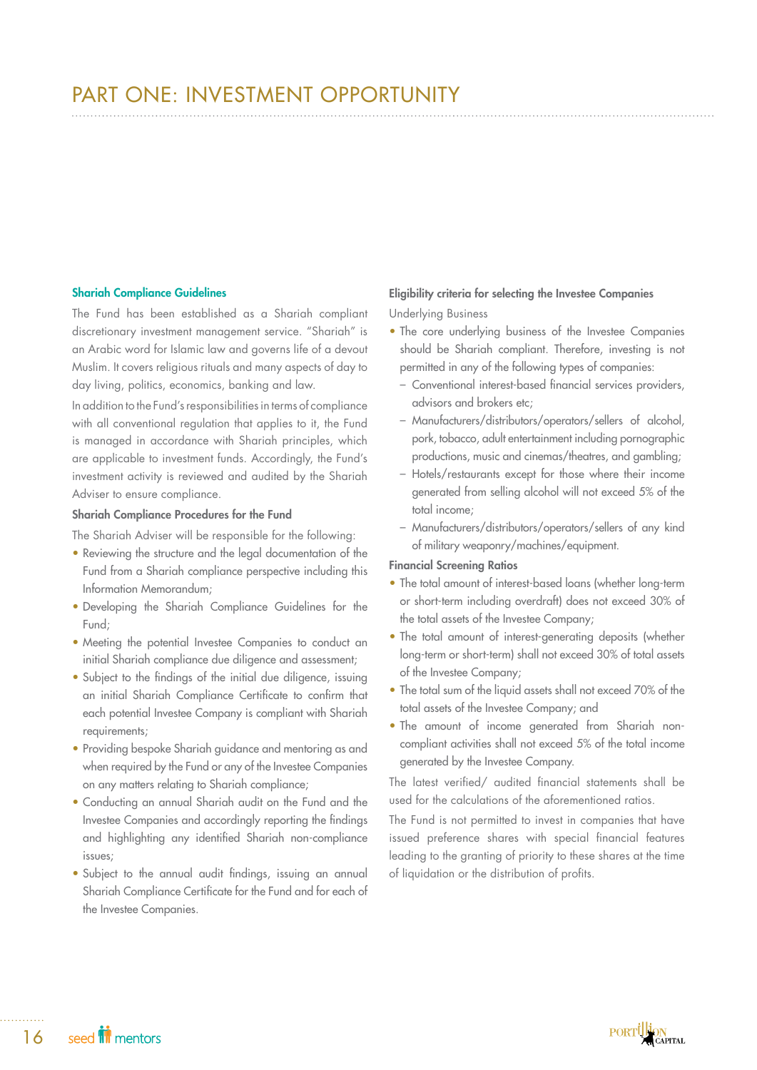# PART ONE: INVESTMENT OPPORTUNITY

### Shariah Compliance Guidelines

The Fund has been established as a Shariah compliant discretionary investment management service. "Shariah" is an Arabic word for Islamic law and governs life of a devout Muslim. It covers religious rituals and many aspects of day to day living, politics, economics, banking and law.

In addition to the Fund's responsibilities in terms of compliance with all conventional regulation that applies to it, the Fund is managed in accordance with Shariah principles, which are applicable to investment funds. Accordingly, the Fund's investment activity is reviewed and audited by the Shariah Adviser to ensure compliance.

#### Shariah Compliance Procedures for the Fund

The Shariah Adviser will be responsible for the following:

- Reviewing the structure and the legal documentation of the Fund from a Shariah compliance perspective including this Information Memorandum;
- Developing the Shariah Compliance Guidelines for the Fund;
- Meeting the potential Investee Companies to conduct an initial Shariah compliance due diligence and assessment;
- Subject to the findings of the initial due diligence, issuing an initial Shariah Compliance Certificate to confirm that each potential Investee Company is compliant with Shariah requirements;
- Providing bespoke Shariah guidance and mentoring as and when required by the Fund or any of the Investee Companies on any matters relating to Shariah compliance;
- Conducting an annual Shariah audit on the Fund and the Investee Companies and accordingly reporting the findings and highlighting any identified Shariah non-compliance issues;
- Subject to the annual audit findings, issuing an annual Shariah Compliance Certificate for the Fund and for each of the Investee Companies.

#### Eligibility criteria for selecting the Investee Companies

Underlying Business

- The core underlying business of the Investee Companies should be Shariah compliant. Therefore, investing is not permitted in any of the following types of companies:
  - Conventional interest-based financial services providers, advisors and brokers etc;
  - Manufacturers/distributors/operators/sellers of alcohol, pork, tobacco, adult entertainment including pornographic productions, music and cinemas/theatres, and gambling;
  - Hotels/restaurants except for those where their income generated from selling alcohol will not exceed 5% of the total income;
  - Manufacturers/distributors/operators/sellers of any kind of military weaponry/machines/equipment.

#### Financial Screening Ratios

- The total amount of interest-based loans (whether long-term or short-term including overdraft) does not exceed 30% of the total assets of the Investee Company;
- The total amount of interest-generating deposits (whether long-term or short-term) shall not exceed 30% of total assets of the Investee Company;
- The total sum of the liquid assets shall not exceed 70% of the total assets of the Investee Company; and
- The amount of income generated from Shariah non-compliant activities shall not exceed 5% of the total income generated by the Investee Company.

The latest verified/ audited financial statements shall be used for the calculations of the aforementioned ratios.

The Fund is not permitted to invest in companies that have issued preference shares with special financial features leading to the granting of priority to these shares at the time of liquidation or the distribution of profits.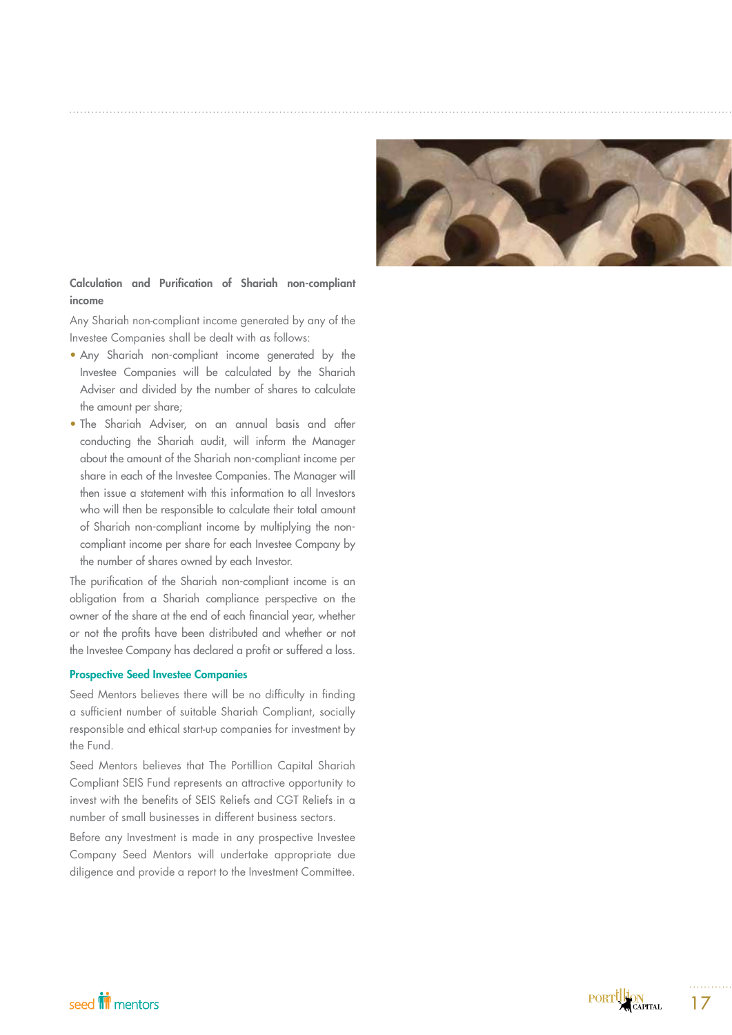### Calculation and Purification of Shariah non-compliant income

Any Shariah non-compliant income generated by any of the Investee Companies shall be dealt with as follows:

- Any Shariah non-compliant income generated by the Investee Companies will be calculated by the Shariah Adviser and divided by the number of shares to calculate the amount per share;
- The Shariah Adviser, on an annual basis and after conducting the Shariah audit, will inform the Manager about the amount of the Shariah non-compliant income per share in each of the Investee Companies. The Manager will then issue a statement with this information to all Investors who will then be responsible to calculate their total amount of Shariah non-compliant income by multiplying the non-compliant income per share for each Investee Company by the number of shares owned by each Investor.

The purification of the Shariah non-compliant income is an obligation from a Shariah compliance perspective on the owner of the share at the end of each financial year, whether or not the profits have been distributed and whether or not the Investee Company has declared a profit or suffered a loss.

### Prospective Seed Investee Companies

Seed Mentors believes there will be no difficulty in finding a sufficient number of suitable Shariah Compliant, socially responsible and ethical start-up companies for investment by the Fund.

Seed Mentors believes that The Portillion Capital Shariah Compliant SEIS Fund represents an attractive opportunity to invest with the benefits of SEIS Reliefs and CGT Reliefs in a number of small businesses in different business sectors.

Before any Investment is made in any prospective Investee Company Seed Mentors will undertake appropriate due diligence and provide a report to the Investment Committee.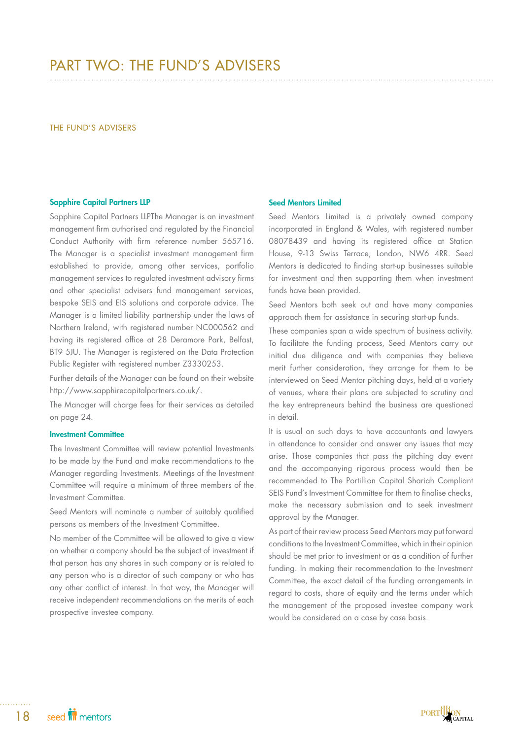# PART TWO: THE FUND'S ADVISERS

## THE FUND'S ADVISERS

### Sapphire Capital Partners LLP

Sapphire Capital Partners LLPThe Manager is an investment management firm authorised and regulated by the Financial Conduct Authority with firm reference number 565716. The Manager is a specialist investment management firm established to provide, among other services, portfolio management services to regulated investment advisory firms and other specialist advisers fund management services, bespoke SEIS and EIS solutions and corporate advice. The Manager is a limited liability partnership under the laws of Northern Ireland, with registered number NC000562 and having its registered office at 28 Deramore Park, Belfast, BT9 5JU. The Manager is registered on the Data Protection Public Register with registered number Z3330253.

Further details of the Manager can be found on their website http://www.sapphirecapitalpartners.co.uk/.

The Manager will charge fees for their services as detailed on page 24.

### Investment Committee

The Investment Committee will review potential Investments to be made by the Fund and make recommendations to the Manager regarding Investments. Meetings of the Investment Committee will require a minimum of three members of the Investment Committee.

Seed Mentors will nominate a number of suitably qualified persons as members of the Investment Committee.

No member of the Committee will be allowed to give a view on whether a company should be the subject of investment if that person has any shares in such company or is related to any person who is a director of such company or who has any other conflict of interest. In that way, the Manager will receive independent recommendations on the merits of each prospective investee company.

### Seed Mentors Limited

Seed Mentors Limited is a privately owned company incorporated in England & Wales, with registered number 08078439 and having its registered office at Station House, 9-13 Swiss Terrace, London, NW6 4RR. Seed Mentors is dedicated to finding start-up businesses suitable for investment and then supporting them when investment funds have been provided.

Seed Mentors both seek out and have many companies approach them for assistance in securing start-up funds.

These companies span a wide spectrum of business activity. To facilitate the funding process, Seed Mentors carry out initial due diligence and with companies they believe merit further consideration, they arrange for them to be interviewed on Seed Mentor pitching days, held at a variety of venues, where their plans are subjected to scrutiny and the key entrepreneurs behind the business are questioned in detail.

It is usual on such days to have accountants and lawyers in attendance to consider and answer any issues that may arise. Those companies that pass the pitching day event and the accompanying rigorous process would then be recommended to The Portillion Capital Shariah Compliant SEIS Fund's Investment Committee for them to finalise checks, make the necessary submission and to seek investment approval by the Manager.

As part of their review process Seed Mentors may put forward conditions to the Investment Committee, which in their opinion should be met prior to investment or as a condition of further funding. In making their recommendation to the Investment Committee, the exact detail of the funding arrangements in regard to costs, share of equity and the terms under which the management of the proposed investee company work would be considered on a case by case basis.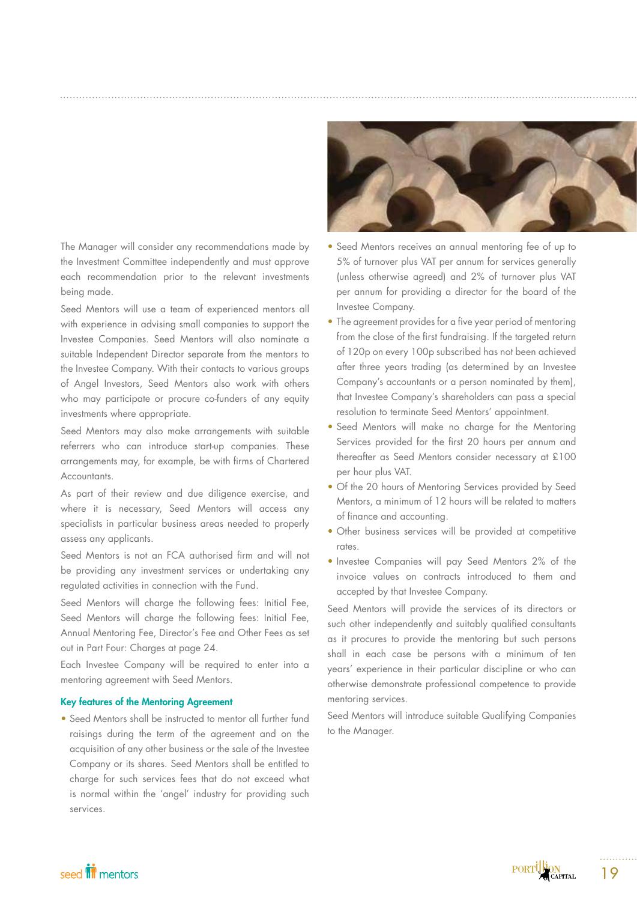The Manager will consider any recommendations made by the Investment Committee independently and must approve each recommendation prior to the relevant investments being made.

Seed Mentors will use a team of experienced mentors all with experience in advising small companies to support the Investee Companies. Seed Mentors will also nominate a suitable Independent Director separate from the mentors to the Investee Company. With their contacts to various groups of Angel Investors, Seed Mentors also work with others who may participate or procure co-funders of any equity investments where appropriate.

Seed Mentors may also make arrangements with suitable referrers who can introduce start-up companies. These arrangements may, for example, be with firms of Chartered Accountants.

As part of their review and due diligence exercise, and where it is necessary, Seed Mentors will access any specialists in particular business areas needed to properly assess any applicants.

Seed Mentors is not an FCA authorised firm and will not be providing any investment services or undertaking any regulated activities in connection with the Fund.

Seed Mentors will charge the following fees: Initial Fee, Seed Mentors will charge the following fees: Initial Fee, Annual Mentoring Fee, Director's Fee and Other Fees as set out in Part Four: Charges at page 24.

Each Investee Company will be required to enter into a mentoring agreement with Seed Mentors.

### Key features of the Mentoring Agreement

- Seed Mentors shall be instructed to mentor all further fund raisings during the term of the agreement and on the acquisition of any other business or the sale of the Investee Company or its shares. Seed Mentors shall be entitled to charge for such services fees that do not exceed what is normal within the 'angel' industry for providing such services.
- Seed Mentors receives an annual mentoring fee of up to 5% of turnover plus VAT per annum for services generally (unless otherwise agreed) and 2% of turnover plus VAT per annum for providing a director for the board of the Investee Company.
- The agreement provides for a five year period of mentoring from the close of the first fundraising. If the targeted return of 120p on every 100p subscribed has not been achieved after three years trading (as determined by an Investee Company's accountants or a person nominated by them), that Investee Company's shareholders can pass a special resolution to terminate Seed Mentors' appointment.
- Seed Mentors will make no charge for the Mentoring Services provided for the first 20 hours per annum and thereafter as Seed Mentors consider necessary at £100 per hour plus VAT.
- Of the 20 hours of Mentoring Services provided by Seed Mentors, a minimum of 12 hours will be related to matters of finance and accounting.
- Other business services will be provided at competitive rates.
- Investee Companies will pay Seed Mentors 2% of the invoice values on contracts introduced to them and accepted by that Investee Company.

Seed Mentors will provide the services of its directors or such other independently and suitably qualified consultants as it procures to provide the mentoring but such persons shall in each case be persons with a minimum of ten years' experience in their particular discipline or who can otherwise demonstrate professional competence to provide mentoring services.

Seed Mentors will introduce suitable Qualifying Companies to the Manager.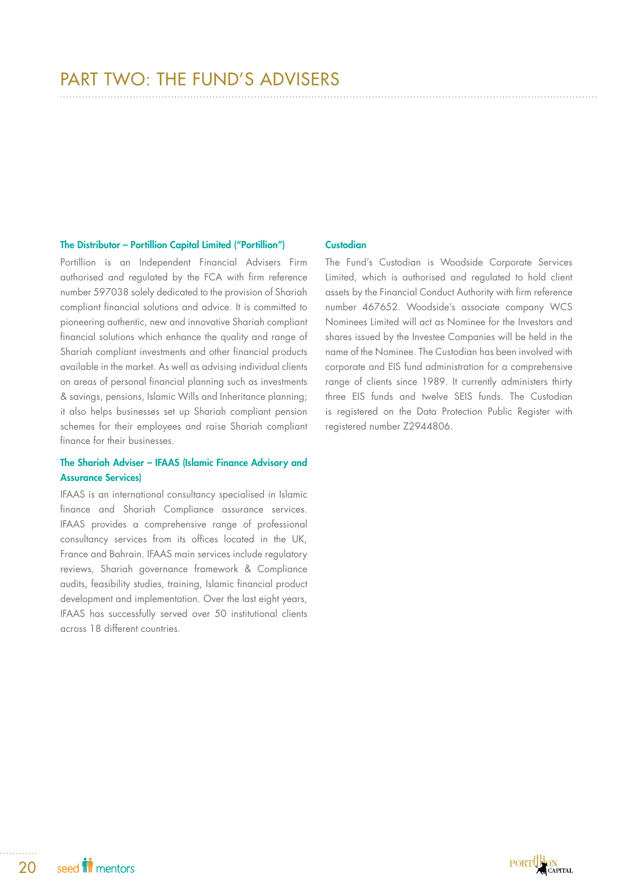# PART TWO: THE FUND'S ADVISERS

### The Distributor – Portillion Capital Limited ("Portillion")

Portillion is an Independent Financial Advisers Firm authorised and regulated by the FCA with firm reference number 597038 solely dedicated to the provision of Shariah compliant financial solutions and advice. It is committed to pioneering authentic, new and innovative Shariah compliant financial solutions which enhance the quality and range of Shariah compliant investments and other financial products available in the market. As well as advising individual clients on areas of personal financial planning such as investments & savings, pensions, Islamic Wills and Inheritance planning; it also helps businesses set up Shariah compliant pension schemes for their employees and raise Shariah compliant finance for their businesses.

### The Shariah Adviser – IFAAS (Islamic Finance Advisory and Assurance Services)

IFAAS is an international consultancy specialised in Islamic finance and Shariah Compliance assurance services. IFAAS provides a comprehensive range of professional consultancy services from its offices located in the UK, France and Bahrain. IFAAS main services include regulatory reviews, Shariah governance framework & Compliance audits, feasibility studies, training, Islamic financial product development and implementation. Over the last eight years, IFAAS has successfully served over 50 institutional clients across 18 different countries.

### Custodian

The Fund's Custodian is Woodside Corporate Services Limited, which is authorised and regulated to hold client assets by the Financial Conduct Authority with firm reference number 467652. Woodside's associate company WCS Nominees Limited will act as Nominee for the Investors and shares issued by the Investee Companies will be held in the name of the Nominee. The Custodian has been involved with corporate and EIS fund administration for a comprehensive range of clients since 1989. It currently administers thirty three EIS funds and twelve SEIS funds. The Custodian is registered on the Data Protection Public Register with registered number Z2944806.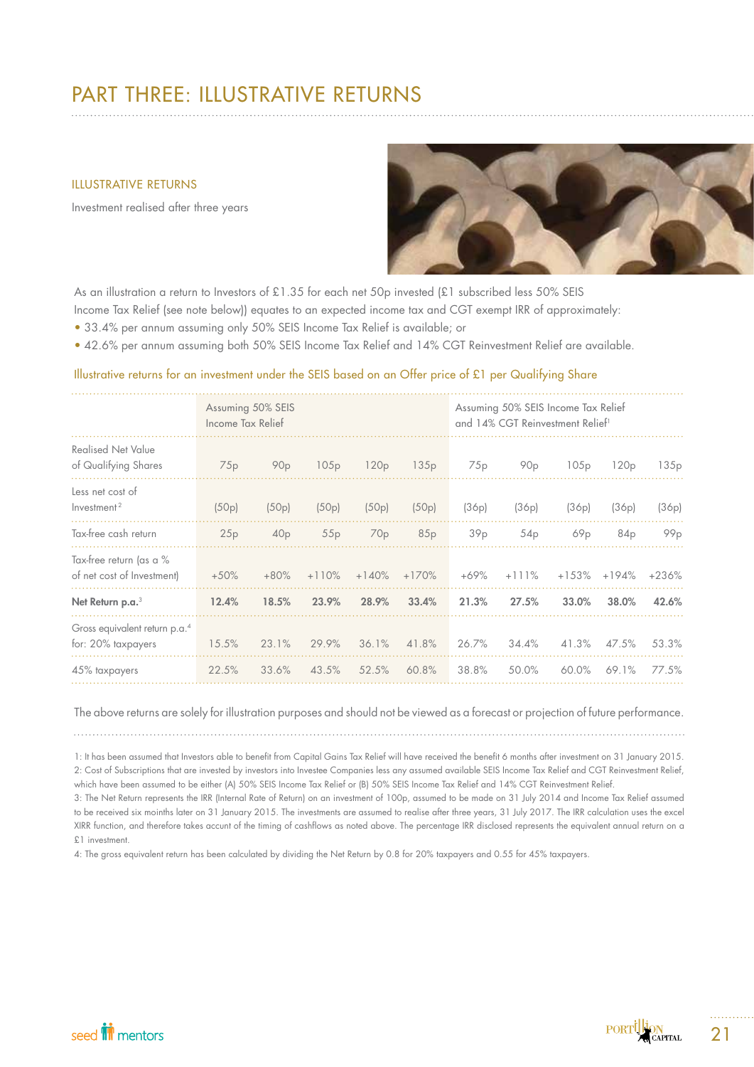# PART THREE: ILLUSTRATIVE RETURNS

## ILLUSTRATIVE RETURNS

Investment realised after three years

As an illustration a return to Investors of £1.35 for each net 50p invested (£1 subscribed less 50% SEIS Income Tax Relief (see note below)) equates to an expected income tax and CGT exempt IRR of approximately:

- 33.4% per annum assuming only 50% SEIS Income Tax Relief is available; or
- 42.6% per annum assuming both 50% SEIS Income Tax Relief and 14% CGT Reinvestment Relief are available.

### Illustrative returns for an investment under the SEIS based on an Offer price of £1 per Qualifying Share

| | Assuming 50% SEIS Income Tax Relief | | | | | Assuming 50% SEIS Income Tax Relief and 14% CGT Reinvestment Relief[1] | | | | |
|---|---|---|---|---|---|---|---|---|---|---|
| Realised Net Value of Qualifying Shares | 75p | 90p | 105p | 120p | 135p | 75p | 90p | 105p | 120p | 135p |
| Less net cost of Investment[2] | (50p) | (50p) | (50p) | (50p) | (50p) | (36p) | (36p) | (36p) | (36p) | (36p) |
| Tax-free cash return | 25p | 40p | 55p | 70p | 85p | 39p | 54p | 69p | 84p | 99p |
| Tax-free return (as a % of net cost of Investment) | +50% | +80% | +110% | +140% | +170% | +69% | +111% | +153% | +194% | +236% |
| **Net Return p.a.**[3] | **12.4%** | **18.5%** | **23.9%** | **28.9%** | **33.4%** | **21.3%** | **27.5%** | **33.0%** | **38.0%** | **42.6%** |
| Gross equivalent return p.a.[4] for: 20% taxpayers | 15.5% | 23.1% | 29.9% | 36.1% | 41.8% | 26.7% | 34.4% | 41.3% | 47.5% | 53.3% |
| 45% taxpayers | 22.5% | 33.6% | 43.5% | 52.5% | 60.8% | 38.8% | 50.0% | 60.0% | 69.1% | 77.5% |

The above returns are solely for illustration purposes and should not be viewed as a forecast or projection of future performance.

1: It has been assumed that Investors able to benefit from Capital Gains Tax Relief will have received the benefit 6 months after investment on 31 January 2015.

2: Cost of Subscriptions that are invested by investors into Investee Companies less any assumed available SEIS Income Tax Relief and CGT Reinvestment Relief, which have been assumed to be either (A) 50% SEIS Income Tax Relief or (B) 50% SEIS Income Tax Relief and 14% CGT Reinvestment Relief.

3: The Net Return represents the IRR (Internal Rate of Return) of an investment of 100p, assumed to be made on 31 July 2014 and Income Tax Relief assumed to be received six moinths later on 31 January 2015. The investments are assumed to realise after three years, 31 July 2017. The IRR calculation uses the excel XIRR function, and therefore takes account of the timing of cashflows as noted above. The percentage IRR disclosed represents the equivalent annual return on a £1 investment.

4: The gross equivalent return has been calculated by dividing the Net Return by 0.8 for 20% taxpayers and 0.55 for 45% taxpayers.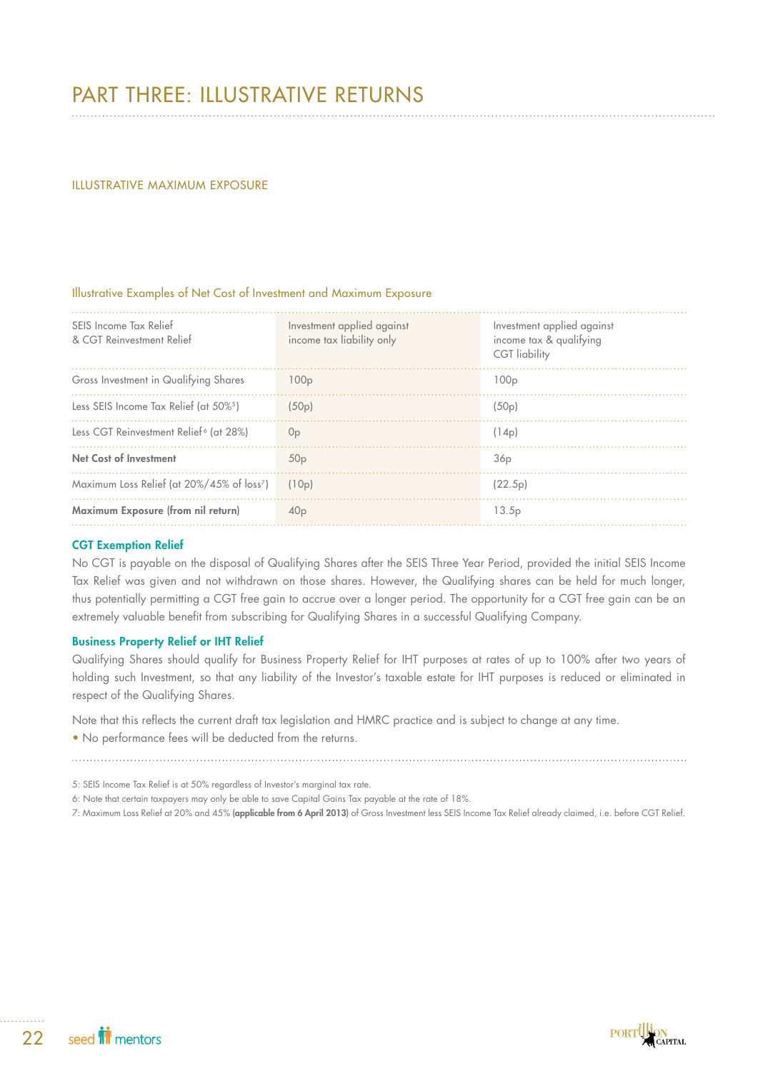# PART THREE: ILLUSTRATIVE RETURNS

## ILLUSTRATIVE MAXIMUM EXPOSURE

Illustrative Examples of Net Cost of Investment and Maximum Exposure

| SEIS Income Tax Relief & CGT Reinvestment Relief | Investment applied against income tax liability only | Investment applied against income tax & qualifying CGT liability |
|---|---|---|
| Gross Investment in Qualifying Shares | 100p | 100p |
| Less SEIS Income Tax Relief (at 50%[5]) | (50p) | (50p) |
| Less CGT Reinvestment Relief[6] (at 28%) | 0p | (14p) |
| **Net Cost of Investment** | 50p | 36p |
| Maximum Loss Relief (at 20%/45% of loss[7]) | (10p) | (22.5p) |
| **Maximum Exposure (from nil return)** | 40p | 13.5p |

**CGT Exemption Relief**

No CGT is payable on the disposal of Qualifying Shares after the SEIS Three Year Period, provided the initial SEIS Income Tax Relief was given and not withdrawn on those shares. However, the Qualifying shares can be held for much longer, thus potentially permitting a CGT free gain to accrue over a longer period. The opportunity for a CGT free gain can be an extremely valuable benefit from subscribing for Qualifying Shares in a successful Qualifying Company.

**Business Property Relief or IHT Relief**

Qualifying Shares should qualify for Business Property Relief for IHT purposes at rates of up to 100% after two years of holding such Investment, so that any liability of the Investor's taxable estate for IHT purposes is reduced or eliminated in respect of the Qualifying Shares.

Note that this reflects the current draft tax legislation and HMRC practice and is subject to change at any time.

- No performance fees will be deducted from the returns.

5: SEIS Income Tax Relief is at 50% regardless of Investor's marginal tax rate.

6: Note that certain taxpayers may only be able to save Capital Gains Tax payable at the rate of 18%.

7: Maximum Loss Relief at 20% and 45% **(applicable from 6 April 2013)** of Gross Investment less SEIS Income Tax Relief already claimed, i.e. before CGT Relief.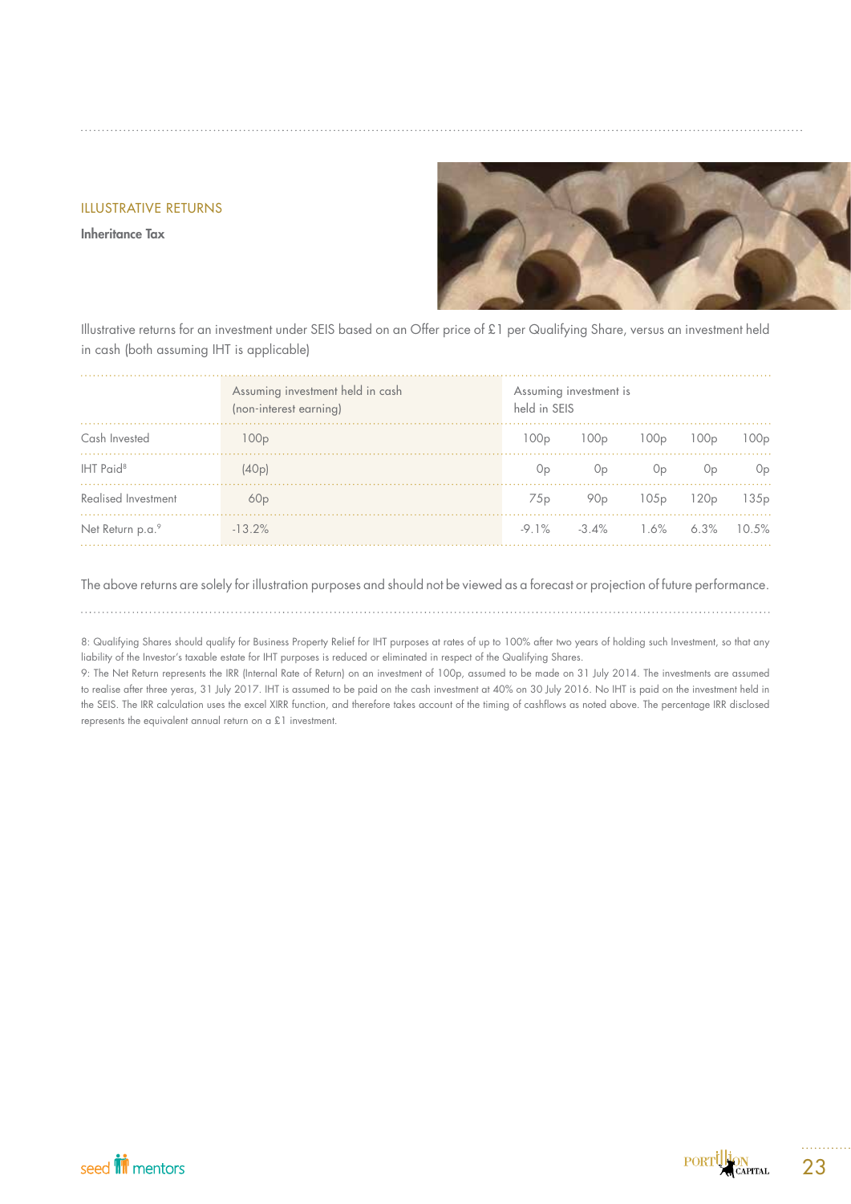## ILLUSTRATIVE RETURNS

**Inheritance Tax**

Illustrative returns for an investment under SEIS based on an Offer price of £1 per Qualifying Share, versus an investment held in cash (both assuming IHT is applicable)

| | Assuming investment held in cash (non-interest earning) | Assuming investment is held in SEIS | | | | |
|---|---|---|---|---|---|---|
| Cash Invested | 100p | 100p | 100p | 100p | 100p | 100p |
| IHT Paid[8] | (40p) | 0p | 0p | 0p | 0p | 0p |
| Realised Investment | 60p | 75p | 90p | 105p | 120p | 135p |
| Net Return p.a.[9] | -13.2% | -9.1% | -3.4% | 1.6% | 6.3% | 10.5% |

The above returns are solely for illustration purposes and should not be viewed as a forecast or projection of future performance.

8: Qualifying Shares should qualify for Business Property Relief for IHT purposes at rates of up to 100% after two years of holding such Investment, so that any liability of the Investor's taxable estate for IHT purposes is reduced or eliminated in respect of the Qualifying Shares.

9: The Net Return represents the IRR (Internal Rate of Return) on an investment of 100p, assumed to be made on 31 July 2014. The investments are assumed to realise after three yeras, 31 July 2017. IHT is assumed to be paid on the cash investment at 40% on 30 July 2016. No IHT is paid on the investment held in the SEIS. The IRR calculation uses the excel XIRR function, and therefore takes account of the timing of cashflows as noted above. The percentage IRR disclosed represents the equivalent annual return on a £1 investment.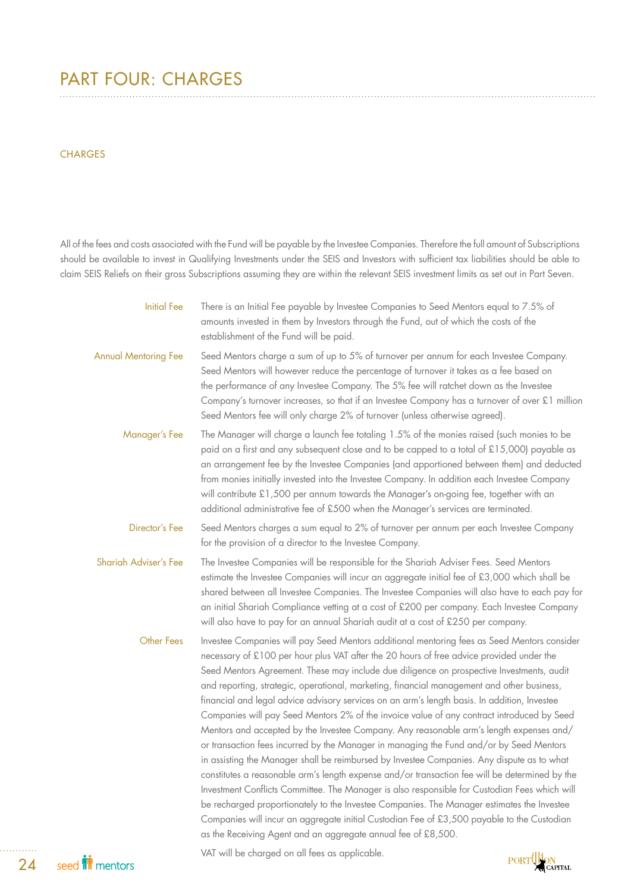# PART FOUR: CHARGES

## CHARGES

All of the fees and costs associated with the Fund will be payable by the Investee Companies. Therefore the full amount of Subscriptions should be available to invest in Qualifying Investments under the SEIS and Investors with sufficient tax liabilities should be able to claim SEIS Reliefs on their gross Subscriptions assuming they are within the relevant SEIS investment limits as set out in Part Seven.

**Initial Fee**
There is an Initial Fee payable by Investee Companies to Seed Mentors equal to 7.5% of amounts invested in them by Investors through the Fund, out of which the costs of the establishment of the Fund will be paid.

**Annual Mentoring Fee**
Seed Mentors charge a sum of up to 5% of turnover per annum for each Investee Company. Seed Mentors will however reduce the percentage of turnover it takes as a fee based on the performance of any Investee Company. The 5% fee will ratchet down as the Investee Company's turnover increases, so that if an Investee Company has a turnover of over £1 million Seed Mentors fee will only charge 2% of turnover (unless otherwise agreed).

**Manager's Fee**
The Manager will charge a launch fee totaling 1.5% of the monies raised (such monies to be paid on a first and any subsequent close and to be capped to a total of £15,000) payable as an arrangement fee by the Investee Companies (and apportioned between them) and deducted from monies initially invested into the Investee Company. In addition each Investee Company will contribute £1,500 per annum towards the Manager's on-going fee, together with an additional administrative fee of £500 when the Manager's services are terminated.

**Director's Fee**
Seed Mentors charges a sum equal to 2% of turnover per annum per each Investee Company for the provision of a director to the Investee Company.

**Shariah Adviser's Fee**
The Investee Companies will be responsible for the Shariah Adviser Fees. Seed Mentors estimate the Investee Companies will incur an aggregate initial fee of £3,000 which shall be shared between all Investee Companies. The Investee Companies will also have to each pay for an initial Shariah Compliance vetting at a cost of £200 per company. Each Investee Company will also have to pay for an annual Shariah audit at a cost of £250 per company.

**Other Fees**
Investee Companies will pay Seed Mentors additional mentoring fees as Seed Mentors consider necessary of £100 per hour plus VAT after the 20 hours of free advice provided under the Seed Mentors Agreement. These may include due diligence on prospective Investments, audit and reporting, strategic, operational, marketing, financial management and other business, financial and legal advice advisory services on an arm's length basis. In addition, Investee Companies will pay Seed Mentors 2% of the invoice value of any contract introduced by Seed Mentors and accepted by the Investee Company. Any reasonable arm's length expenses and/or transaction fees incurred by the Manager in managing the Fund and/or by Seed Mentors in assisting the Manager shall be reimbursed by Investee Companies. Any dispute as to what constitutes a reasonable arm's length expense and/or transaction fee will be determined by the Investment Conflicts Committee. The Manager is also responsible for Custodian Fees which will be recharged proportionately to the Investee Companies. The Manager estimates the Investee Companies will incur an aggregate initial Custodian Fee of £3,500 payable to the Custodian as the Receiving Agent and an aggregate annual fee of £8,500.

VAT will be charged on all fees as applicable.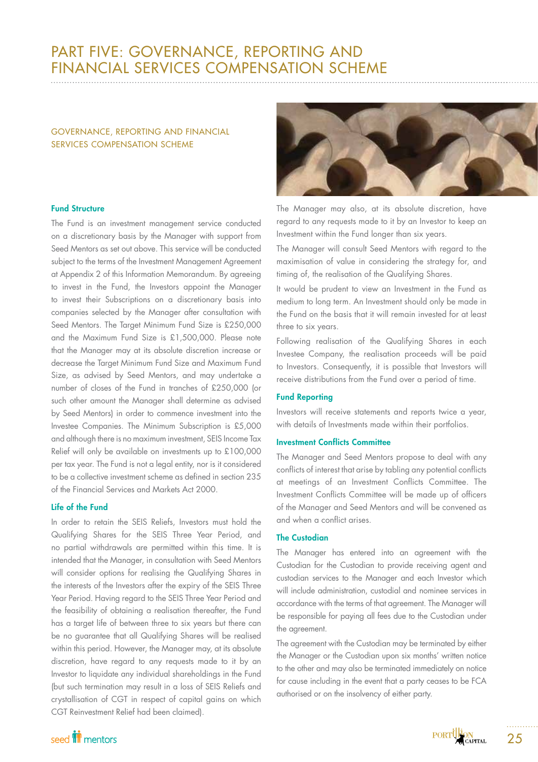# PART FIVE: GOVERNANCE, REPORTING AND FINANCIAL SERVICES COMPENSATION SCHEME

## GOVERNANCE, REPORTING AND FINANCIAL SERVICES COMPENSATION SCHEME

### Fund Structure

The Fund is an investment management service conducted on a discretionary basis by the Manager with support from Seed Mentors as set out above. This service will be conducted subject to the terms of the Investment Management Agreement at Appendix 2 of this Information Memorandum. By agreeing to invest in the Fund, the Investors appoint the Manager to invest their Subscriptions on a discretionary basis into companies selected by the Manager after consultation with Seed Mentors. The Target Minimum Fund Size is £250,000 and the Maximum Fund Size is £1,500,000. Please note that the Manager may at its absolute discretion increase or decrease the Target Minimum Fund Size and Maximum Fund Size, as advised by Seed Mentors, and may undertake a number of closes of the Fund in tranches of £250,000 (or such other amount the Manager shall determine as advised by Seed Mentors) in order to commence investment into the Investee Companies. The Minimum Subscription is £5,000 and although there is no maximum investment, SEIS Income Tax Relief will only be available on investments up to £100,000 per tax year. The Fund is not a legal entity, nor is it considered to be a collective investment scheme as defined in section 235 of the Financial Services and Markets Act 2000.

### Life of the Fund

In order to retain the SEIS Reliefs, Investors must hold the Qualifying Shares for the SEIS Three Year Period, and no partial withdrawals are permitted within this time. It is intended that the Manager, in consultation with Seed Mentors will consider options for realising the Qualifying Shares in the interests of the Investors after the expiry of the SEIS Three Year Period. Having regard to the SEIS Three Year Period and the feasibility of obtaining a realisation thereafter, the Fund has a target life of between three to six years but there can be no guarantee that all Qualifying Shares will be realised within this period. However, the Manager may, at its absolute discretion, have regard to any requests made to it by an Investor to liquidate any individual shareholdings in the Fund (but such termination may result in a loss of SEIS Reliefs and crystallisation of CGT in respect of capital gains on which CGT Reinvestment Relief had been claimed).

The Manager may also, at its absolute discretion, have regard to any requests made to it by an Investor to keep an Investment within the Fund longer than six years.

The Manager will consult Seed Mentors with regard to the maximisation of value in considering the strategy for, and timing of, the realisation of the Qualifying Shares.

It would be prudent to view an Investment in the Fund as medium to long term. An Investment should only be made in the Fund on the basis that it will remain invested for at least three to six years.

Following realisation of the Qualifying Shares in each Investee Company, the realisation proceeds will be paid to Investors. Consequently, it is possible that Investors will receive distributions from the Fund over a period of time.

### Fund Reporting

Investors will receive statements and reports twice a year, with details of Investments made within their portfolios.

### Investment Conflicts Committee

The Manager and Seed Mentors propose to deal with any conflicts of interest that arise by tabling any potential conflicts at meetings of an Investment Conflicts Committee. The Investment Conflicts Committee will be made up of officers of the Manager and Seed Mentors and will be convened as and when a conflict arises.

### The Custodian

The Manager has entered into an agreement with the Custodian for the Custodian to provide receiving agent and custodian services to the Manager and each Investor which will include administration, custodial and nominee services in accordance with the terms of that agreement. The Manager will be responsible for paying all fees due to the Custodian under the agreement.

The agreement with the Custodian may be terminated by either the Manager or the Custodian upon six months' written notice to the other and may also be terminated immediately on notice for cause including in the event that a party ceases to be FCA authorised or on the insolvency of either party.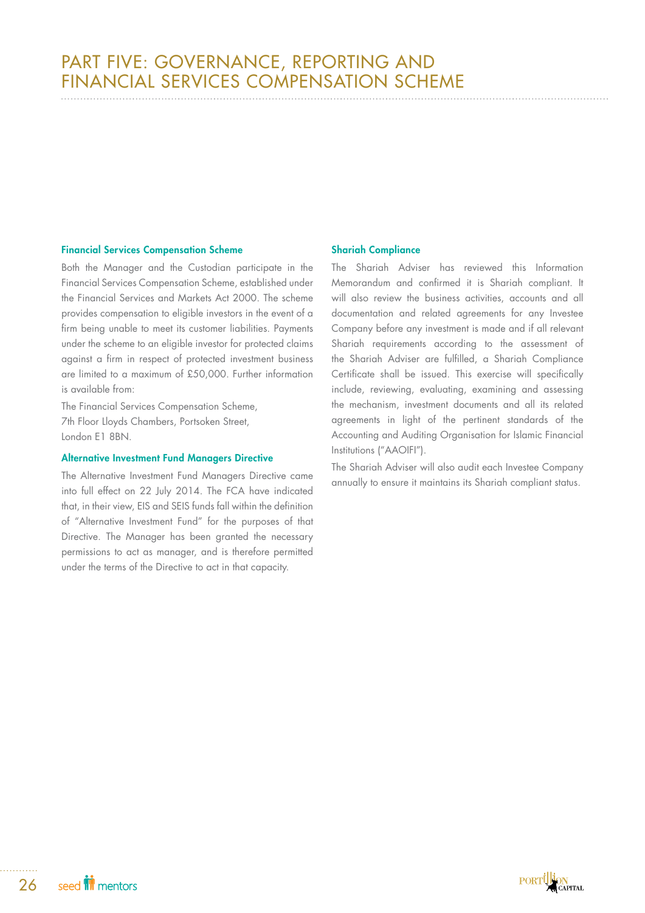# PART FIVE: GOVERNANCE, REPORTING AND FINANCIAL SERVICES COMPENSATION SCHEME

### Financial Services Compensation Scheme

Both the Manager and the Custodian participate in the Financial Services Compensation Scheme, established under the Financial Services and Markets Act 2000. The scheme provides compensation to eligible investors in the event of a firm being unable to meet its customer liabilities. Payments under the scheme to an eligible investor for protected claims against a firm in respect of protected investment business are limited to a maximum of £50,000. Further information is available from:

The Financial Services Compensation Scheme,
7th Floor Lloyds Chambers, Portsoken Street,
London E1 8BN.

### Alternative Investment Fund Managers Directive

The Alternative Investment Fund Managers Directive came into full effect on 22 July 2014. The FCA have indicated that, in their view, EIS and SEIS funds fall within the definition of "Alternative Investment Fund" for the purposes of that Directive. The Manager has been granted the necessary permissions to act as manager, and is therefore permitted under the terms of the Directive to act in that capacity.

### Shariah Compliance

The Shariah Adviser has reviewed this Information Memorandum and confirmed it is Shariah compliant. It will also review the business activities, accounts and all documentation and related agreements for any Investee Company before any investment is made and if all relevant Shariah requirements according to the assessment of the Shariah Adviser are fulfilled, a Shariah Compliance Certificate shall be issued. This exercise will specifically include, reviewing, evaluating, examining and assessing the mechanism, investment documents and all its related agreements in light of the pertinent standards of the Accounting and Auditing Organisation for Islamic Financial Institutions ("AAOIFI").

The Shariah Adviser will also audit each Investee Company annually to ensure it maintains its Shariah compliant status.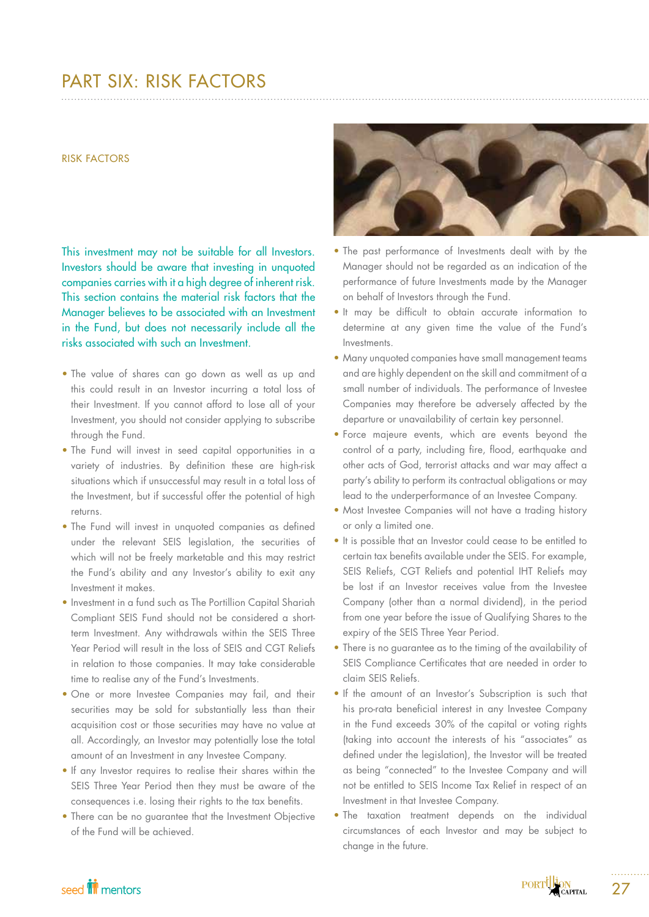# PART SIX: RISK FACTORS

## RISK FACTORS

This investment may not be suitable for all Investors. Investors should be aware that investing in unquoted companies carries with it a high degree of inherent risk. This section contains the material risk factors that the Manager believes to be associated with an Investment in the Fund, but does not necessarily include all the risks associated with such an Investment.

- The value of shares can go down as well as up and this could result in an Investor incurring a total loss of their Investment. If you cannot afford to lose all of your Investment, you should not consider applying to subscribe through the Fund.
- The Fund will invest in seed capital opportunities in a variety of industries. By definition these are high-risk situations which if unsuccessful may result in a total loss of the Investment, but if successful offer the potential of high returns.
- The Fund will invest in unquoted companies as defined under the relevant SEIS legislation, the securities of which will not be freely marketable and this may restrict the Fund's ability and any Investor's ability to exit any Investment it makes.
- Investment in a fund such as The Portillion Capital Shariah Compliant SEIS Fund should not be considered a short-term Investment. Any withdrawals within the SEIS Three Year Period will result in the loss of SEIS and CGT Reliefs in relation to those companies. It may take considerable time to realise any of the Fund's Investments.
- One or more Investee Companies may fail, and their securities may be sold for substantially less than their acquisition cost or those securities may have no value at all. Accordingly, an Investor may potentially lose the total amount of an Investment in any Investee Company.
- If any Investor requires to realise their shares within the SEIS Three Year Period then they must be aware of the consequences i.e. losing their rights to the tax benefits.
- There can be no guarantee that the Investment Objective of the Fund will be achieved.
- The past performance of Investments dealt with by the Manager should not be regarded as an indication of the performance of future Investments made by the Manager on behalf of Investors through the Fund.
- It may be difficult to obtain accurate information to determine at any given time the value of the Fund's Investments.
- Many unquoted companies have small management teams and are highly dependent on the skill and commitment of a small number of individuals. The performance of Investee Companies may therefore be adversely affected by the departure or unavailability of certain key personnel.
- Force majeure events, which are events beyond the control of a party, including fire, flood, earthquake and other acts of God, terrorist attacks and war may affect a party's ability to perform its contractual obligations or may lead to the underperformance of an Investee Company.
- Most Investee Companies will not have a trading history or only a limited one.
- It is possible that an Investor could cease to be entitled to certain tax benefits available under the SEIS. For example, SEIS Reliefs, CGT Reliefs and potential IHT Reliefs may be lost if an Investor receives value from the Investee Company (other than a normal dividend), in the period from one year before the issue of Qualifying Shares to the expiry of the SEIS Three Year Period.
- There is no guarantee as to the timing of the availability of SEIS Compliance Certificates that are needed in order to claim SEIS Reliefs.
- If the amount of an Investor's Subscription is such that his pro-rata beneficial interest in any Investee Company in the Fund exceeds 30% of the capital or voting rights (taking into account the interests of his "associates" as defined under the legislation), the Investor will be treated as being "connected" to the Investee Company and will not be entitled to SEIS Income Tax Relief in respect of an Investment in that Investee Company.
- The taxation treatment depends on the individual circumstances of each Investor and may be subject to change in the future.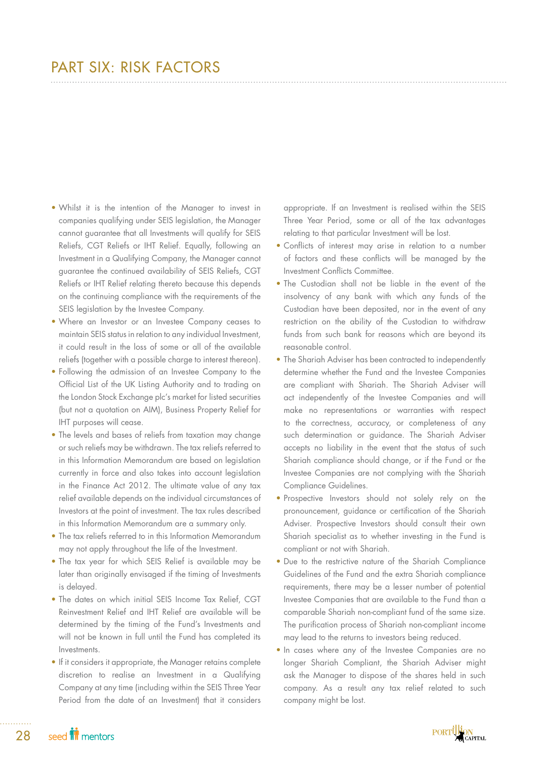# PART SIX: RISK FACTORS

- Whilst it is the intention of the Manager to invest in companies qualifying under SEIS legislation, the Manager cannot guarantee that all Investments will qualify for SEIS Reliefs, CGT Reliefs or IHT Relief. Equally, following an Investment in a Qualifying Company, the Manager cannot guarantee the continued availability of SEIS Reliefs, CGT Reliefs or IHT Relief relating thereto because this depends on the continuing compliance with the requirements of the SEIS legislation by the Investee Company.
- Where an Investor or an Investee Company ceases to maintain SEIS status in relation to any individual Investment, it could result in the loss of some or all of the available reliefs (together with a possible charge to interest thereon).
- Following the admission of an Investee Company to the Official List of the UK Listing Authority and to trading on the London Stock Exchange plc's market for listed securities (but not a quotation on AIM), Business Property Relief for IHT purposes will cease.
- The levels and bases of reliefs from taxation may change or such reliefs may be withdrawn. The tax reliefs referred to in this Information Memorandum are based on legislation currently in force and also takes into account legislation in the Finance Act 2012. The ultimate value of any tax relief available depends on the individual circumstances of Investors at the point of investment. The tax rules described in this Information Memorandum are a summary only.
- The tax reliefs referred to in this Information Memorandum may not apply throughout the life of the Investment.
- The tax year for which SEIS Relief is available may be later than originally envisaged if the timing of Investments is delayed.
- The dates on which initial SEIS Income Tax Relief, CGT Reinvestment Relief and IHT Relief are available will be determined by the timing of the Fund's Investments and will not be known in full until the Fund has completed its Investments.
- If it considers it appropriate, the Manager retains complete discretion to realise an Investment in a Qualifying Company at any time (including within the SEIS Three Year Period from the date of an Investment) that it considers appropriate. If an Investment is realised within the SEIS Three Year Period, some or all of the tax advantages relating to that particular Investment will be lost.
- Conflicts of interest may arise in relation to a number of factors and these conflicts will be managed by the Investment Conflicts Committee.
- The Custodian shall not be liable in the event of the insolvency of any bank with which any funds of the Custodian have been deposited, nor in the event of any restriction on the ability of the Custodian to withdraw funds from such bank for reasons which are beyond its reasonable control.
- The Shariah Adviser has been contracted to independently determine whether the Fund and the Investee Companies are compliant with Shariah. The Shariah Adviser will act independently of the Investee Companies and will make no representations or warranties with respect to the correctness, accuracy, or completeness of any such determination or guidance. The Shariah Adviser accepts no liability in the event that the status of such Shariah compliance should change, or if the Fund or the Investee Companies are not complying with the Shariah Compliance Guidelines.
- Prospective Investors should not solely rely on the pronouncement, guidance or certification of the Shariah Adviser. Prospective Investors should consult their own Shariah specialist as to whether investing in the Fund is compliant or not with Shariah.
- Due to the restrictive nature of the Shariah Compliance Guidelines of the Fund and the extra Shariah compliance requirements, there may be a lesser number of potential Investee Companies that are available to the Fund than a comparable Shariah non-compliant fund of the same size. The purification process of Shariah non-compliant income may lead to the returns to investors being reduced.
- In cases where any of the Investee Companies are no longer Shariah Compliant, the Shariah Adviser might ask the Manager to dispose of the shares held in such company. As a result any tax relief related to such company might be lost.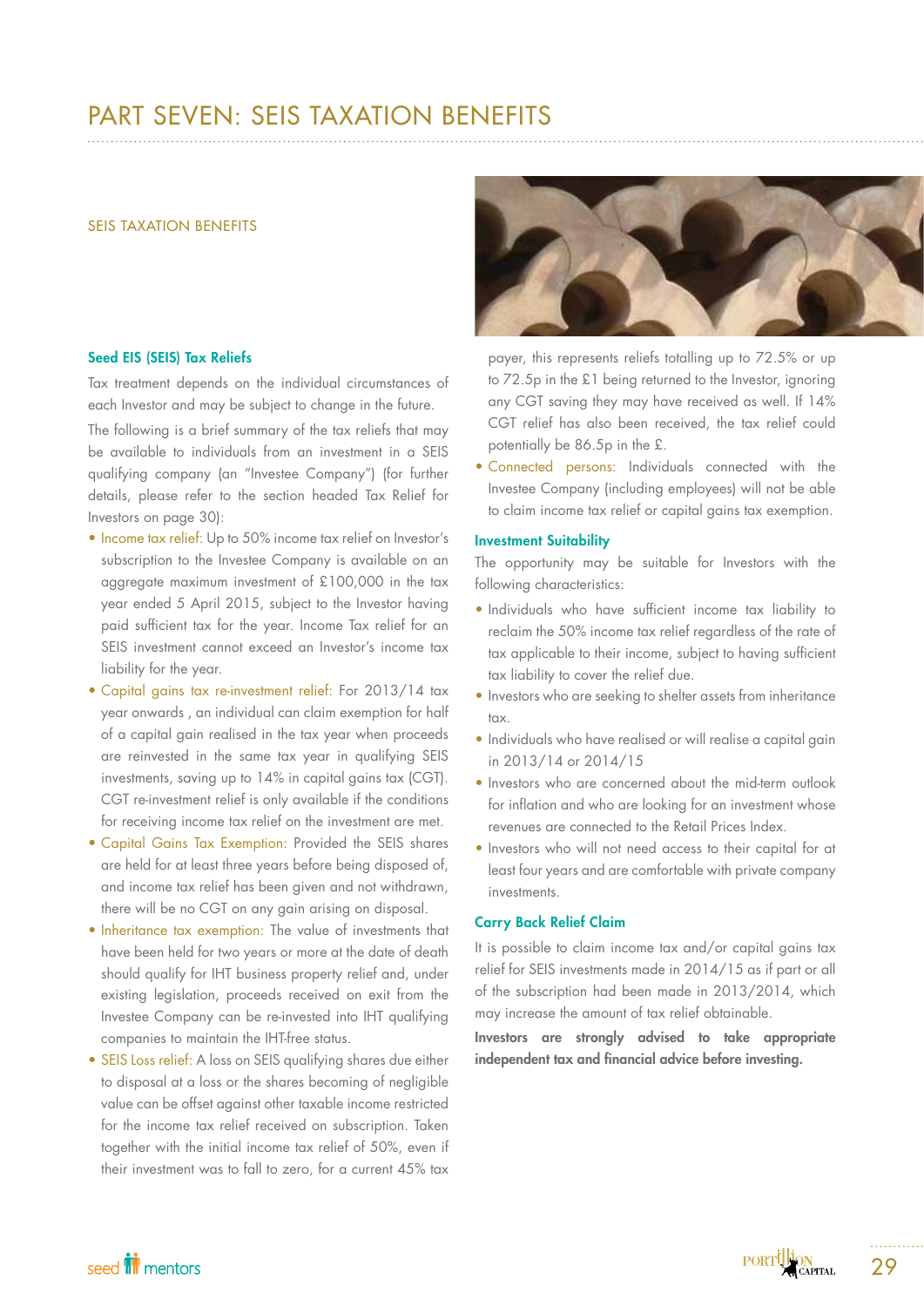# PART SEVEN: SEIS TAXATION BENEFITS

## SEIS TAXATION BENEFITS

### Seed EIS (SEIS) Tax Reliefs

Tax treatment depends on the individual circumstances of each Investor and may be subject to change in the future.

The following is a brief summary of the tax reliefs that may be available to individuals from an investment in a SEIS qualifying company (an "Investee Company") (for further details, please refer to the section headed Tax Relief for Investors on page 30):

- Income tax relief: Up to 50% income tax relief on Investor's subscription to the Investee Company is available on an aggregate maximum investment of £100,000 in the tax year ended 5 April 2015, subject to the Investor having paid sufficient tax for the year. Income Tax relief for an SEIS investment cannot exceed an Investor's income tax liability for the year.
- Capital gains tax re-investment relief: For 2013/14 tax year onwards , an individual can claim exemption for half of a capital gain realised in the tax year when proceeds are reinvested in the same tax year in qualifying SEIS investments, saving up to 14% in capital gains tax (CGT). CGT re-investment relief is only available if the conditions for receiving income tax relief on the investment are met.
- Capital Gains Tax Exemption: Provided the SEIS shares are held for at least three years before being disposed of, and income tax relief has been given and not withdrawn, there will be no CGT on any gain arising on disposal.
- Inheritance tax exemption: The value of investments that have been held for two years or more at the date of death should qualify for IHT business property relief and, under existing legislation, proceeds received on exit from the Investee Company can be re-invested into IHT qualifying companies to maintain the IHT-free status.
- SEIS Loss relief: A loss on SEIS qualifying shares due either to disposal at a loss or the shares becoming of negligible value can be offset against other taxable income restricted for the income tax relief received on subscription. Taken together with the initial income tax relief of 50%, even if their investment was to fall to zero, for a current 45% tax payer, this represents reliefs totalling up to 72.5% or up to 72.5p in the £1 being returned to the Investor, ignoring any CGT saving they may have received as well. If 14% CGT relief has also been received, the tax relief could potentially be 86.5p in the £.
- Connected persons: Individuals connected with the Investee Company (including employees) will not be able to claim income tax relief or capital gains tax exemption.

### Investment Suitability

The opportunity may be suitable for Investors with the following characteristics:

- Individuals who have sufficient income tax liability to reclaim the 50% income tax relief regardless of the rate of tax applicable to their income, subject to having sufficient tax liability to cover the relief due.
- Investors who are seeking to shelter assets from inheritance tax.
- Individuals who have realised or will realise a capital gain in 2013/14 or 2014/15
- Investors who are concerned about the mid-term outlook for inflation and who are looking for an investment whose revenues are connected to the Retail Prices Index.
- Investors who will not need access to their capital for at least four years and are comfortable with private company investments.

### Carry Back Relief Claim

It is possible to claim income tax and/or capital gains tax relief for SEIS investments made in 2014/15 as if part or all of the subscription had been made in 2013/2014, which may increase the amount of tax relief obtainable.

**Investors are strongly advised to take appropriate independent tax and financial advice before investing.**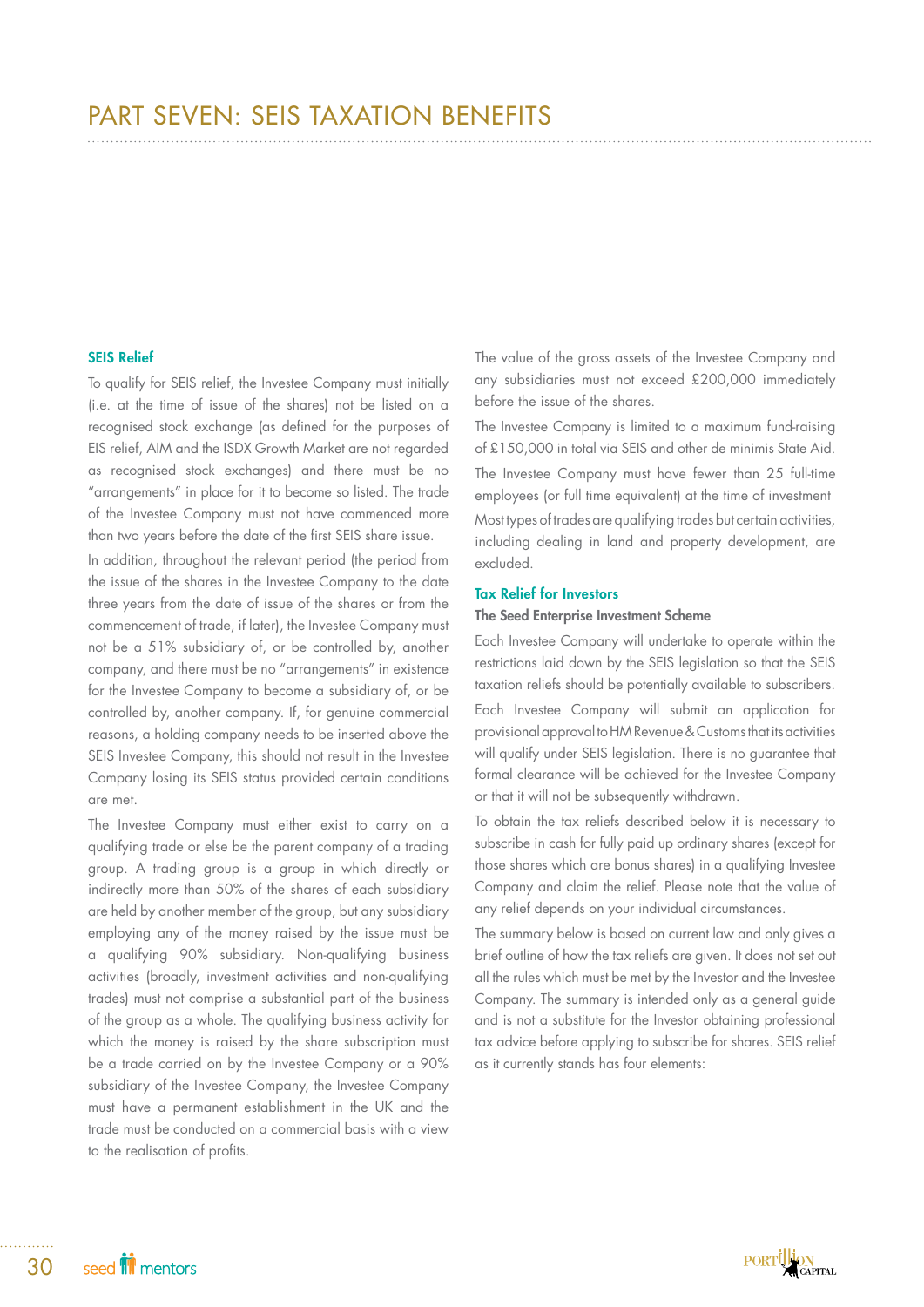# PART SEVEN: SEIS TAXATION BENEFITS

### SEIS Relief

To qualify for SEIS relief, the Investee Company must initially (i.e. at the time of issue of the shares) not be listed on a recognised stock exchange (as defined for the purposes of EIS relief, AIM and the ISDX Growth Market are not regarded as recognised stock exchanges) and there must be no "arrangements" in place for it to become so listed. The trade of the Investee Company must not have commenced more than two years before the date of the first SEIS share issue.

In addition, throughout the relevant period (the period from the issue of the shares in the Investee Company to the date three years from the date of issue of the shares or from the commencement of trade, if later), the Investee Company must not be a 51% subsidiary of, or be controlled by, another company, and there must be no "arrangements" in existence for the Investee Company to become a subsidiary of, or be controlled by, another company. If, for genuine commercial reasons, a holding company needs to be inserted above the SEIS Investee Company, this should not result in the Investee Company losing its SEIS status provided certain conditions are met.

The Investee Company must either exist to carry on a qualifying trade or else be the parent company of a trading group. A trading group is a group in which directly or indirectly more than 50% of the shares of each subsidiary are held by another member of the group, but any subsidiary employing any of the money raised by the issue must be a qualifying 90% subsidiary. Non-qualifying business activities (broadly, investment activities and non-qualifying trades) must not comprise a substantial part of the business of the group as a whole. The qualifying business activity for which the money is raised by the share subscription must be a trade carried on by the Investee Company or a 90% subsidiary of the Investee Company, the Investee Company must have a permanent establishment in the UK and the trade must be conducted on a commercial basis with a view to the realisation of profits.

The value of the gross assets of the Investee Company and any subsidiaries must not exceed £200,000 immediately before the issue of the shares.

The Investee Company is limited to a maximum fund-raising of £150,000 in total via SEIS and other de minimis State Aid.

The Investee Company must have fewer than 25 full-time employees (or full time equivalent) at the time of investment

Most types of trades are qualifying trades but certain activities, including dealing in land and property development, are excluded.

### Tax Relief for Investors

#### The Seed Enterprise Investment Scheme

Each Investee Company will undertake to operate within the restrictions laid down by the SEIS legislation so that the SEIS taxation reliefs should be potentially available to subscribers.

Each Investee Company will submit an application for provisional approval to HM Revenue & Customs that its activities will qualify under SEIS legislation. There is no guarantee that formal clearance will be achieved for the Investee Company or that it will not be subsequently withdrawn.

To obtain the tax reliefs described below it is necessary to subscribe in cash for fully paid up ordinary shares (except for those shares which are bonus shares) in a qualifying Investee Company and claim the relief. Please note that the value of any relief depends on your individual circumstances.

The summary below is based on current law and only gives a brief outline of how the tax reliefs are given. It does not set out all the rules which must be met by the Investor and the Investee Company. The summary is intended only as a general guide and is not a substitute for the Investor obtaining professional tax advice before applying to subscribe for shares. SEIS relief as it currently stands has four elements: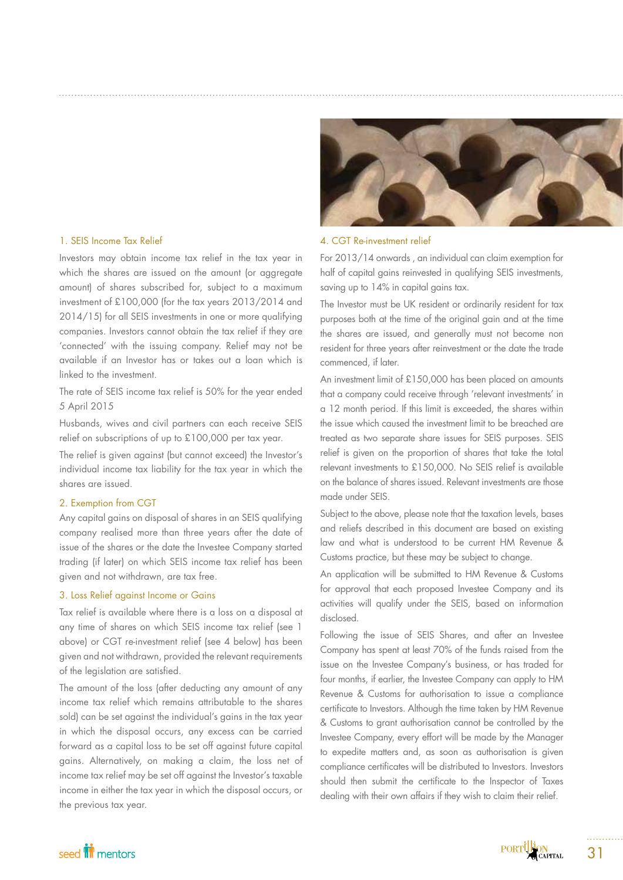### 1. SEIS Income Tax Relief

Investors may obtain income tax relief in the tax year in which the shares are issued on the amount (or aggregate amount) of shares subscribed for, subject to a maximum investment of £100,000 (for the tax years 2013/2014 and 2014/15) for all SEIS investments in one or more qualifying companies. Investors cannot obtain the tax relief if they are 'connected' with the issuing company. Relief may not be available if an Investor has or takes out a loan which is linked to the investment.

The rate of SEIS income tax relief is 50% for the year ended 5 April 2015

Husbands, wives and civil partners can each receive SEIS relief on subscriptions of up to £100,000 per tax year.

The relief is given against (but cannot exceed) the Investor's individual income tax liability for the tax year in which the shares are issued.

### 2. Exemption from CGT

Any capital gains on disposal of shares in an SEIS qualifying company realised more than three years after the date of issue of the shares or the date the Investee Company started trading (if later) on which SEIS income tax relief has been given and not withdrawn, are tax free.

### 3. Loss Relief against Income or Gains

Tax relief is available where there is a loss on a disposal at any time of shares on which SEIS income tax relief (see 1 above) or CGT re-investment relief (see 4 below) has been given and not withdrawn, provided the relevant requirements of the legislation are satisfied.

The amount of the loss (after deducting any amount of any income tax relief which remains attributable to the shares sold) can be set against the individual's gains in the tax year in which the disposal occurs, any excess can be carried forward as a capital loss to be set off against future capital gains. Alternatively, on making a claim, the loss net of income tax relief may be set off against the Investor's taxable income in either the tax year in which the disposal occurs, or the previous tax year.

### 4. CGT Re-investment relief

For 2013/14 onwards , an individual can claim exemption for half of capital gains reinvested in qualifying SEIS investments, saving up to 14% in capital gains tax.

The Investor must be UK resident or ordinarily resident for tax purposes both at the time of the original gain and at the time the shares are issued, and generally must not become non resident for three years after reinvestment or the date the trade commenced, if later.

An investment limit of £150,000 has been placed on amounts that a company could receive through 'relevant investments' in a 12 month period. If this limit is exceeded, the shares within the issue which caused the investment limit to be breached are treated as two separate share issues for SEIS purposes. SEIS relief is given on the proportion of shares that take the total relevant investments to £150,000. No SEIS relief is available on the balance of shares issued. Relevant investments are those made under SEIS.

Subject to the above, please note that the taxation levels, bases and reliefs described in this document are based on existing law and what is understood to be current HM Revenue & Customs practice, but these may be subject to change.

An application will be submitted to HM Revenue & Customs for approval that each proposed Investee Company and its activities will qualify under the SEIS, based on information disclosed.

Following the issue of SEIS Shares, and after an Investee Company has spent at least 70% of the funds raised from the issue on the Investee Company's business, or has traded for four months, if earlier, the Investee Company can apply to HM Revenue & Customs for authorisation to issue a compliance certificate to Investors. Although the time taken by HM Revenue & Customs to grant authorisation cannot be controlled by the Investee Company, every effort will be made by the Manager to expedite matters and, as soon as authorisation is given compliance certificates will be distributed to Investors. Investors should then submit the certificate to the Inspector of Taxes dealing with their own affairs if they wish to claim their relief.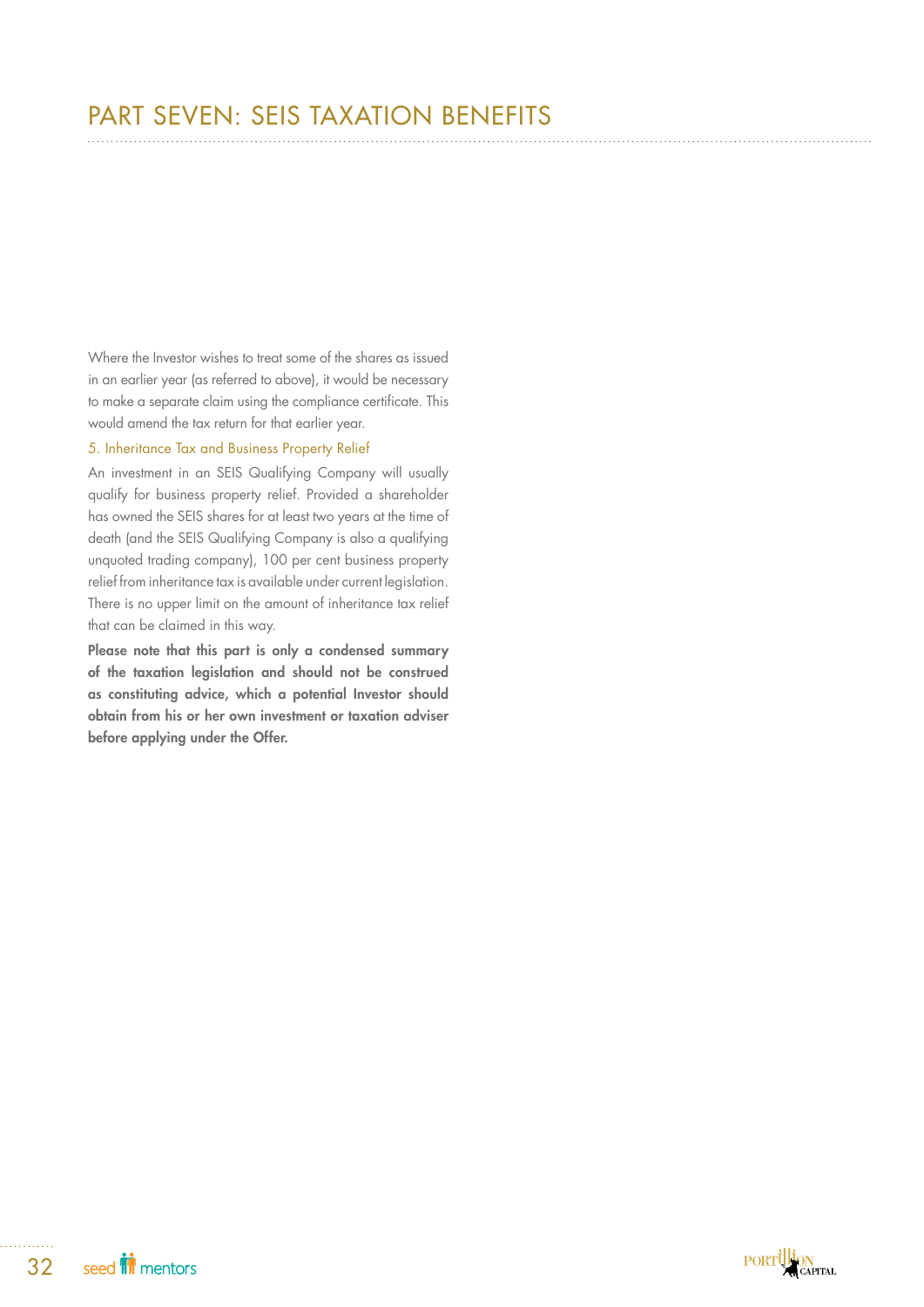# PART SEVEN: SEIS TAXATION BENEFITS

Where the Investor wishes to treat some of the shares as issued in an earlier year (as referred to above), it would be necessary to make a separate claim using the compliance certificate. This would amend the tax return for that earlier year.

### 5. Inheritance Tax and Business Property Relief

An investment in an SEIS Qualifying Company will usually qualify for business property relief. Provided a shareholder has owned the SEIS shares for at least two years at the time of death (and the SEIS Qualifying Company is also a qualifying unquoted trading company), 100 per cent business property relief from inheritance tax is available under current legislation. There is no upper limit on the amount of inheritance tax relief that can be claimed in this way.

**Please note that this part is only a condensed summary of the taxation legislation and should not be construed as constituting advice, which a potential Investor should obtain from his or her own investment or taxation adviser before applying under the Offer.**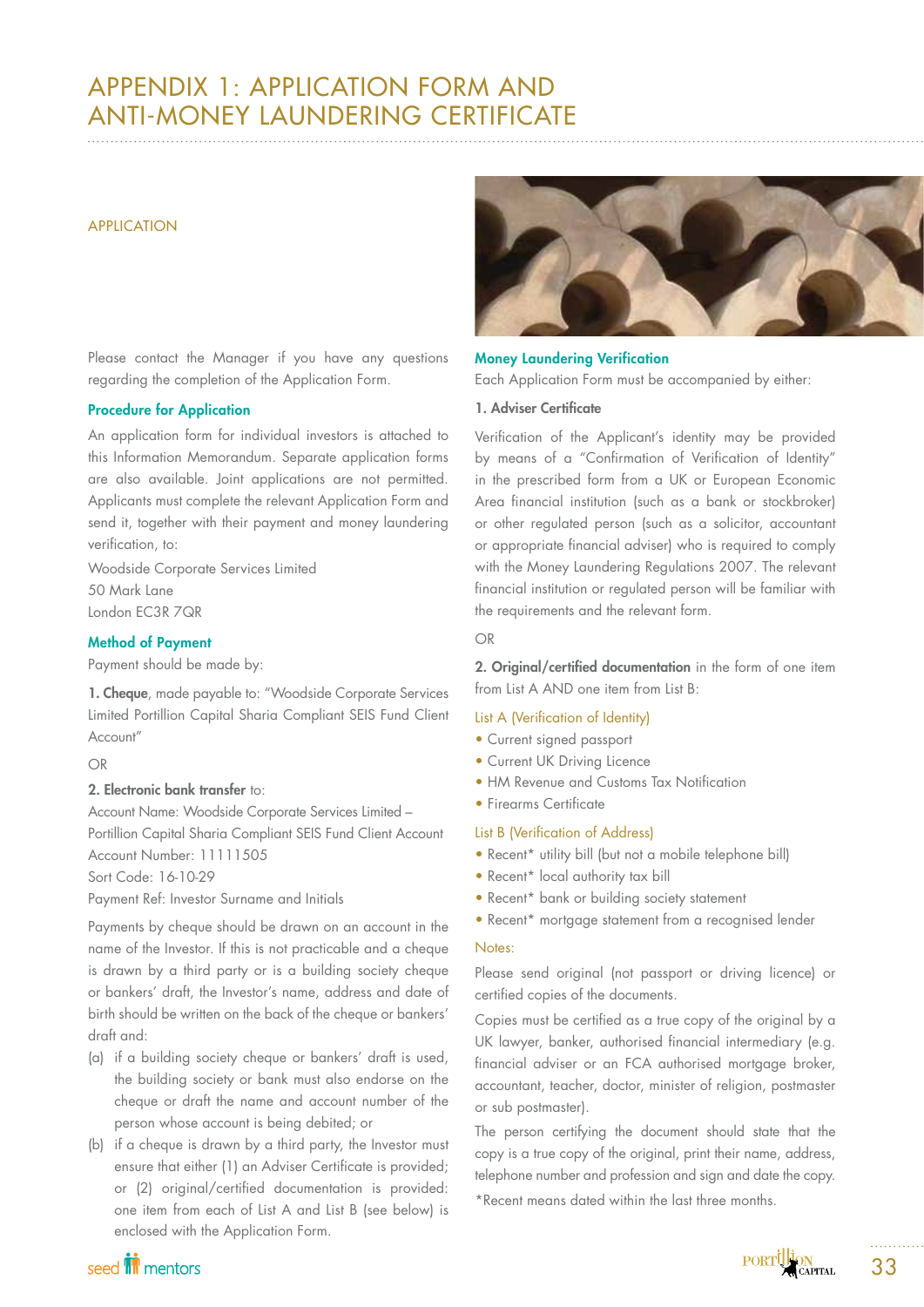# APPENDIX 1: APPLICATION FORM AND ANTI-MONEY LAUNDERING CERTIFICATE

## APPLICATION

Please contact the Manager if you have any questions regarding the completion of the Application Form.

### Procedure for Application

An application form for individual investors is attached to this Information Memorandum. Separate application forms are also available. Joint applications are not permitted. Applicants must complete the relevant Application Form and send it, together with their payment and money laundering verification, to:

Woodside Corporate Services Limited
50 Mark Lane
London EC3R 7QR

### Method of Payment

Payment should be made by:

**1. Cheque**, made payable to: "Woodside Corporate Services Limited Portillion Capital Sharia Compliant SEIS Fund Client Account"

OR

**2. Electronic bank transfer** to:

Account Name: Woodside Corporate Services Limited – Portillion Capital Sharia Compliant SEIS Fund Client Account
Account Number: 11111505
Sort Code: 16-10-29
Payment Ref: Investor Surname and Initials

Payments by cheque should be drawn on an account in the name of the Investor. If this is not practicable and a cheque is drawn by a third party or is a building society cheque or bankers' draft, the Investor's name, address and date of birth should be written on the back of the cheque or bankers' draft and:

(a) if a building society cheque or bankers' draft is used, the building society or bank must also endorse on the cheque or draft the name and account number of the person whose account is being debited; or

(b) if a cheque is drawn by a third party, the Investor must ensure that either (1) an Adviser Certificate is provided; or (2) original/certified documentation is provided: one item from each of List A and List B (see below) is enclosed with the Application Form.

### Money Laundering Verification

Each Application Form must be accompanied by either:

**1. Adviser Certificate**

Verification of the Applicant's identity may be provided by means of a "Confirmation of Verification of Identity" in the prescribed form from a UK or European Economic Area financial institution (such as a bank or stockbroker) or other regulated person (such as a solicitor, accountant or appropriate financial adviser) who is required to comply with the Money Laundering Regulations 2007. The relevant financial institution or regulated person will be familiar with the requirements and the relevant form.

OR

**2. Original/certified documentation** in the form of one item from List A AND one item from List B:

List A (Verification of Identity)

- Current signed passport
- Current UK Driving Licence
- HM Revenue and Customs Tax Notification
- Firearms Certificate

List B (Verification of Address)

- Recent* utility bill (but not a mobile telephone bill)
- Recent* local authority tax bill
- Recent* bank or building society statement
- Recent* mortgage statement from a recognised lender

Notes:

Please send original (not passport or driving licence) or certified copies of the documents.

Copies must be certified as a true copy of the original by a UK lawyer, banker, authorised financial intermediary (e.g. financial adviser or an FCA authorised mortgage broker, accountant, teacher, doctor, minister of religion, postmaster or sub postmaster).

The person certifying the document should state that the copy is a true copy of the original, print their name, address, telephone number and profession and sign and date the copy.

*Recent means dated within the last three months.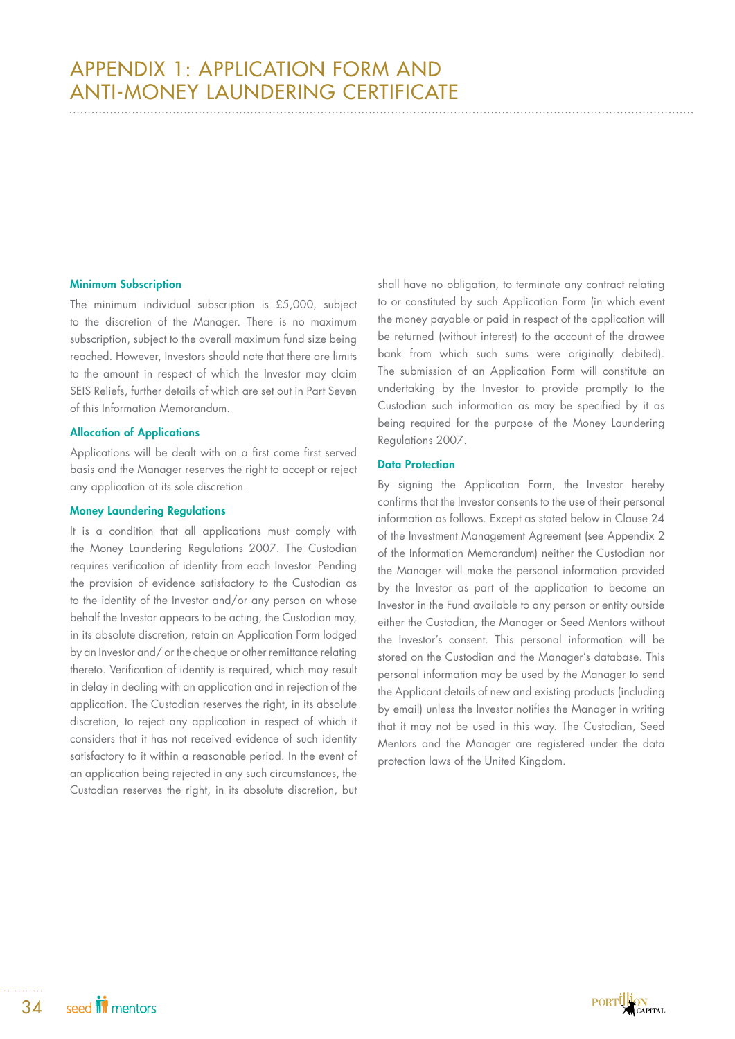# APPENDIX 1: APPLICATION FORM AND ANTI-MONEY LAUNDERING CERTIFICATE

### Minimum Subscription

The minimum individual subscription is £5,000, subject to the discretion of the Manager. There is no maximum subscription, subject to the overall maximum fund size being reached. However, Investors should note that there are limits to the amount in respect of which the Investor may claim SEIS Reliefs, further details of which are set out in Part Seven of this Information Memorandum.

### Allocation of Applications

Applications will be dealt with on a first come first served basis and the Manager reserves the right to accept or reject any application at its sole discretion.

### Money Laundering Regulations

It is a condition that all applications must comply with the Money Laundering Regulations 2007. The Custodian requires verification of identity from each Investor. Pending the provision of evidence satisfactory to the Custodian as to the identity of the Investor and/or any person on whose behalf the Investor appears to be acting, the Custodian may, in its absolute discretion, retain an Application Form lodged by an Investor and/ or the cheque or other remittance relating thereto. Verification of identity is required, which may result in delay in dealing with an application and in rejection of the application. The Custodian reserves the right, in its absolute discretion, to reject any application in respect of which it considers that it has not received evidence of such identity satisfactory to it within a reasonable period. In the event of an application being rejected in any such circumstances, the Custodian reserves the right, in its absolute discretion, but shall have no obligation, to terminate any contract relating to or constituted by such Application Form (in which event the money payable or paid in respect of the application will be returned (without interest) to the account of the drawee bank from which such sums were originally debited). The submission of an Application Form will constitute an undertaking by the Investor to provide promptly to the Custodian such information as may be specified by it as being required for the purpose of the Money Laundering Regulations 2007.

### Data Protection

By signing the Application Form, the Investor hereby confirms that the Investor consents to the use of their personal information as follows. Except as stated below in Clause 24 of the Investment Management Agreement (see Appendix 2 of the Information Memorandum) neither the Custodian nor the Manager will make the personal information provided by the Investor as part of the application to become an Investor in the Fund available to any person or entity outside either the Custodian, the Manager or Seed Mentors without the Investor's consent. This personal information will be stored on the Custodian and the Manager's database. This personal information may be used by the Manager to send the Applicant details of new and existing products (including by email) unless the Investor notifies the Manager in writing that it may not be used in this way. The Custodian, Seed Mentors and the Manager are registered under the data protection laws of the United Kingdom.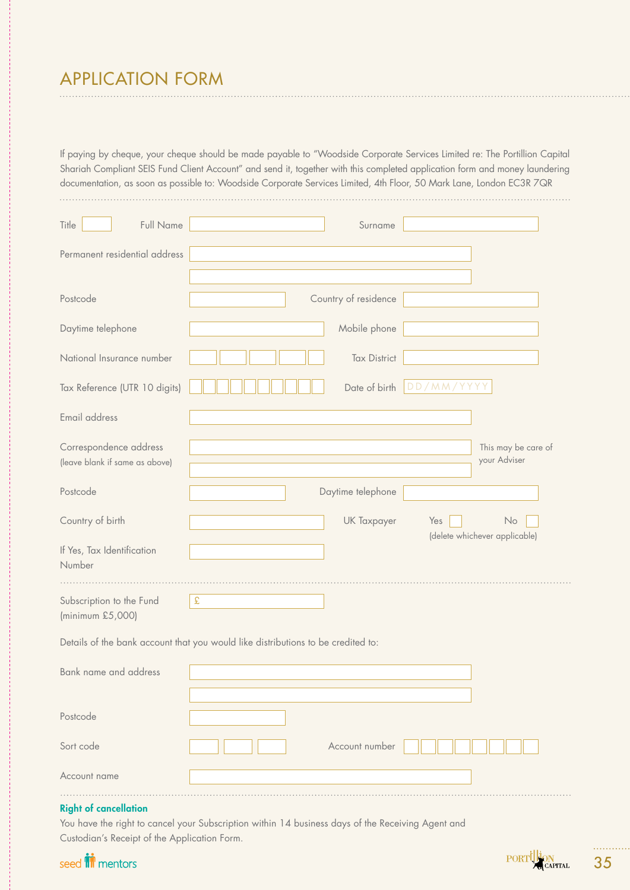# APPLICATION FORM

If paying by cheque, your cheque should be made payable to "Woodside Corporate Services Limited re: The Portillion Capital Shariah Compliant SEIS Fund Client Account" and send it, together with this completed application form and money laundering documentation, as soon as possible to: Woodside Corporate Services Limited, 4th Floor, 50 Mark Lane, London EC3R 7QR

Title ______ Full Name ______________________ Surname ______________________

Permanent residential address ______________________________________________

______________________________________________

Postcode ______________ Country of residence ______________________

Daytime telephone ______________________ Mobile phone ______________________

National Insurance number ☐☐☐☐☐ Tax District ______________________

Tax Reference (UTR 10 digits) ☐☐☐☐☐☐☐☐☐☐ Date of birth DD/MM/YYYY

Email address ______________________________________________

Correspondence address (leave blank if same as above) ______________________________________________ This may be care of your Adviser

______________________________________________

Postcode ______________ Daytime telephone ______________________

Country of birth ______________________ UK Taxpayer Yes ☐ No ☐ (delete whichever applicable)

If Yes, Tax Identification Number ______________________

Subscription to the Fund (minimum £5,000) £ ______________________

Details of the bank account that you would like distributions to be credited to:

Bank name and address ______________________________________________

______________________________________________

Postcode ______________

Sort code ☐☐☐ Account number ☐☐☐☐☐☐☐☐

Account name ______________________________________________

**Right of cancellation**

You have the right to cancel your Subscription within 14 business days of the Receiving Agent and Custodian's Receipt of the Application Form.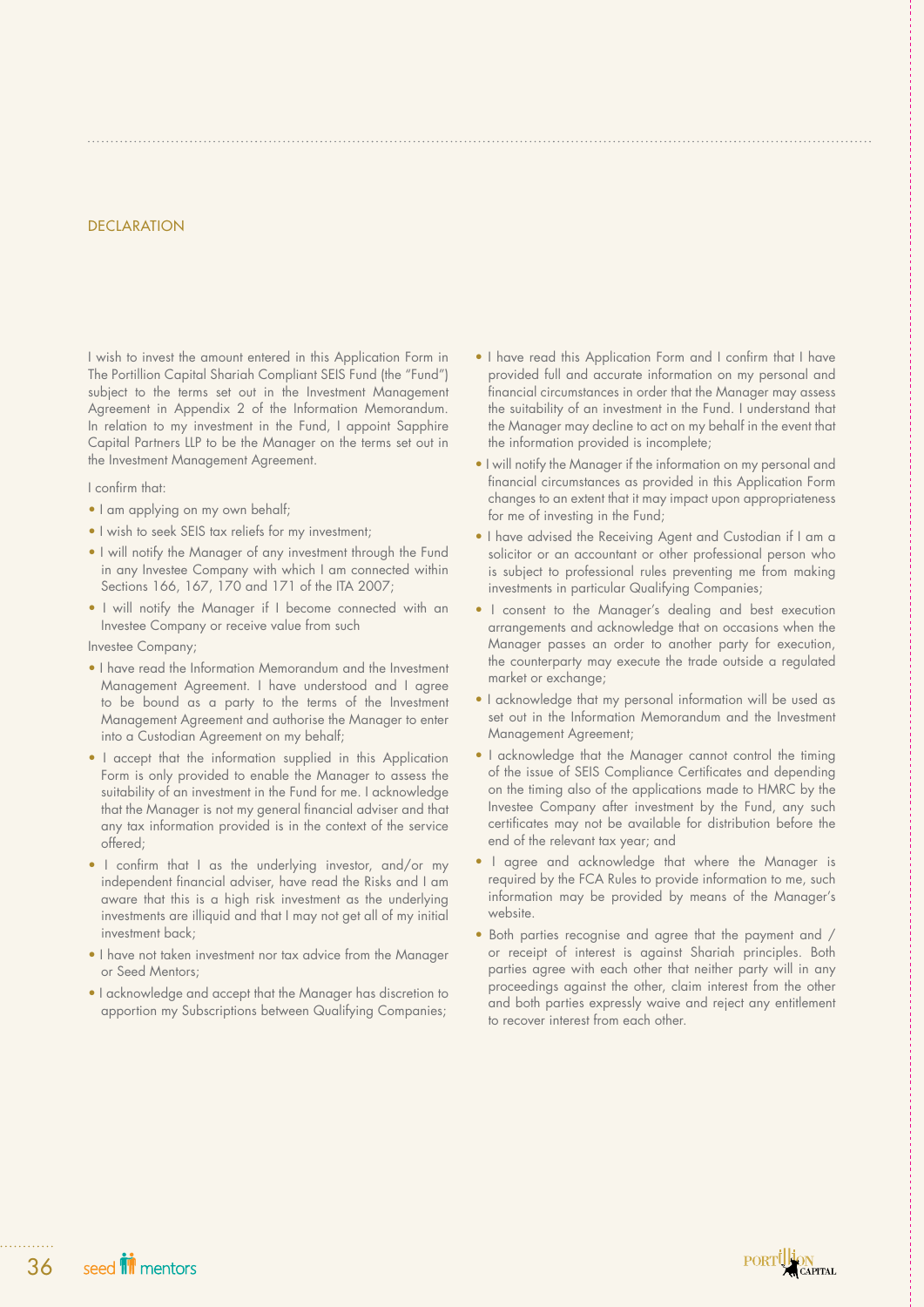## DECLARATION

I wish to invest the amount entered in this Application Form in The Portillion Capital Shariah Compliant SEIS Fund (the "Fund") subject to the terms set out in the Investment Management Agreement in Appendix 2 of the Information Memorandum. In relation to my investment in the Fund, I appoint Sapphire Capital Partners LLP to be the Manager on the terms set out in the Investment Management Agreement.

I confirm that:

- I am applying on my own behalf;
- I wish to seek SEIS tax reliefs for my investment;
- I will notify the Manager of any investment through the Fund in any Investee Company with which I am connected within Sections 166, 167, 170 and 171 of the ITA 2007;
- I will notify the Manager if I become connected with an Investee Company or receive value from such Investee Company;
- I have read the Information Memorandum and the Investment Management Agreement. I have understood and I agree to be bound as a party to the terms of the Investment Management Agreement and authorise the Manager to enter into a Custodian Agreement on my behalf;
- I accept that the information supplied in this Application Form is only provided to enable the Manager to assess the suitability of an investment in the Fund for me. I acknowledge that the Manager is not my general financial adviser and that any tax information provided is in the context of the service offered;
- I confirm that I as the underlying investor, and/or my independent financial adviser, have read the Risks and I am aware that this is a high risk investment as the underlying investments are illiquid and that I may not get all of my initial investment back;
- I have not taken investment nor tax advice from the Manager or Seed Mentors;
- I acknowledge and accept that the Manager has discretion to apportion my Subscriptions between Qualifying Companies;
- I have read this Application Form and I confirm that I have provided full and accurate information on my personal and financial circumstances in order that the Manager may assess the suitability of an investment in the Fund. I understand that the Manager may decline to act on my behalf in the event that the information provided is incomplete;
- I will notify the Manager if the information on my personal and financial circumstances as provided in this Application Form changes to an extent that it may impact upon appropriateness for me of investing in the Fund;
- I have advised the Receiving Agent and Custodian if I am a solicitor or an accountant or other professional person who is subject to professional rules preventing me from making investments in particular Qualifying Companies;
- I consent to the Manager's dealing and best execution arrangements and acknowledge that on occasions when the Manager passes an order to another party for execution, the counterparty may execute the trade outside a regulated market or exchange;
- I acknowledge that my personal information will be used as set out in the Information Memorandum and the Investment Management Agreement;
- I acknowledge that the Manager cannot control the timing of the issue of SEIS Compliance Certificates and depending on the timing also of the applications made to HMRC by the Investee Company after investment by the Fund, any such certificates may not be available for distribution before the end of the relevant tax year; and
- I agree and acknowledge that where the Manager is required by the FCA Rules to provide information to me, such information may be provided by means of the Manager's website.
- Both parties recognise and agree that the payment and / or receipt of interest is against Shariah principles. Both parties agree with each other that neither party will in any proceedings against the other, claim interest from the other and both parties expressly waive and reject any entitlement to recover interest from each other.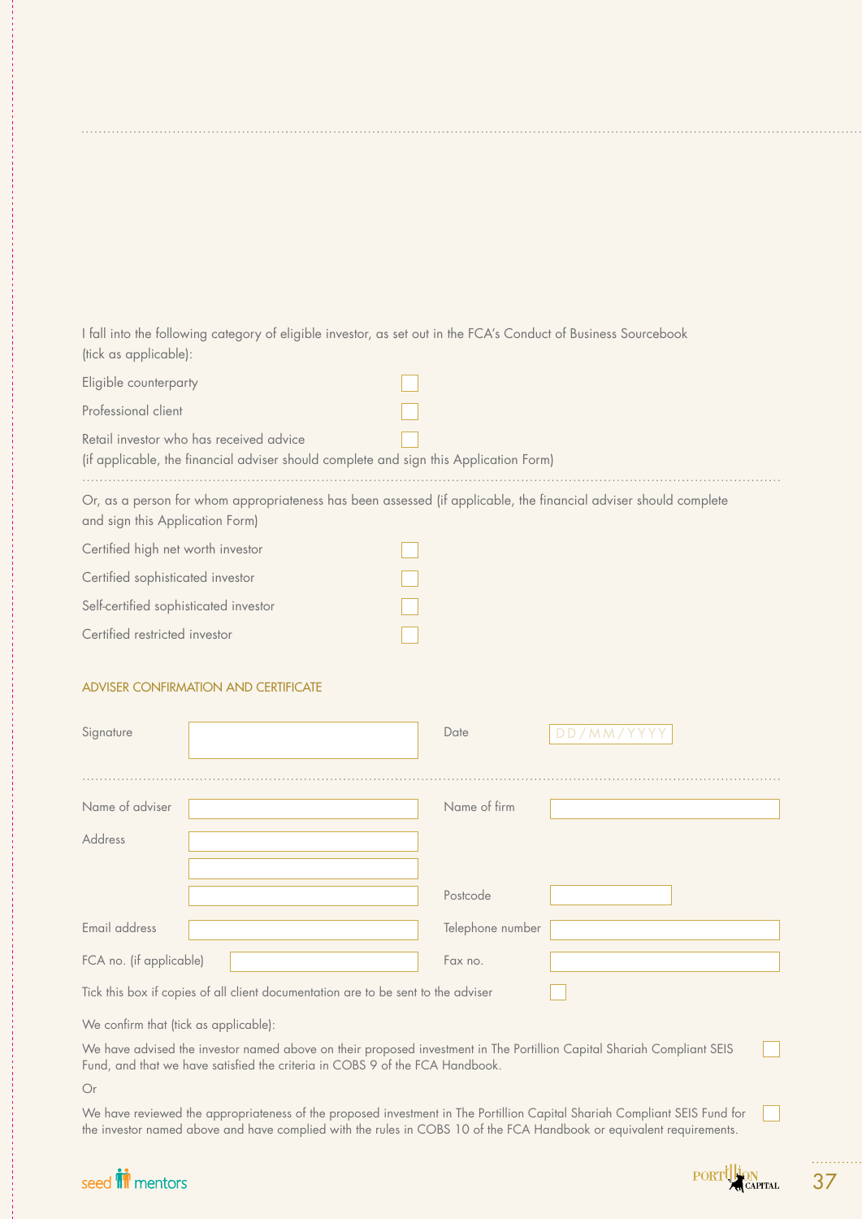I fall into the following category of eligible investor, as set out in the FCA's Conduct of Business Sourcebook (tick as applicable):

Eligible counterparty ☐

Professional client ☐

Retail investor who has received advice ☐
(if applicable, the financial adviser should complete and sign this Application Form)

Or, as a person for whom appropriateness has been assessed (if applicable, the financial adviser should complete and sign this Application Form)

Certified high net worth investor ☐

Certified sophisticated investor ☐

Self-certified sophisticated investor ☐

Certified restricted investor ☐

## ADVISER CONFIRMATION AND CERTIFICATE

Signature ______________________ Date DD/MM/YYYY

Name of adviser ______________________ Name of firm ______________________

Address ______________________
______________________
______________________ Postcode ______________________

Email address ______________________ Telephone number ______________________

FCA no. (if applicable) ______________________ Fax no. ______________________

Tick this box if copies of all client documentation are to be sent to the adviser ☐

We confirm that (tick as applicable):

We have advised the investor named above on their proposed investment in The Portillion Capital Shariah Compliant SEIS Fund, and that we have satisfied the criteria in COBS 9 of the FCA Handbook. ☐

Or

We have reviewed the appropriateness of the proposed investment in The Portillion Capital Shariah Compliant SEIS Fund for the investor named above and have complied with the rules in COBS 10 of the FCA Handbook or equivalent requirements. ☐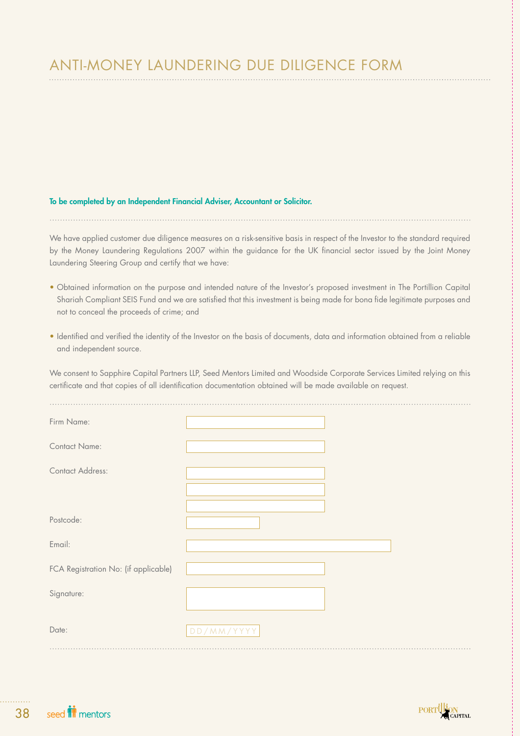# ANTI-MONEY LAUNDERING DUE DILIGENCE FORM

**To be completed by an Independent Financial Adviser, Accountant or Solicitor.**

We have applied customer due diligence measures on a risk-sensitive basis in respect of the Investor to the standard required by the Money Laundering Regulations 2007 within the guidance for the UK financial sector issued by the Joint Money Laundering Steering Group and certify that we have:

- Obtained information on the purpose and intended nature of the Investor's proposed investment in The Portillion Capital Shariah Compliant SEIS Fund and we are satisfied that this investment is being made for bona fide legitimate purposes and not to conceal the proceeds of crime; and

- Identified and verified the identity of the Investor on the basis of documents, data and information obtained from a reliable and independent source.

We consent to Sapphire Capital Partners LLP, Seed Mentors Limited and Woodside Corporate Services Limited relying on this certificate and that copies of all identification documentation obtained will be made available on request.

| | |
|---|---|
| Firm Name: | |
| Contact Name: | |
| Contact Address: | |
| | |
| | |
| Postcode: | |
| Email: | |
| FCA Registration No: (if applicable) | |
| Signature: | |
| Date: | DD/MM/YYYY |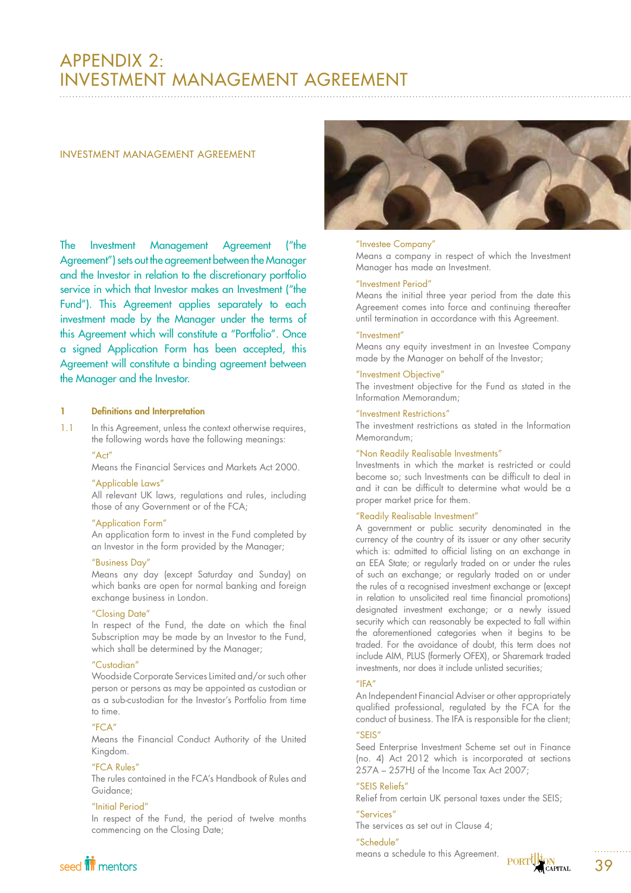# APPENDIX 2: INVESTMENT MANAGEMENT AGREEMENT

## INVESTMENT MANAGEMENT AGREEMENT

The Investment Management Agreement ("the Agreement") sets out the agreement between the Manager and the Investor in relation to the discretionary portfolio service in which that Investor makes an Investment ("the Fund"). This Agreement applies separately to each investment made by the Manager under the terms of this Agreement which will constitute a "Portfolio". Once a signed Application Form has been accepted, this Agreement will constitute a binding agreement between the Manager and the Investor.

**1 Definitions and Interpretation**

1.1 In this Agreement, unless the context otherwise requires, the following words have the following meanings:

"Act"
Means the Financial Services and Markets Act 2000.

"Applicable Laws"
All relevant UK laws, regulations and rules, including those of any Government or of the FCA;

"Application Form"
An application form to invest in the Fund completed by an Investor in the form provided by the Manager;

"Business Day"
Means any day (except Saturday and Sunday) on which banks are open for normal banking and foreign exchange business in London.

"Closing Date"
In respect of the Fund, the date on which the final Subscription may be made by an Investor to the Fund, which shall be determined by the Manager;

"Custodian"
Woodside Corporate Services Limited and/or such other person or persons as may be appointed as custodian or as a sub-custodian for the Investor's Portfolio from time to time.

"FCA"
Means the Financial Conduct Authority of the United Kingdom.

"FCA Rules"
The rules contained in the FCA's Handbook of Rules and Guidance;

"Initial Period"
In respect of the Fund, the period of twelve months commencing on the Closing Date;

"Investee Company"
Means a company in respect of which the Investment Manager has made an Investment.

"Investment Period"
Means the initial three year period from the date this Agreement comes into force and continuing thereafter until termination in accordance with this Agreement.

"Investment"
Means any equity investment in an Investee Company made by the Manager on behalf of the Investor;

"Investment Objective"
The investment objective for the Fund as stated in the Information Memorandum;

"Investment Restrictions"
The investment restrictions as stated in the Information Memorandum;

"Non Readily Realisable Investments"
Investments in which the market is restricted or could become so; such Investments can be difficult to deal in and it can be difficult to determine what would be a proper market price for them.

"Readily Realisable Investment"
A government or public security denominated in the currency of the country of its issuer or any other security which is: admitted to official listing on an exchange in an EEA State; or regularly traded on or under the rules of such an exchange; or regularly traded on or under the rules of a recognised investment exchange or (except in relation to unsolicited real time financial promotions) designated investment exchange; or a newly issued security which can reasonably be expected to fall within the aforementioned categories when it begins to be traded. For the avoidance of doubt, this term does not include AIM, PLUS (formerly OFEX), or Sharemark traded investments, nor does it include unlisted securities;

"IFA"
An Independent Financial Adviser or other appropriately qualified professional, regulated by the FCA for the conduct of business. The IFA is responsible for the client;

"SEIS"
Seed Enterprise Investment Scheme set out in Finance (no. 4) Act 2012 which is incorporated at sections 257A – 257HJ of the Income Tax Act 2007;

"SEIS Reliefs"
Relief from certain UK personal taxes under the SEIS;

"Services"
The services as set out in Clause 4;

"Schedule"
means a schedule to this Agreement.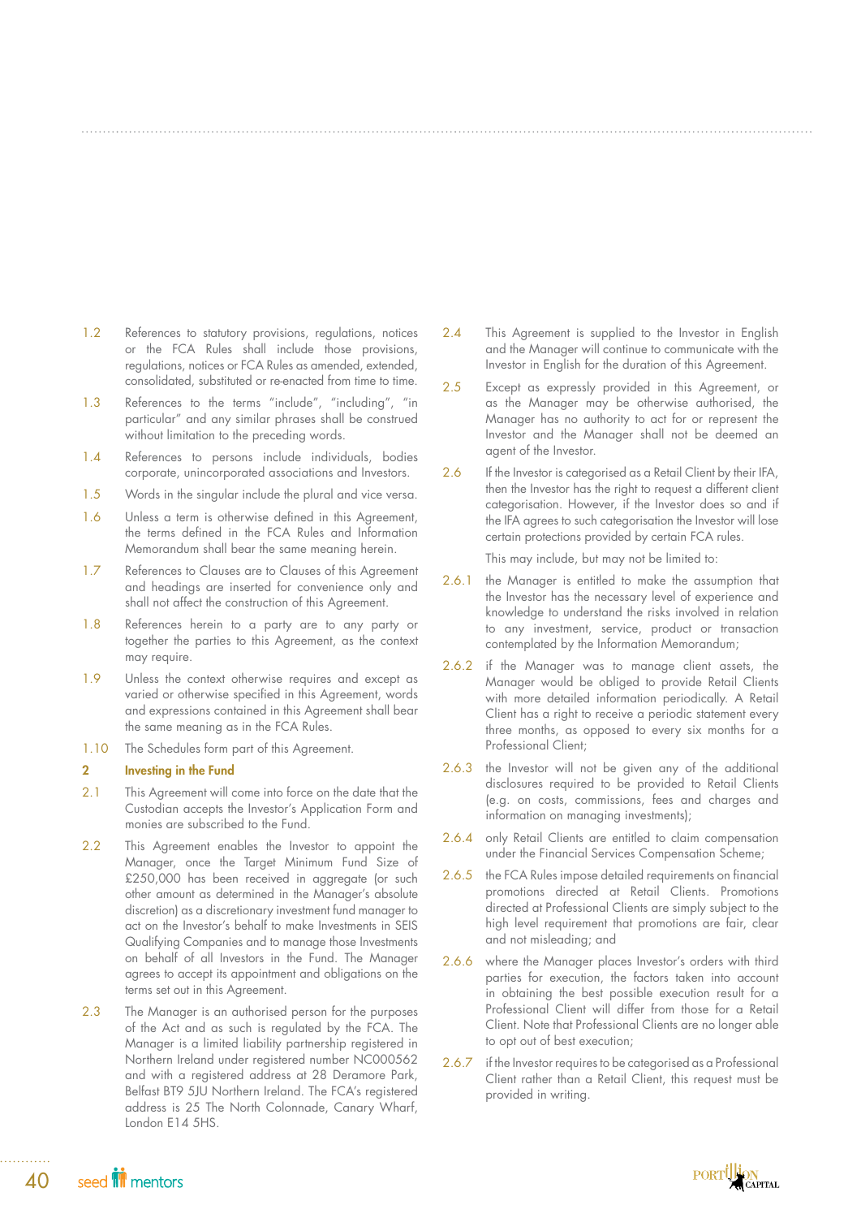1.2 References to statutory provisions, regulations, notices or the FCA Rules shall include those provisions, regulations, notices or FCA Rules as amended, extended, consolidated, substituted or re-enacted from time to time.

1.3 References to the terms "include", "including", "in particular" and any similar phrases shall be construed without limitation to the preceding words.

1.4 References to persons include individuals, bodies corporate, unincorporated associations and Investors.

1.5 Words in the singular include the plural and vice versa.

1.6 Unless a term is otherwise defined in this Agreement, the terms defined in the FCA Rules and Information Memorandum shall bear the same meaning herein.

1.7 References to Clauses are to Clauses of this Agreement and headings are inserted for convenience only and shall not affect the construction of this Agreement.

1.8 References herein to a party are to any party or together the parties to this Agreement, as the context may require.

1.9 Unless the context otherwise requires and except as varied or otherwise specified in this Agreement, words and expressions contained in this Agreement shall bear the same meaning as in the FCA Rules.

1.10 The Schedules form part of this Agreement.

## 2 Investing in the Fund

2.1 This Agreement will come into force on the date that the Custodian accepts the Investor's Application Form and monies are subscribed to the Fund.

2.2 This Agreement enables the Investor to appoint the Manager, once the Target Minimum Fund Size of £250,000 has been received in aggregate (or such other amount as determined in the Manager's absolute discretion) as a discretionary investment fund manager to act on the Investor's behalf to make Investments in SEIS Qualifying Companies and to manage those Investments on behalf of all Investors in the Fund. The Manager agrees to accept its appointment and obligations on the terms set out in this Agreement.

2.3 The Manager is an authorised person for the purposes of the Act and as such is regulated by the FCA. The Manager is a limited liability partnership registered in Northern Ireland under registered number NC000562 and with a registered address at 28 Deramore Park, Belfast BT9 5JU Northern Ireland. The FCA's registered address is 25 The North Colonnade, Canary Wharf, London E14 5HS.

2.4 This Agreement is supplied to the Investor in English and the Manager will continue to communicate with the Investor in English for the duration of this Agreement.

2.5 Except as expressly provided in this Agreement, or as the Manager may be otherwise authorised, the Manager has no authority to act for or represent the Investor and the Manager shall not be deemed an agent of the Investor.

2.6 If the Investor is categorised as a Retail Client by their IFA, then the Investor has the right to request a different client categorisation. However, if the Investor does so and if the IFA agrees to such categorisation the Investor will lose certain protections provided by certain FCA rules.

This may include, but may not be limited to:

2.6.1 the Manager is entitled to make the assumption that the Investor has the necessary level of experience and knowledge to understand the risks involved in relation to any investment, service, product or transaction contemplated by the Information Memorandum;

2.6.2 if the Manager was to manage client assets, the Manager would be obliged to provide Retail Clients with more detailed information periodically. A Retail Client has a right to receive a periodic statement every three months, as opposed to every six months for a Professional Client;

2.6.3 the Investor will not be given any of the additional disclosures required to be provided to Retail Clients (e.g. on costs, commissions, fees and charges and information on managing investments);

2.6.4 only Retail Clients are entitled to claim compensation under the Financial Services Compensation Scheme;

2.6.5 the FCA Rules impose detailed requirements on financial promotions directed at Retail Clients. Promotions directed at Professional Clients are simply subject to the high level requirement that promotions are fair, clear and not misleading; and

2.6.6 where the Manager places Investor's orders with third parties for execution, the factors taken into account in obtaining the best possible execution result for a Professional Client will differ from those for a Retail Client. Note that Professional Clients are no longer able to opt out of best execution;

2.6.7 if the Investor requires to be categorised as a Professional Client rather than a Retail Client, this request must be provided in writing.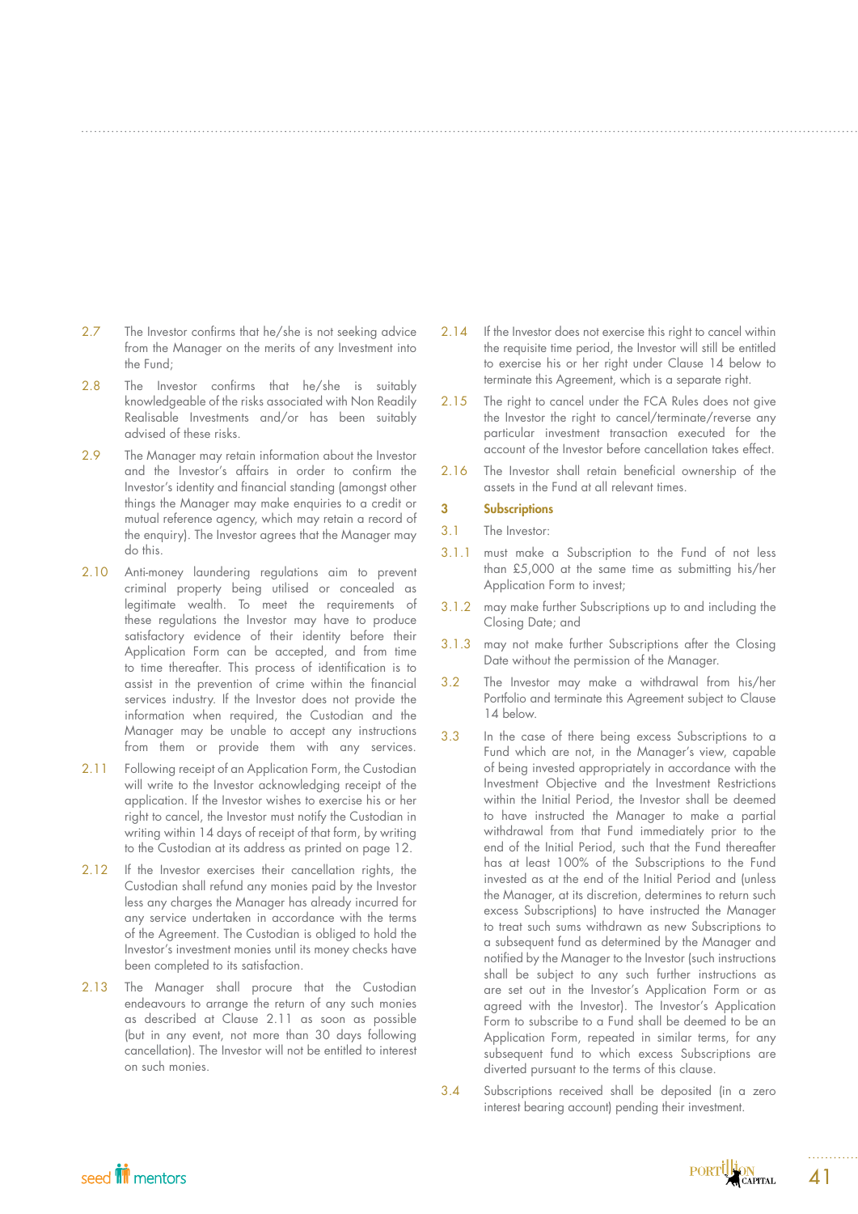2.7 The Investor confirms that he/she is not seeking advice from the Manager on the merits of any Investment into the Fund;

2.8 The Investor confirms that he/she is suitably knowledgeable of the risks associated with Non Readily Realisable Investments and/or has been suitably advised of these risks.

2.9 The Manager may retain information about the Investor and the Investor's affairs in order to confirm the Investor's identity and financial standing (amongst other things the Manager may make enquiries to a credit or mutual reference agency, which may retain a record of the enquiry). The Investor agrees that the Manager may do this.

2.10 Anti-money laundering regulations aim to prevent criminal property being utilised or concealed as legitimate wealth. To meet the requirements of these regulations the Investor may have to produce satisfactory evidence of their identity before their Application Form can be accepted, and from time to time thereafter. This process of identification is to assist in the prevention of crime within the financial services industry. If the Investor does not provide the information when required, the Custodian and the Manager may be unable to accept any instructions from them or provide them with any services.

2.11 Following receipt of an Application Form, the Custodian will write to the Investor acknowledging receipt of the application. If the Investor wishes to exercise his or her right to cancel, the Investor must notify the Custodian in writing within 14 days of receipt of that form, by writing to the Custodian at its address as printed on page 12.

2.12 If the Investor exercises their cancellation rights, the Custodian shall refund any monies paid by the Investor less any charges the Manager has already incurred for any service undertaken in accordance with the terms of the Agreement. The Custodian is obliged to hold the Investor's investment monies until its money checks have been completed to its satisfaction.

2.13 The Manager shall procure that the Custodian endeavours to arrange the return of any such monies as described at Clause 2.11 as soon as possible (but in any event, not more than 30 days following cancellation). The Investor will not be entitled to interest on such monies.

2.14 If the Investor does not exercise this right to cancel within the requisite time period, the Investor will still be entitled to exercise his or her right under Clause 14 below to terminate this Agreement, which is a separate right.

2.15 The right to cancel under the FCA Rules does not give the Investor the right to cancel/terminate/reverse any particular investment transaction executed for the account of the Investor before cancellation takes effect.

2.16 The Investor shall retain beneficial ownership of the assets in the Fund at all relevant times.

## 3 Subscriptions

3.1 The Investor:

3.1.1 must make a Subscription to the Fund of not less than £5,000 at the same time as submitting his/her Application Form to invest;

3.1.2 may make further Subscriptions up to and including the Closing Date; and

3.1.3 may not make further Subscriptions after the Closing Date without the permission of the Manager.

3.2 The Investor may make a withdrawal from his/her Portfolio and terminate this Agreement subject to Clause 14 below.

3.3 In the case of there being excess Subscriptions to a Fund which are not, in the Manager's view, capable of being invested appropriately in accordance with the Investment Objective and the Investment Restrictions within the Initial Period, the Investor shall be deemed to have instructed the Manager to make a partial withdrawal from that Fund immediately prior to the end of the Initial Period, such that the Fund thereafter has at least 100% of the Subscriptions to the Fund invested as at the end of the Initial Period and (unless the Manager, at its discretion, determines to return such excess Subscriptions) to have instructed the Manager to treat such sums withdrawn as new Subscriptions to a subsequent fund as determined by the Manager and notified by the Manager to the Investor (such instructions shall be subject to any such further instructions as are set out in the Investor's Application Form or as agreed with the Investor). The Investor's Application Form to subscribe to a Fund shall be deemed to be an Application Form, repeated in similar terms, for any subsequent fund to which excess Subscriptions are diverted pursuant to the terms of this clause.

3.4 Subscriptions received shall be deposited (in a zero interest bearing account) pending their investment.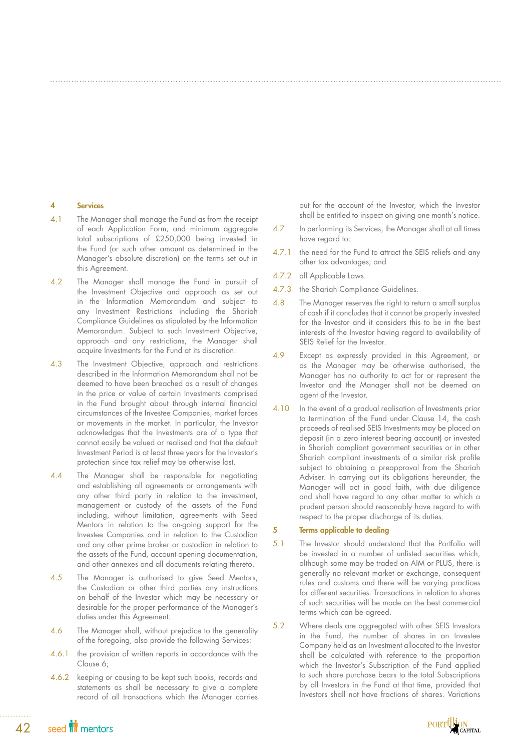## 4 Services

4.1 The Manager shall manage the Fund as from the receipt of each Application Form, and minimum aggregate total subscriptions of £250,000 being invested in the Fund (or such other amount as determined in the Manager's absolute discretion) on the terms set out in this Agreement.

4.2 The Manager shall manage the Fund in pursuit of the Investment Objective and approach as set out in the Information Memorandum and subject to any Investment Restrictions including the Shariah Compliance Guidelines as stipulated by the Information Memorandum. Subject to such Investment Objective, approach and any restrictions, the Manager shall acquire Investments for the Fund at its discretion.

4.3 The Investment Objective, approach and restrictions described in the Information Memorandum shall not be deemed to have been breached as a result of changes in the price or value of certain Investments comprised in the Fund brought about through internal financial circumstances of the Investee Companies, market forces or movements in the market. In particular, the Investor acknowledges that the Investments are of a type that cannot easily be valued or realised and that the default Investment Period is at least three years for the Investor's protection since tax relief may be otherwise lost.

4.4 The Manager shall be responsible for negotiating and establishing all agreements or arrangements with any other third party in relation to the investment, management or custody of the assets of the Fund including, without limitation, agreements with Seed Mentors in relation to the on-going support for the Investee Companies and in relation to the Custodian and any other prime broker or custodian in relation to the assets of the Fund, account opening documentation, and other annexes and all documents relating thereto.

4.5 The Manager is authorised to give Seed Mentors, the Custodian or other third parties any instructions on behalf of the Investor which may be necessary or desirable for the proper performance of the Manager's duties under this Agreement.

4.6 The Manager shall, without prejudice to the generality of the foregoing, also provide the following Services:

4.6.1 the provision of written reports in accordance with the Clause 6;

4.6.2 keeping or causing to be kept such books, records and statements as shall be necessary to give a complete record of all transactions which the Manager carries out for the account of the Investor, which the Investor shall be entitled to inspect on giving one month's notice.

4.7 In performing its Services, the Manager shall at all times have regard to:

4.7.1 the need for the Fund to attract the SEIS reliefs and any other tax advantages; and

4.7.2 all Applicable Laws.

4.7.3 the Shariah Compliance Guidelines.

4.8 The Manager reserves the right to return a small surplus of cash if it concludes that it cannot be properly invested for the Investor and it considers this to be in the best interests of the Investor having regard to availability of SEIS Relief for the Investor.

4.9 Except as expressly provided in this Agreement, or as the Manager may be otherwise authorised, the Manager has no authority to act for or represent the Investor and the Manager shall not be deemed an agent of the Investor.

4.10 In the event of a gradual realisation of Investments prior to termination of the Fund under Clause 14, the cash proceeds of realised SEIS Investments may be placed on deposit (in a zero interest bearing account) or invested in Shariah compliant government securities or in other Shariah compliant investments of a similar risk profile subject to obtaining a preapproval from the Shariah Adviser. In carrying out its obligations hereunder, the Manager will act in good faith, with due diligence and shall have regard to any other matter to which a prudent person should reasonably have regard to with respect to the proper discharge of its duties.

## 5 Terms applicable to dealing

5.1 The Investor should understand that the Portfolio will be invested in a number of unlisted securities which, although some may be traded on AIM or PLUS, there is generally no relevant market or exchange, consequent rules and customs and there will be varying practices for different securities. Transactions in relation to shares of such securities will be made on the best commercial terms which can be agreed.

5.2 Where deals are aggregated with other SEIS Investors in the Fund, the number of shares in an Investee Company held as an Investment allocated to the Investor shall be calculated with reference to the proportion which the Investor's Subscription of the Fund applied to such share purchase bears to the total Subscriptions by all Investors in the Fund at that time, provided that Investors shall not have fractions of shares. Variations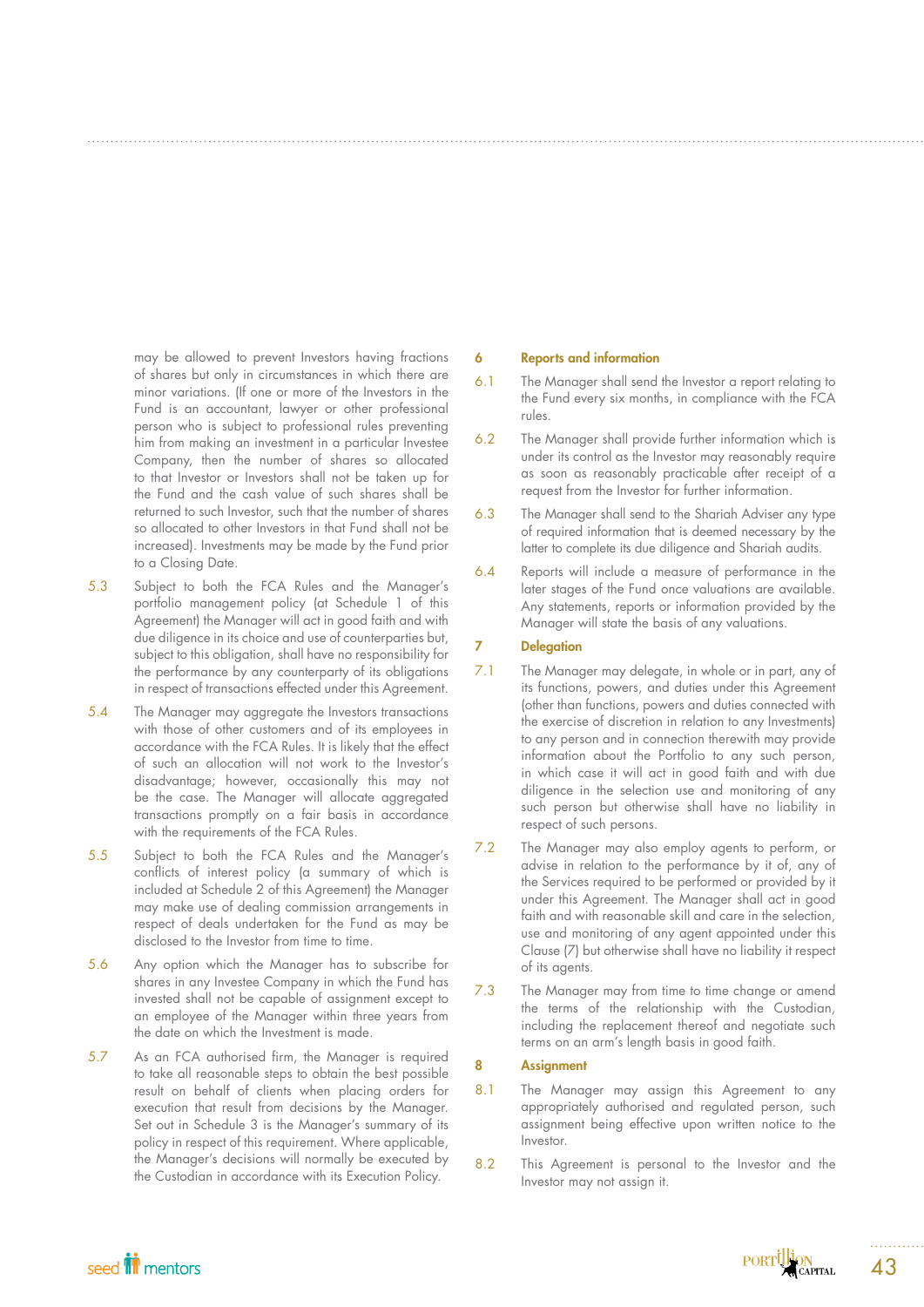may be allowed to prevent Investors having fractions of shares but only in circumstances in which there are minor variations. (If one or more of the Investors in the Fund is an accountant, lawyer or other professional person who is subject to professional rules preventing him from making an investment in a particular Investee Company, then the number of shares so allocated to that Investor or Investors shall not be taken up for the Fund and the cash value of such shares shall be returned to such Investor, such that the number of shares so allocated to other Investors in that Fund shall not be increased). Investments may be made by the Fund prior to a Closing Date.

5.3 Subject to both the FCA Rules and the Manager's portfolio management policy (at Schedule 1 of this Agreement) the Manager will act in good faith and with due diligence in its choice and use of counterparties but, subject to this obligation, shall have no responsibility for the performance by any counterparty of its obligations in respect of transactions effected under this Agreement.

5.4 The Manager may aggregate the Investors transactions with those of other customers and of its employees in accordance with the FCA Rules. It is likely that the effect of such an allocation will not work to the Investor's disadvantage; however, occasionally this may not be the case. The Manager will allocate aggregated transactions promptly on a fair basis in accordance with the requirements of the FCA Rules.

5.5 Subject to both the FCA Rules and the Manager's conflicts of interest policy (a summary of which is included at Schedule 2 of this Agreement) the Manager may make use of dealing commission arrangements in respect of deals undertaken for the Fund as may be disclosed to the Investor from time to time.

5.6 Any option which the Manager has to subscribe for shares in any Investee Company in which the Fund has invested shall not be capable of assignment except to an employee of the Manager within three years from the date on which the Investment is made.

5.7 As an FCA authorised firm, the Manager is required to take all reasonable steps to obtain the best possible result on behalf of clients when placing orders for execution that result from decisions by the Manager. Set out in Schedule 3 is the Manager's summary of its policy in respect of this requirement. Where applicable, the Manager's decisions will normally be executed by the Custodian in accordance with its Execution Policy.

## 6 Reports and information

6.1 The Manager shall send the Investor a report relating to the Fund every six months, in compliance with the FCA rules.

6.2 The Manager shall provide further information which is under its control as the Investor may reasonably require as soon as reasonably practicable after receipt of a request from the Investor for further information.

6.3 The Manager shall send to the Shariah Adviser any type of required information that is deemed necessary by the latter to complete its due diligence and Shariah audits.

6.4 Reports will include a measure of performance in the later stages of the Fund once valuations are available. Any statements, reports or information provided by the Manager will state the basis of any valuations.

## 7 Delegation

7.1 The Manager may delegate, in whole or in part, any of its functions, powers, and duties under this Agreement (other than functions, powers and duties connected with the exercise of discretion in relation to any Investments) to any person and in connection therewith may provide information about the Portfolio to any such person, in which case it will act in good faith and with due diligence in the selection use and monitoring of any such person but otherwise shall have no liability in respect of such persons.

7.2 The Manager may also employ agents to perform, or advise in relation to the performance by it of, any of the Services required to be performed or provided by it under this Agreement. The Manager shall act in good faith and with reasonable skill and care in the selection, use and monitoring of any agent appointed under this Clause (7) but otherwise shall have no liability it respect of its agents.

7.3 The Manager may from time to time change or amend the terms of the relationship with the Custodian, including the replacement thereof and negotiate such terms on an arm's length basis in good faith.

## 8 Assignment

8.1 The Manager may assign this Agreement to any appropriately authorised and regulated person, such assignment being effective upon written notice to the Investor.

8.2 This Agreement is personal to the Investor and the Investor may not assign it.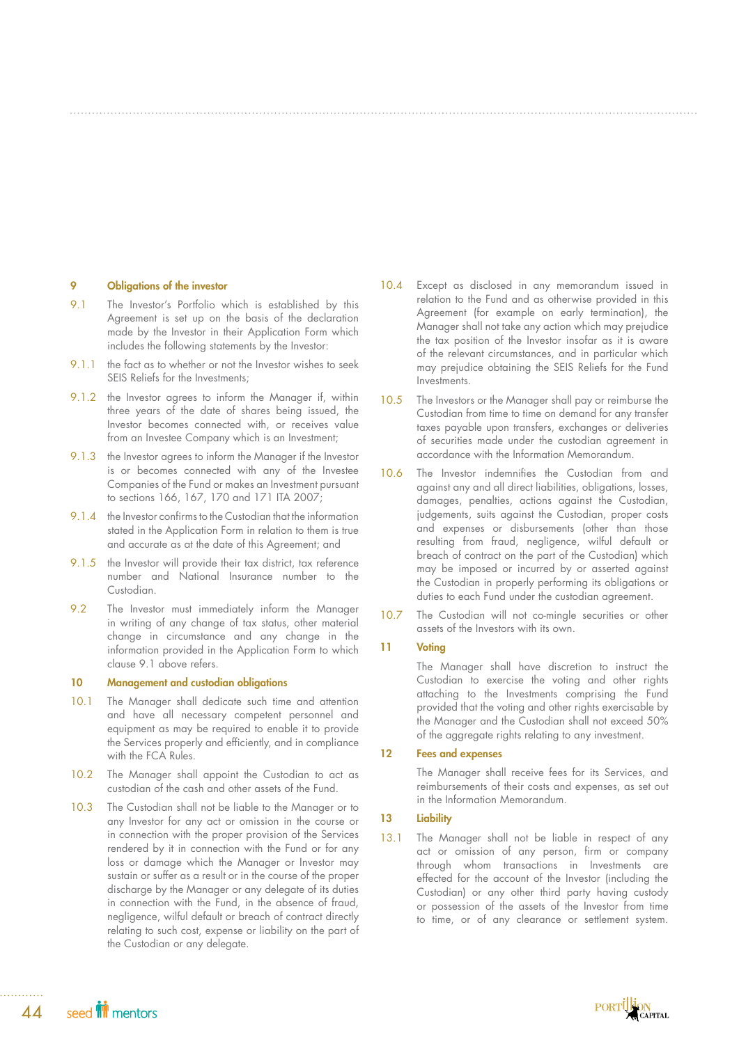## 9 Obligations of the investor

9.1 The Investor's Portfolio which is established by this Agreement is set up on the basis of the declaration made by the Investor in their Application Form which includes the following statements by the Investor:

9.1.1 the fact as to whether or not the Investor wishes to seek SEIS Reliefs for the Investments;

9.1.2 the Investor agrees to inform the Manager if, within three years of the date of shares being issued, the Investor becomes connected with, or receives value from an Investee Company which is an Investment;

9.1.3 the Investor agrees to inform the Manager if the Investor is or becomes connected with any of the Investee Companies of the Fund or makes an Investment pursuant to sections 166, 167, 170 and 171 ITA 2007;

9.1.4 the Investor confirms to the Custodian that the information stated in the Application Form in relation to them is true and accurate as at the date of this Agreement; and

9.1.5 the Investor will provide their tax district, tax reference number and National Insurance number to the Custodian.

9.2 The Investor must immediately inform the Manager in writing of any change of tax status, other material change in circumstance and any change in the information provided in the Application Form to which clause 9.1 above refers.

## 10 Management and custodian obligations

10.1 The Manager shall dedicate such time and attention and have all necessary competent personnel and equipment as may be required to enable it to provide the Services properly and efficiently, and in compliance with the FCA Rules.

10.2 The Manager shall appoint the Custodian to act as custodian of the cash and other assets of the Fund.

10.3 The Custodian shall not be liable to the Manager or to any Investor for any act or omission in the course or in connection with the proper provision of the Services rendered by it in connection with the Fund or for any loss or damage which the Manager or Investor may sustain or suffer as a result or in the course of the proper discharge by the Manager or any delegate of its duties in connection with the Fund, in the absence of fraud, negligence, wilful default or breach of contract directly relating to such cost, expense or liability on the part of the Custodian or any delegate.

10.4 Except as disclosed in any memorandum issued in relation to the Fund and as otherwise provided in this Agreement (for example on early termination), the Manager shall not take any action which may prejudice the tax position of the Investor insofar as it is aware of the relevant circumstances, and in particular which may prejudice obtaining the SEIS Reliefs for the Fund Investments.

10.5 The Investors or the Manager shall pay or reimburse the Custodian from time to time on demand for any transfer taxes payable upon transfers, exchanges or deliveries of securities made under the custodian agreement in accordance with the Information Memorandum.

10.6 The Investor indemnifies the Custodian from and against any and all direct liabilities, obligations, losses, damages, penalties, actions against the Custodian, judgements, suits against the Custodian, proper costs and expenses or disbursements (other than those resulting from fraud, negligence, wilful default or breach of contract on the part of the Custodian) which may be imposed or incurred by or asserted against the Custodian in properly performing its obligations or duties to each Fund under the custodian agreement.

10.7 The Custodian will not co-mingle securities or other assets of the Investors with its own.

## 11 Voting

The Manager shall have discretion to instruct the Custodian to exercise the voting and other rights attaching to the Investments comprising the Fund provided that the voting and other rights exercisable by the Manager and the Custodian shall not exceed 50% of the aggregate rights relating to any investment.

## 12 Fees and expenses

The Manager shall receive fees for its Services, and reimbursements of their costs and expenses, as set out in the Information Memorandum.

## 13 Liability

13.1 The Manager shall not be liable in respect of any act or omission of any person, firm or company through whom transactions in Investments are effected for the account of the Investor (including the Custodian) or any other third party having custody or possession of the assets of the Investor from time to time, or of any clearance or settlement system.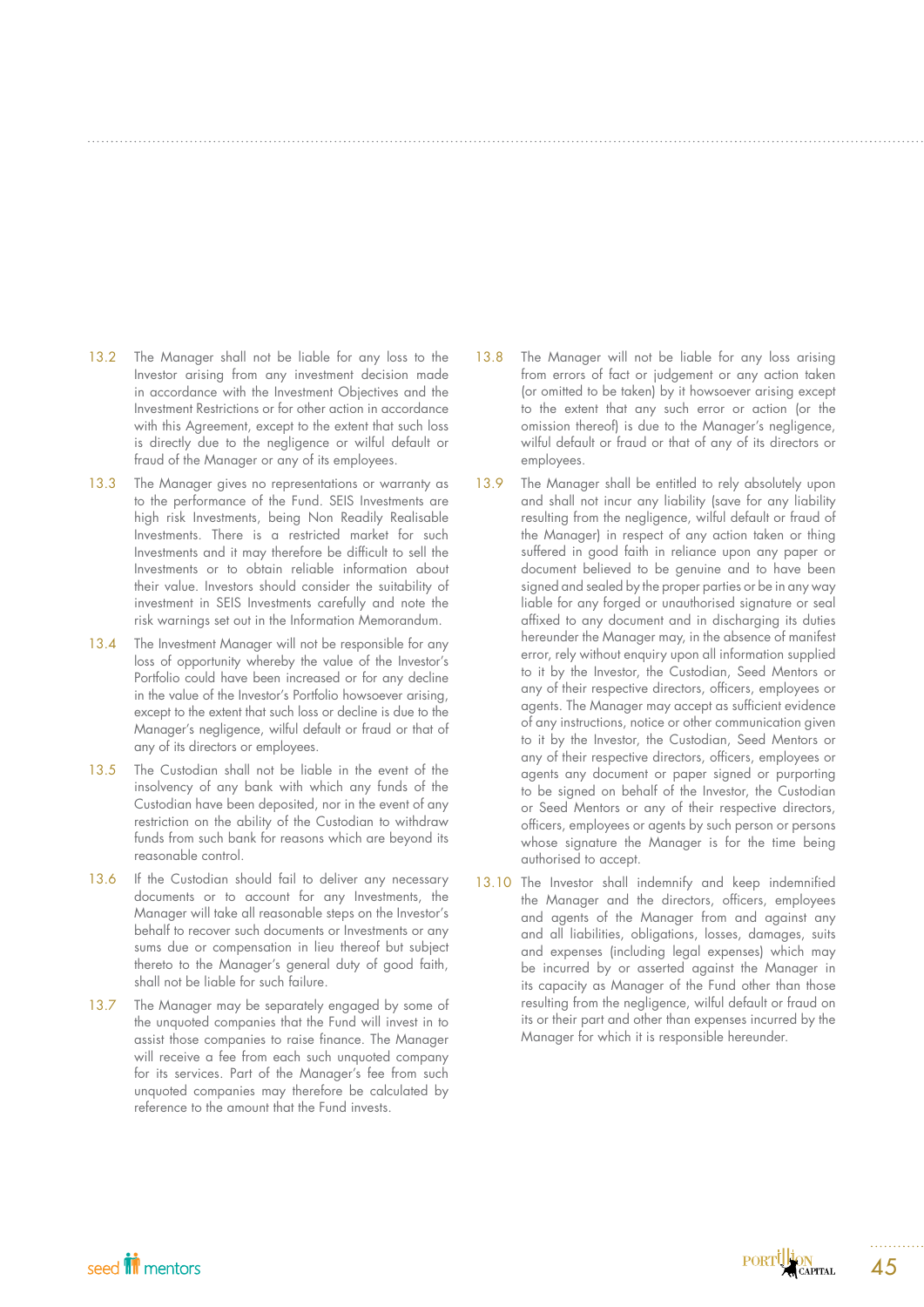13.2 The Manager shall not be liable for any loss to the Investor arising from any investment decision made in accordance with the Investment Objectives and the Investment Restrictions or for other action in accordance with this Agreement, except to the extent that such loss is directly due to the negligence or wilful default or fraud of the Manager or any of its employees.

13.3 The Manager gives no representations or warranty as to the performance of the Fund. SEIS Investments are high risk Investments, being Non Readily Realisable Investments. There is a restricted market for such Investments and it may therefore be difficult to sell the Investments or to obtain reliable information about their value. Investors should consider the suitability of investment in SEIS Investments carefully and note the risk warnings set out in the Information Memorandum.

13.4 The Investment Manager will not be responsible for any loss of opportunity whereby the value of the Investor's Portfolio could have been increased or for any decline in the value of the Investor's Portfolio howsoever arising, except to the extent that such loss or decline is due to the Manager's negligence, wilful default or fraud or that of any of its directors or employees.

13.5 The Custodian shall not be liable in the event of the insolvency of any bank with which any funds of the Custodian have been deposited, nor in the event of any restriction on the ability of the Custodian to withdraw funds from such bank for reasons which are beyond its reasonable control.

13.6 If the Custodian should fail to deliver any necessary documents or to account for any Investments, the Manager will take all reasonable steps on the Investor's behalf to recover such documents or Investments or any sums due or compensation in lieu thereof but subject thereto to the Manager's general duty of good faith, shall not be liable for such failure.

13.7 The Manager may be separately engaged by some of the unquoted companies that the Fund will invest in to assist those companies to raise finance. The Manager will receive a fee from each such unquoted company for its services. Part of the Manager's fee from such unquoted companies may therefore be calculated by reference to the amount that the Fund invests.

13.8 The Manager will not be liable for any loss arising from errors of fact or judgement or any action taken (or omitted to be taken) by it howsoever arising except to the extent that any such error or action (or the omission thereof) is due to the Manager's negligence, wilful default or fraud or that of any of its directors or employees.

13.9 The Manager shall be entitled to rely absolutely upon and shall not incur any liability (save for any liability resulting from the negligence, wilful default or fraud of the Manager) in respect of any action taken or thing suffered in good faith in reliance upon any paper or document believed to be genuine and to have been signed and sealed by the proper parties or be in any way liable for any forged or unauthorised signature or seal affixed to any document and in discharging its duties hereunder the Manager may, in the absence of manifest error, rely without enquiry upon all information supplied to it by the Investor, the Custodian, Seed Mentors or any of their respective directors, officers, employees or agents. The Manager may accept as sufficient evidence of any instructions, notice or other communication given to it by the Investor, the Custodian, Seed Mentors or any of their respective directors, officers, employees or agents any document or paper signed or purporting to be signed on behalf of the Investor, the Custodian or Seed Mentors or any of their respective directors, officers, employees or agents by such person or persons whose signature the Manager is for the time being authorised to accept.

13.10 The Investor shall indemnify and keep indemnified the Manager and the directors, officers, employees and agents of the Manager from and against any and all liabilities, obligations, losses, damages, suits and expenses (including legal expenses) which may be incurred by or asserted against the Manager in its capacity as Manager of the Fund other than those resulting from the negligence, wilful default or fraud on its or their part and other than expenses incurred by the Manager for which it is responsible hereunder.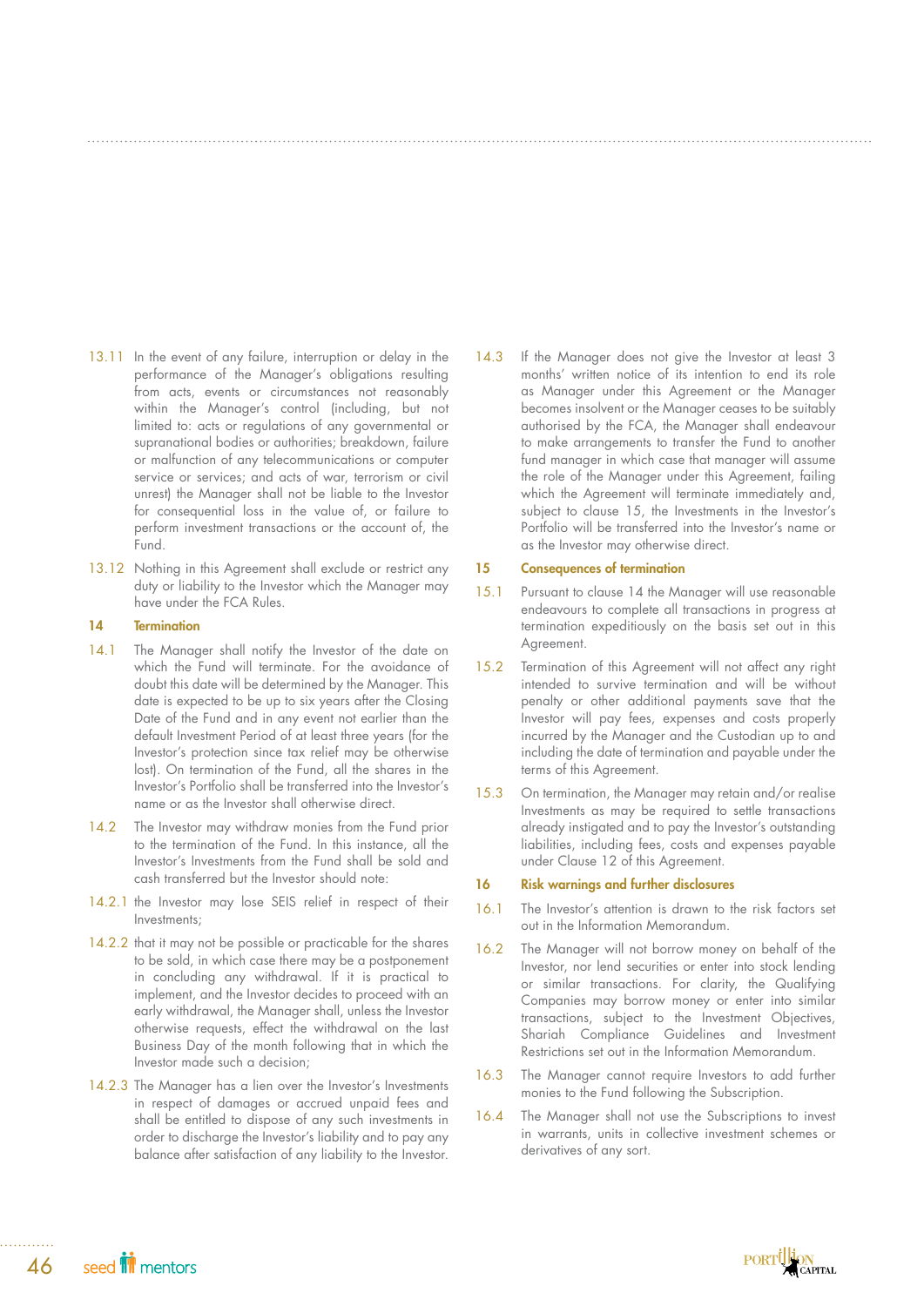13.11 In the event of any failure, interruption or delay in the performance of the Manager's obligations resulting from acts, events or circumstances not reasonably within the Manager's control (including, but not limited to: acts or regulations of any governmental or supranational bodies or authorities; breakdown, failure or malfunction of any telecommunications or computer service or services; and acts of war, terrorism or civil unrest) the Manager shall not be liable to the Investor for consequential loss in the value of, or failure to perform investment transactions or the account of, the Fund.

13.12 Nothing in this Agreement shall exclude or restrict any duty or liability to the Investor which the Manager may have under the FCA Rules.

## 14 Termination

14.1 The Manager shall notify the Investor of the date on which the Fund will terminate. For the avoidance of doubt this date will be determined by the Manager. This date is expected to be up to six years after the Closing Date of the Fund and in any event not earlier than the default Investment Period of at least three years (for the Investor's protection since tax relief may be otherwise lost). On termination of the Fund, all the shares in the Investor's Portfolio shall be transferred into the Investor's name or as the Investor shall otherwise direct.

14.2 The Investor may withdraw monies from the Fund prior to the termination of the Fund. In this instance, all the Investor's Investments from the Fund shall be sold and cash transferred but the Investor should note:

14.2.1 the Investor may lose SEIS relief in respect of their Investments;

14.2.2 that it may not be possible or practicable for the shares to be sold, in which case there may be a postponement in concluding any withdrawal. If it is practical to implement, and the Investor decides to proceed with an early withdrawal, the Manager shall, unless the Investor otherwise requests, effect the withdrawal on the last Business Day of the month following that in which the Investor made such a decision;

14.2.3 The Manager has a lien over the Investor's Investments in respect of damages or accrued unpaid fees and shall be entitled to dispose of any such investments in order to discharge the Investor's liability and to pay any balance after satisfaction of any liability to the Investor.

14.3 If the Manager does not give the Investor at least 3 months' written notice of its intention to end its role as Manager under this Agreement or the Manager becomes insolvent or the Manager ceases to be suitably authorised by the FCA, the Manager shall endeavour to make arrangements to transfer the Fund to another fund manager in which case that manager will assume the role of the Manager under this Agreement, failing which the Agreement will terminate immediately and, subject to clause 15, the Investments in the Investor's Portfolio will be transferred into the Investor's name or as the Investor may otherwise direct.

## 15 Consequences of termination

15.1 Pursuant to clause 14 the Manager will use reasonable endeavours to complete all transactions in progress at termination expeditiously on the basis set out in this Agreement.

15.2 Termination of this Agreement will not affect any right intended to survive termination and will be without penalty or other additional payments save that the Investor will pay fees, expenses and costs properly incurred by the Manager and the Custodian up to and including the date of termination and payable under the terms of this Agreement.

15.3 On termination, the Manager may retain and/or realise Investments as may be required to settle transactions already instigated and to pay the Investor's outstanding liabilities, including fees, costs and expenses payable under Clause 12 of this Agreement.

## 16 Risk warnings and further disclosures

16.1 The Investor's attention is drawn to the risk factors set out in the Information Memorandum.

16.2 The Manager will not borrow money on behalf of the Investor, nor lend securities or enter into stock lending or similar transactions. For clarity, the Qualifying Companies may borrow money or enter into similar transactions, subject to the Investment Objectives, Shariah Compliance Guidelines and Investment Restrictions set out in the Information Memorandum.

16.3 The Manager cannot require Investors to add further monies to the Fund following the Subscription.

16.4 The Manager shall not use the Subscriptions to invest in warrants, units in collective investment schemes or derivatives of any sort.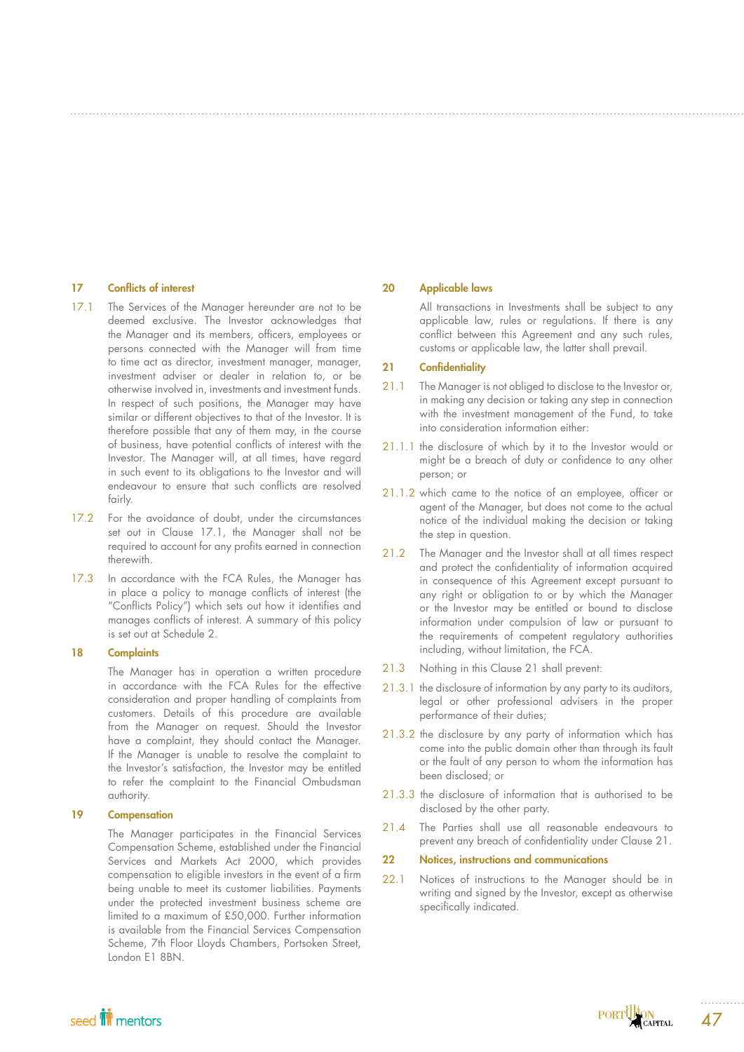## 17 Conflicts of interest

17.1 The Services of the Manager hereunder are not to be deemed exclusive. The Investor acknowledges that the Manager and its members, officers, employees or persons connected with the Manager will from time to time act as director, investment manager, manager, investment adviser or dealer in relation to, or be otherwise involved in, investments and investment funds. In respect of such positions, the Manager may have similar or different objectives to that of the Investor. It is therefore possible that any of them may, in the course of business, have potential conflicts of interest with the Investor. The Manager will, at all times, have regard in such event to its obligations to the Investor and will endeavour to ensure that such conflicts are resolved fairly.

17.2 For the avoidance of doubt, under the circumstances set out in Clause 17.1, the Manager shall not be required to account for any profits earned in connection therewith.

17.3 In accordance with the FCA Rules, the Manager has in place a policy to manage conflicts of interest (the "Conflicts Policy") which sets out how it identifies and manages conflicts of interest. A summary of this policy is set out at Schedule 2.

## 18 Complaints

The Manager has in operation a written procedure in accordance with the FCA Rules for the effective consideration and proper handling of complaints from customers. Details of this procedure are available from the Manager on request. Should the Investor have a complaint, they should contact the Manager. If the Manager is unable to resolve the complaint to the Investor's satisfaction, the Investor may be entitled to refer the complaint to the Financial Ombudsman authority.

## 19 Compensation

The Manager participates in the Financial Services Compensation Scheme, established under the Financial Services and Markets Act 2000, which provides compensation to eligible investors in the event of a firm being unable to meet its customer liabilities. Payments under the protected investment business scheme are limited to a maximum of £50,000. Further information is available from the Financial Services Compensation Scheme, 7th Floor Lloyds Chambers, Portsoken Street, London E1 8BN.

## 20 Applicable laws

All transactions in Investments shall be subject to any applicable law, rules or regulations. If there is any conflict between this Agreement and any such rules, customs or applicable law, the latter shall prevail.

## 21 Confidentiality

21.1 The Manager is not obliged to disclose to the Investor or, in making any decision or taking any step in connection with the investment management of the Fund, to take into consideration information either:

21.1.1 the disclosure of which by it to the Investor would or might be a breach of duty or confidence to any other person; or

21.1.2 which came to the notice of an employee, officer or agent of the Manager, but does not come to the actual notice of the individual making the decision or taking the step in question.

21.2 The Manager and the Investor shall at all times respect and protect the confidentiality of information acquired in consequence of this Agreement except pursuant to any right or obligation to or by which the Manager or the Investor may be entitled or bound to disclose information under compulsion of law or pursuant to the requirements of competent regulatory authorities including, without limitation, the FCA.

21.3 Nothing in this Clause 21 shall prevent:

21.3.1 the disclosure of information by any party to its auditors, legal or other professional advisers in the proper performance of their duties;

21.3.2 the disclosure by any party of information which has come into the public domain other than through its fault or the fault of any person to whom the information has been disclosed; or

21.3.3 the disclosure of information that is authorised to be disclosed by the other party.

21.4 The Parties shall use all reasonable endeavours to prevent any breach of confidentiality under Clause 21.

## 22 Notices, instructions and communications

22.1 Notices of instructions to the Manager should be in writing and signed by the Investor, except as otherwise specifically indicated.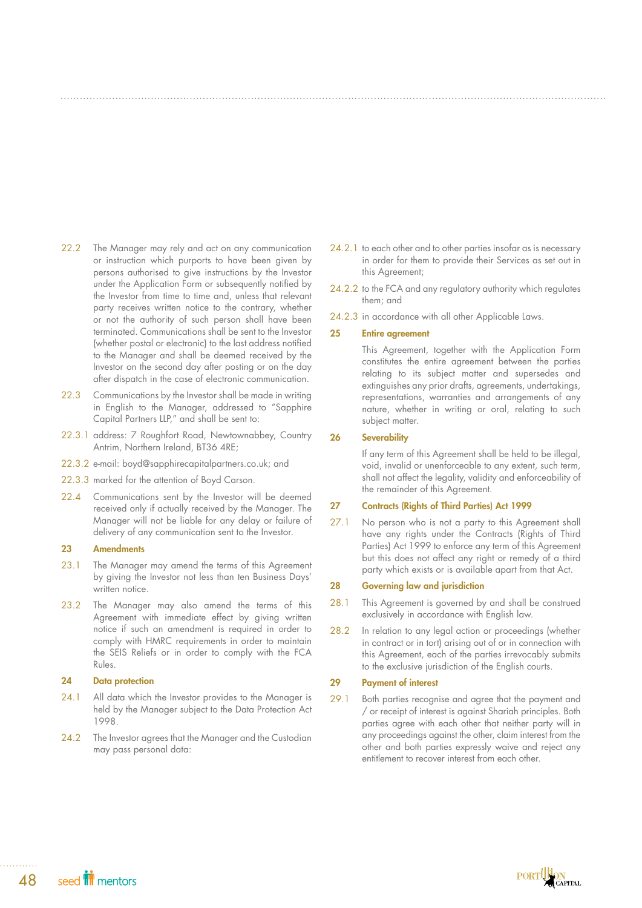22.2 The Manager may rely and act on any communication or instruction which purports to have been given by persons authorised to give instructions by the Investor under the Application Form or subsequently notified by the Investor from time to time and, unless that relevant party receives written notice to the contrary, whether or not the authority of such person shall have been terminated. Communications shall be sent to the Investor (whether postal or electronic) to the last address notified to the Manager and shall be deemed received by the Investor on the second day after posting or on the day after dispatch in the case of electronic communication.

22.3 Communications by the Investor shall be made in writing in English to the Manager, addressed to "Sapphire Capital Partners LLP," and shall be sent to:

22.3.1 address: 7 Roughfort Road, Newtownabbey, Country Antrim, Northern Ireland, BT36 4RE;

22.3.2 e-mail: boyd@sapphirecapitalpartners.co.uk; and

22.3.3 marked for the attention of Boyd Carson.

22.4 Communications sent by the Investor will be deemed received only if actually received by the Manager. The Manager will not be liable for any delay or failure of delivery of any communication sent to the Investor.

## 23 Amendments

23.1 The Manager may amend the terms of this Agreement by giving the Investor not less than ten Business Days' written notice.

23.2 The Manager may also amend the terms of this Agreement with immediate effect by giving written notice if such an amendment is required in order to comply with HMRC requirements in order to maintain the SEIS Reliefs or in order to comply with the FCA Rules.

## 24 Data protection

24.1 All data which the Investor provides to the Manager is held by the Manager subject to the Data Protection Act 1998.

24.2 The Investor agrees that the Manager and the Custodian may pass personal data:

24.2.1 to each other and to other parties insofar as is necessary in order for them to provide their Services as set out in this Agreement;

24.2.2 to the FCA and any regulatory authority which regulates them; and

24.2.3 in accordance with all other Applicable Laws.

## 25 Entire agreement

This Agreement, together with the Application Form constitutes the entire agreement between the parties relating to its subject matter and supersedes and extinguishes any prior drafts, agreements, undertakings, representations, warranties and arrangements of any nature, whether in writing or oral, relating to such subject matter.

## 26 Severability

If any term of this Agreement shall be held to be illegal, void, invalid or unenforceable to any extent, such term, shall not affect the legality, validity and enforceability of the remainder of this Agreement.

## 27 Contracts (Rights of Third Parties) Act 1999

27.1 No person who is not a party to this Agreement shall have any rights under the Contracts (Rights of Third Parties) Act 1999 to enforce any term of this Agreement but this does not affect any right or remedy of a third party which exists or is available apart from that Act.

## 28 Governing law and jurisdiction

28.1 This Agreement is governed by and shall be construed exclusively in accordance with English law.

28.2 In relation to any legal action or proceedings (whether in contract or in tort) arising out of or in connection with this Agreement, each of the parties irrevocably submits to the exclusive jurisdiction of the English courts.

## 29 Payment of interest

29.1 Both parties recognise and agree that the payment and / or receipt of interest is against Shariah principles. Both parties agree with each other that neither party will in any proceedings against the other, claim interest from the other and both parties expressly waive and reject any entitlement to recover interest from each other.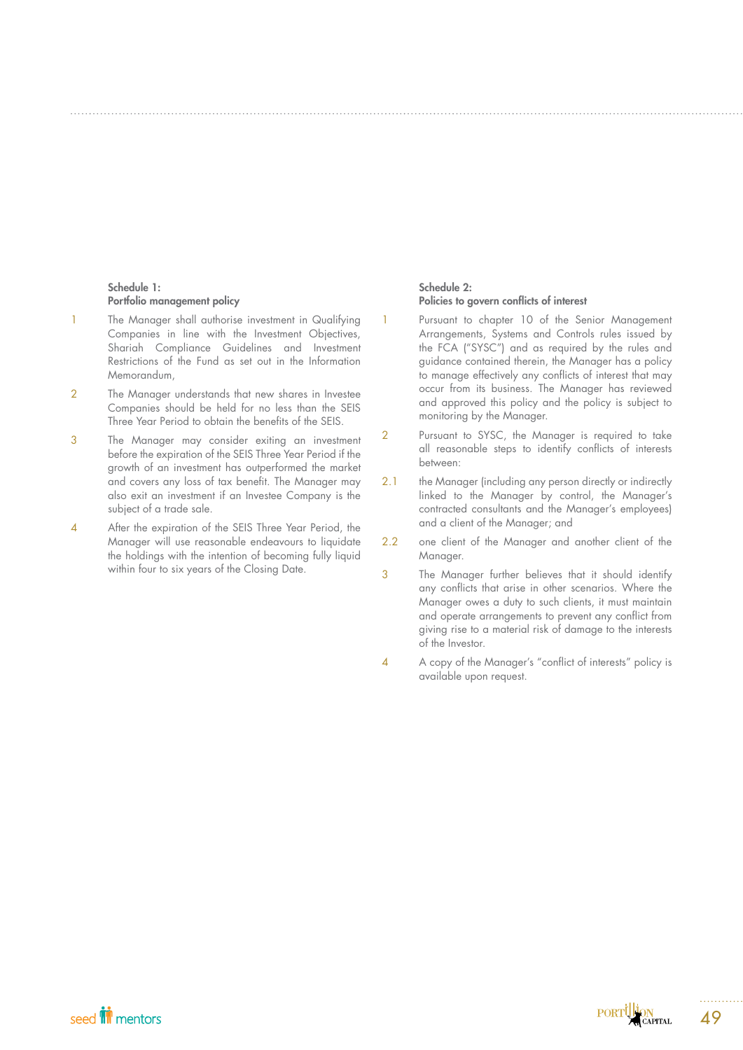### Schedule 1: Portfolio management policy

1. The Manager shall authorise investment in Qualifying Companies in line with the Investment Objectives, Shariah Compliance Guidelines and Investment Restrictions of the Fund as set out in the Information Memorandum,

2. The Manager understands that new shares in Investee Companies should be held for no less than the SEIS Three Year Period to obtain the benefits of the SEIS.

3. The Manager may consider exiting an investment before the expiration of the SEIS Three Year Period if the growth of an investment has outperformed the market and covers any loss of tax benefit. The Manager may also exit an investment if an Investee Company is the subject of a trade sale.

4. After the expiration of the SEIS Three Year Period, the Manager will use reasonable endeavours to liquidate the holdings with the intention of becoming fully liquid within four to six years of the Closing Date.

### Schedule 2: Policies to govern conflicts of interest

1. Pursuant to chapter 10 of the Senior Management Arrangements, Systems and Controls rules issued by the FCA ("SYSC") and as required by the rules and guidance contained therein, the Manager has a policy to manage effectively any conflicts of interest that may occur from its business. The Manager has reviewed and approved this policy and the policy is subject to monitoring by the Manager.

2. Pursuant to SYSC, the Manager is required to take all reasonable steps to identify conflicts of interests between:

2.1 the Manager (including any person directly or indirectly linked to the Manager by control, the Manager's contracted consultants and the Manager's employees) and a client of the Manager; and

2.2 one client of the Manager and another client of the Manager.

3. The Manager further believes that it should identify any conflicts that arise in other scenarios. Where the Manager owes a duty to such clients, it must maintain and operate arrangements to prevent any conflict from giving rise to a material risk of damage to the interests of the Investor.

4. A copy of the Manager's "conflict of interests" policy is available upon request.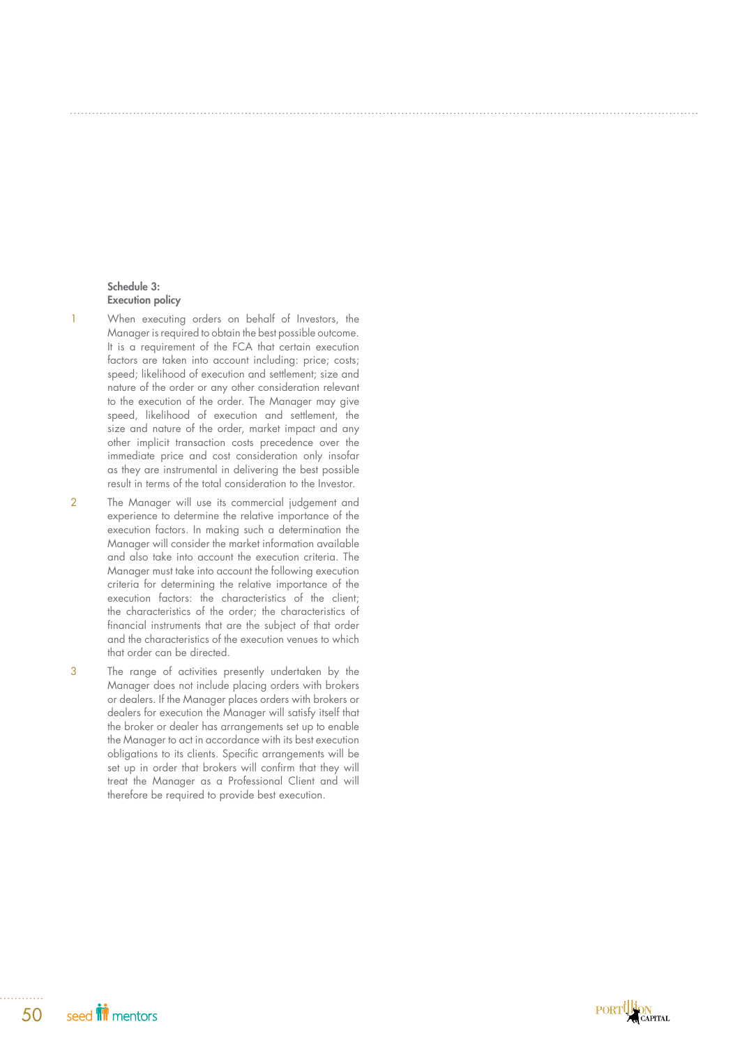## Schedule 3: Execution policy

1. When executing orders on behalf of Investors, the Manager is required to obtain the best possible outcome. It is a requirement of the FCA that certain execution factors are taken into account including: price; costs; speed; likelihood of execution and settlement; size and nature of the order or any other consideration relevant to the execution of the order. The Manager may give speed, likelihood of execution and settlement, the size and nature of the order, market impact and any other implicit transaction costs precedence over the immediate price and cost consideration only insofar as they are instrumental in delivering the best possible result in terms of the total consideration to the Investor.

2. The Manager will use its commercial judgement and experience to determine the relative importance of the execution factors. In making such a determination the Manager will consider the market information available and also take into account the execution criteria. The Manager must take into account the following execution criteria for determining the relative importance of the execution factors: the characteristics of the client; the characteristics of the order; the characteristics of financial instruments that are the subject of that order and the characteristics of the execution venues to which that order can be directed.

3. The range of activities presently undertaken by the Manager does not include placing orders with brokers or dealers. If the Manager places orders with brokers or dealers for execution the Manager will satisfy itself that the broker or dealer has arrangements set up to enable the Manager to act in accordance with its best execution obligations to its clients. Specific arrangements will be set up in order that brokers will confirm that they will treat the Manager as a Professional Client and will therefore be required to provide best execution.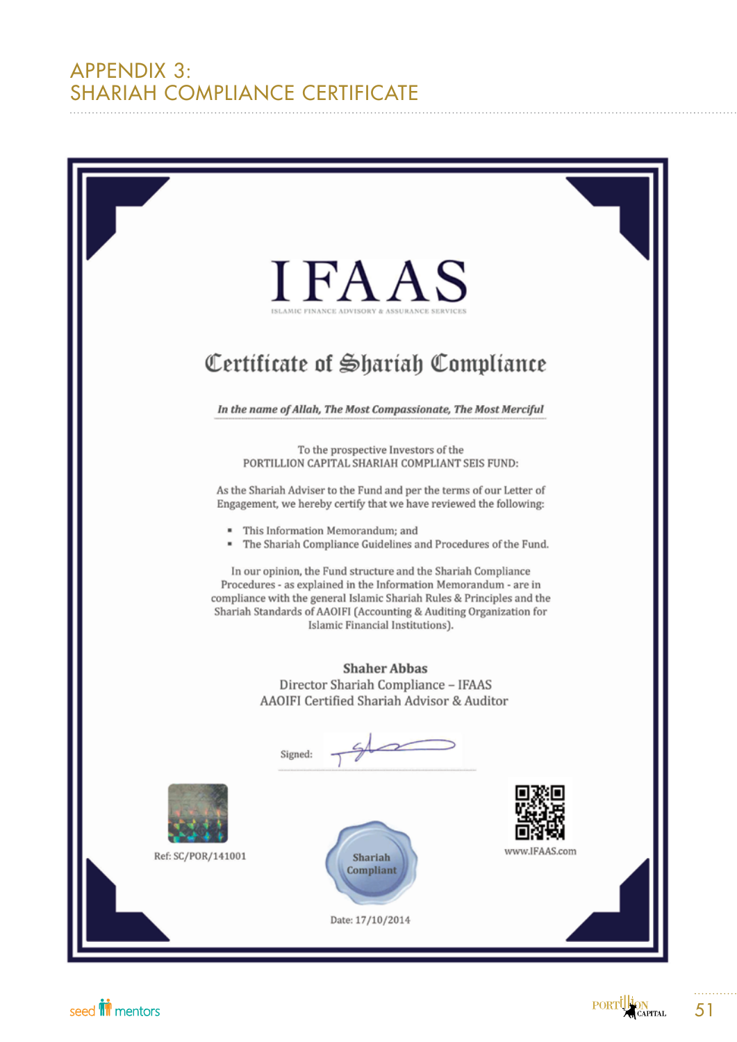# APPENDIX 3: SHARIAH COMPLIANCE CERTIFICATE

IFAAS

ISLAMIC FINANCE ADVISORY & ASSURANCE SERVICES

## Certificate of Shariah Compliance

*In the name of Allah, The Most Compassionate, The Most Merciful*

To the prospective Investors of the
PORTILLION CAPITAL SHARIAH COMPLIANT SEIS FUND:

As the Shariah Adviser to the Fund and per the terms of our Letter of Engagement, we hereby certify that we have reviewed the following:

- This Information Memorandum; and
- The Shariah Compliance Guidelines and Procedures of the Fund.

In our opinion, the Fund structure and the Shariah Compliance Procedures - as explained in the Information Memorandum - are in compliance with the general Islamic Shariah Rules & Principles and the Shariah Standards of AAOIFI (Accounting & Auditing Organization for Islamic Financial Institutions).

**Shaher Abbas**
Director Shariah Compliance – IFAAS
AAOIFI Certified Shariah Advisor & Auditor

Signed:

Ref: SC/POR/141001

Shariah Compliant

www.IFAAS.com

Date: 17/10/2014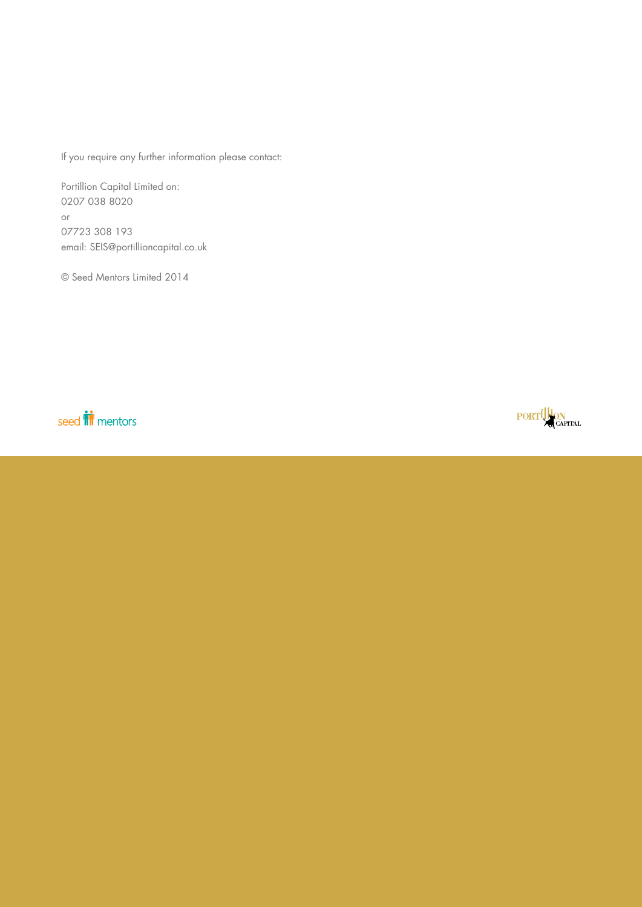If you require any further information please contact:

Portillion Capital Limited on:
0207 038 8020
or
07723 308 193
email: SEIS@portillioncapital.co.uk

© Seed Mentors Limited 2014

seed mentors

PORTILLION CAPITAL